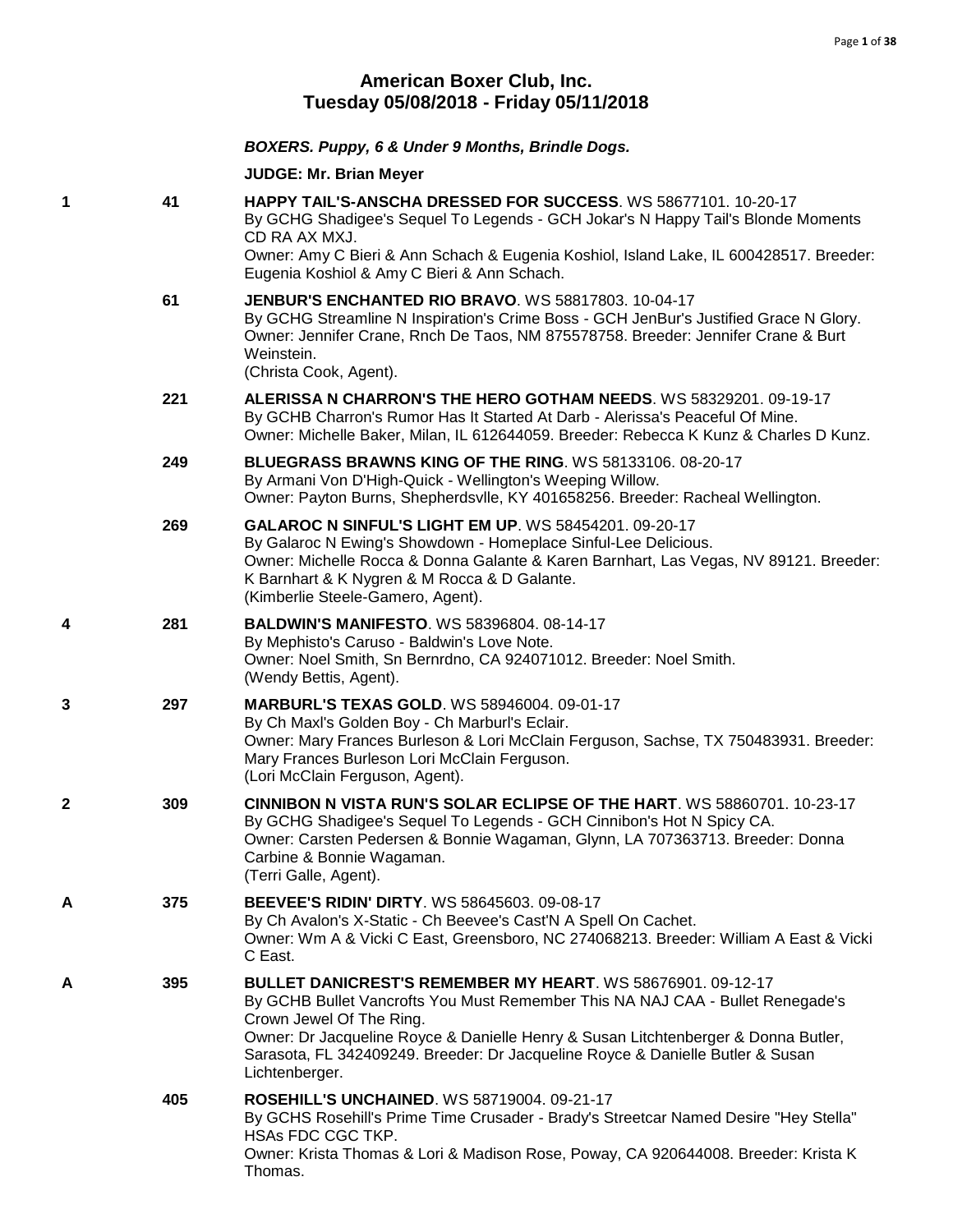# American Boxer Club, Inc.
## Tuesday 05/08/2018 - Friday 05/11/2018

***BOXERS. Puppy, 6 & Under 9 Months, Brindle Dogs.***

**JUDGE: Mr. Brian Meyer**

**1** 41 **HAPPY TAIL'S-ANSCHA DRESSED FOR SUCCESS**. WS 58677101. 10-20-17
By GCHG Shadigee's Sequel To Legends - GCH Jokar's N Happy Tail's Blonde Moments CD RA AX MXJ.
Owner: Amy C Bieri & Ann Schach & Eugenia Koshiol, Island Lake, IL 600428517. Breeder: Eugenia Koshiol & Amy C Bieri & Ann Schach.

61 **JENBUR'S ENCHANTED RIO BRAVO**. WS 58817803. 10-04-17
By GCHG Streamline N Inspiration's Crime Boss - GCH JenBur's Justified Grace N Glory.
Owner: Jennifer Crane, Rnch De Taos, NM 875578758. Breeder: Jennifer Crane & Burt Weinstein.
(Christa Cook, Agent).

221 **ALERISSA N CHARRON'S THE HERO GOTHAM NEEDS**. WS 58329201. 09-19-17
By GCHB Charron's Rumor Has It Started At Darb - Alerissa's Peaceful Of Mine.
Owner: Michelle Baker, Milan, IL 612644059. Breeder: Rebecca K Kunz & Charles D Kunz.

249 **BLUEGRASS BRAWNS KING OF THE RING**. WS 58133106. 08-20-17
By Armani Von D'High-Quick - Wellington's Weeping Willow.
Owner: Payton Burns, Shepherdsvlle, KY 401658256. Breeder: Racheal Wellington.

269 **GALAROC N SINFUL'S LIGHT EM UP**. WS 58454201. 09-20-17
By Galaroc N Ewing's Showdown - Homeplace Sinful-Lee Delicious.
Owner: Michelle Rocca & Donna Galante & Karen Barnhart, Las Vegas, NV 89121. Breeder: K Barnhart & K Nygren & M Rocca & D Galante.
(Kimberlie Steele-Gamero, Agent).

**4** 281 **BALDWIN'S MANIFESTO**. WS 58396804. 08-14-17
By Mephisto's Caruso - Baldwin's Love Note.
Owner: Noel Smith, Sn Bernrdno, CA 924071012. Breeder: Noel Smith.
(Wendy Bettis, Agent).

**3** 297 **MARBURL'S TEXAS GOLD**. WS 58946004. 09-01-17
By Ch Maxl's Golden Boy - Ch Marburl's Eclair.
Owner: Mary Frances Burleson & Lori McClain Ferguson, Sachse, TX 750483931. Breeder: Mary Frances Burleson Lori McClain Ferguson.
(Lori McClain Ferguson, Agent).

**2** 309 **CINNIBON N VISTA RUN'S SOLAR ECLIPSE OF THE HART**. WS 58860701. 10-23-17
By GCHG Shadigee's Sequel To Legends - GCH Cinnibon's Hot N Spicy CA.
Owner: Carsten Pedersen & Bonnie Wagaman, Glynn, LA 707363713. Breeder: Donna Carbine & Bonnie Wagaman.
(Terri Galle, Agent).

**A** 375 **BEEVEE'S RIDIN' DIRTY**. WS 58645603. 09-08-17
By Ch Avalon's X-Static - Ch Beevee's Cast'N A Spell On Cachet.
Owner: Wm A & Vicki C East, Greensboro, NC 274068213. Breeder: William A East & Vicki C East.

**A** 395 **BULLET DANICREST'S REMEMBER MY HEART**. WS 58676901. 09-12-17
By GCHB Bullet Vancrofts You Must Remember This NA NAJ CAA - Bullet Renegade's Crown Jewel Of The Ring.
Owner: Dr Jacqueline Royce & Danielle Henry & Susan Litchtenberger & Donna Butler, Sarasota, FL 342409249. Breeder: Dr Jacqueline Royce & Danielle Butler & Susan Lichtenberger.

405 **ROSEHILL'S UNCHAINED**. WS 58719004. 09-21-17
By GCHS Rosehill's Prime Time Crusader - Brady's Streetcar Named Desire "Hey Stella" HSAs FDC CGC TKP.
Owner: Krista Thomas & Lori & Madison Rose, Poway, CA 920644008. Breeder: Krista K Thomas.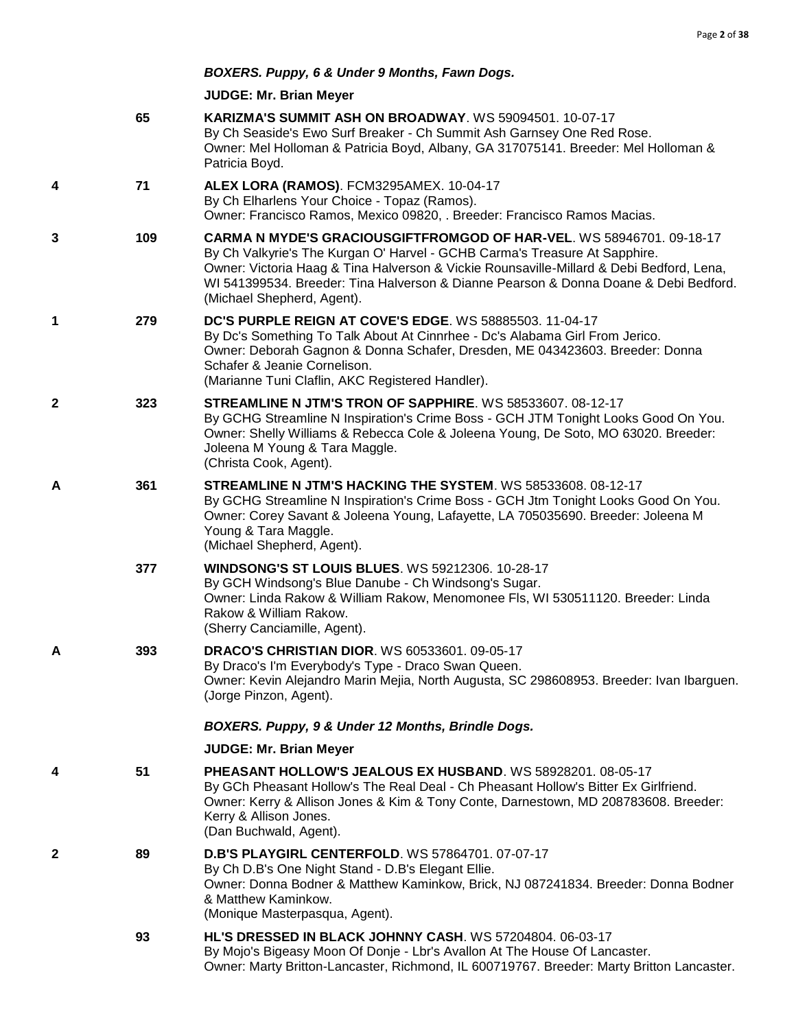### *BOXERS. Puppy, 6 & Under 9 Months, Fawn Dogs.*

**JUDGE: Mr. Brian Meyer**

| Placement | Number | Entry |
|---|---|---|
| | 65 | **KARIZMA'S SUMMIT ASH ON BROADWAY**. WS 59094501. 10-07-17<br>By Ch Seaside's Ewo Surf Breaker - Ch Summit Ash Garnsey One Red Rose.<br>Owner: Mel Holloman & Patricia Boyd, Albany, GA 317075141. Breeder: Mel Holloman & Patricia Boyd. |
| 4 | 71 | **ALEX LORA (RAMOS)**. FCM3295AMEX. 10-04-17<br>By Ch Elharlens Your Choice - Topaz (Ramos).<br>Owner: Francisco Ramos, Mexico 09820, . Breeder: Francisco Ramos Macias. |
| 3 | 109 | **CARMA N MYDE'S GRACIOUSGIFTFROMGOD OF HAR-VEL**. WS 58946701. 09-18-17<br>By Ch Valkyrie's The Kurgan O' Harvel - GCHB Carma's Treasure At Sapphire.<br>Owner: Victoria Haag & Tina Halverson & Vickie Rounsaville-Millard & Debi Bedford, Lena, WI 541399534. Breeder: Tina Halverson & Dianne Pearson & Donna Doane & Debi Bedford.<br>(Michael Shepherd, Agent). |
| 1 | 279 | **DC'S PURPLE REIGN AT COVE'S EDGE**. WS 58885503. 11-04-17<br>By Dc's Something To Talk About At Cinnrhee - Dc's Alabama Girl From Jerico.<br>Owner: Deborah Gagnon & Donna Schafer, Dresden, ME 043423603. Breeder: Donna Schafer & Jeanie Cornelison.<br>(Marianne Tuni Claflin, AKC Registered Handler). |
| 2 | 323 | **STREAMLINE N JTM'S TRON OF SAPPHIRE**. WS 58533607. 08-12-17<br>By GCHG Streamline N Inspiration's Crime Boss - GCH JTM Tonight Looks Good On You.<br>Owner: Shelly Williams & Rebecca Cole & Joleena Young, De Soto, MO 63020. Breeder: Joleena M Young & Tara Maggle.<br>(Christa Cook, Agent). |
| A | 361 | **STREAMLINE N JTM'S HACKING THE SYSTEM**. WS 58533608. 08-12-17<br>By GCHG Streamline N Inspiration's Crime Boss - GCH Jtm Tonight Looks Good On You.<br>Owner: Corey Savant & Joleena Young, Lafayette, LA 705035690. Breeder: Joleena M Young & Tara Maggle.<br>(Michael Shepherd, Agent). |
| | 377 | **WINDSONG'S ST LOUIS BLUES**. WS 59212306. 10-28-17<br>By GCH Windsong's Blue Danube - Ch Windsong's Sugar.<br>Owner: Linda Rakow & William Rakow, Menomonee Fls, WI 530511120. Breeder: Linda Rakow & William Rakow.<br>(Sherry Canciamille, Agent). |
| A | 393 | **DRACO'S CHRISTIAN DIOR**. WS 60533601. 09-05-17<br>By Draco's I'm Everybody's Type - Draco Swan Queen.<br>Owner: Kevin Alejandro Marin Mejia, North Augusta, SC 298608953. Breeder: Ivan Ibarguen.<br>(Jorge Pinzon, Agent). |

### *BOXERS. Puppy, 9 & Under 12 Months, Brindle Dogs.*

**JUDGE: Mr. Brian Meyer**

| Placement | Number | Entry |
|---|---|---|
| 4 | 51 | **PHEASANT HOLLOW'S JEALOUS EX HUSBAND**. WS 58928201. 08-05-17<br>By GCh Pheasant Hollow's The Real Deal - Ch Pheasant Hollow's Bitter Ex Girlfriend.<br>Owner: Kerry & Allison Jones & Kim & Tony Conte, Darnestown, MD 208783608. Breeder: Kerry & Allison Jones.<br>(Dan Buchwald, Agent). |
| 2 | 89 | **D.B'S PLAYGIRL CENTERFOLD**. WS 57864701. 07-07-17<br>By Ch D.B's One Night Stand - D.B's Elegant Ellie.<br>Owner: Donna Bodner & Matthew Kaminkow, Brick, NJ 087241834. Breeder: Donna Bodner & Matthew Kaminkow.<br>(Monique Masterpasqua, Agent). |
| | 93 | **HL'S DRESSED IN BLACK JOHNNY CASH**. WS 57204804. 06-03-17<br>By Mojo's Bigeasy Moon Of Donje - Lbr's Avallon At The House Of Lancaster.<br>Owner: Marty Britton-Lancaster, Richmond, IL 600719767. Breeder: Marty Britton Lancaster. |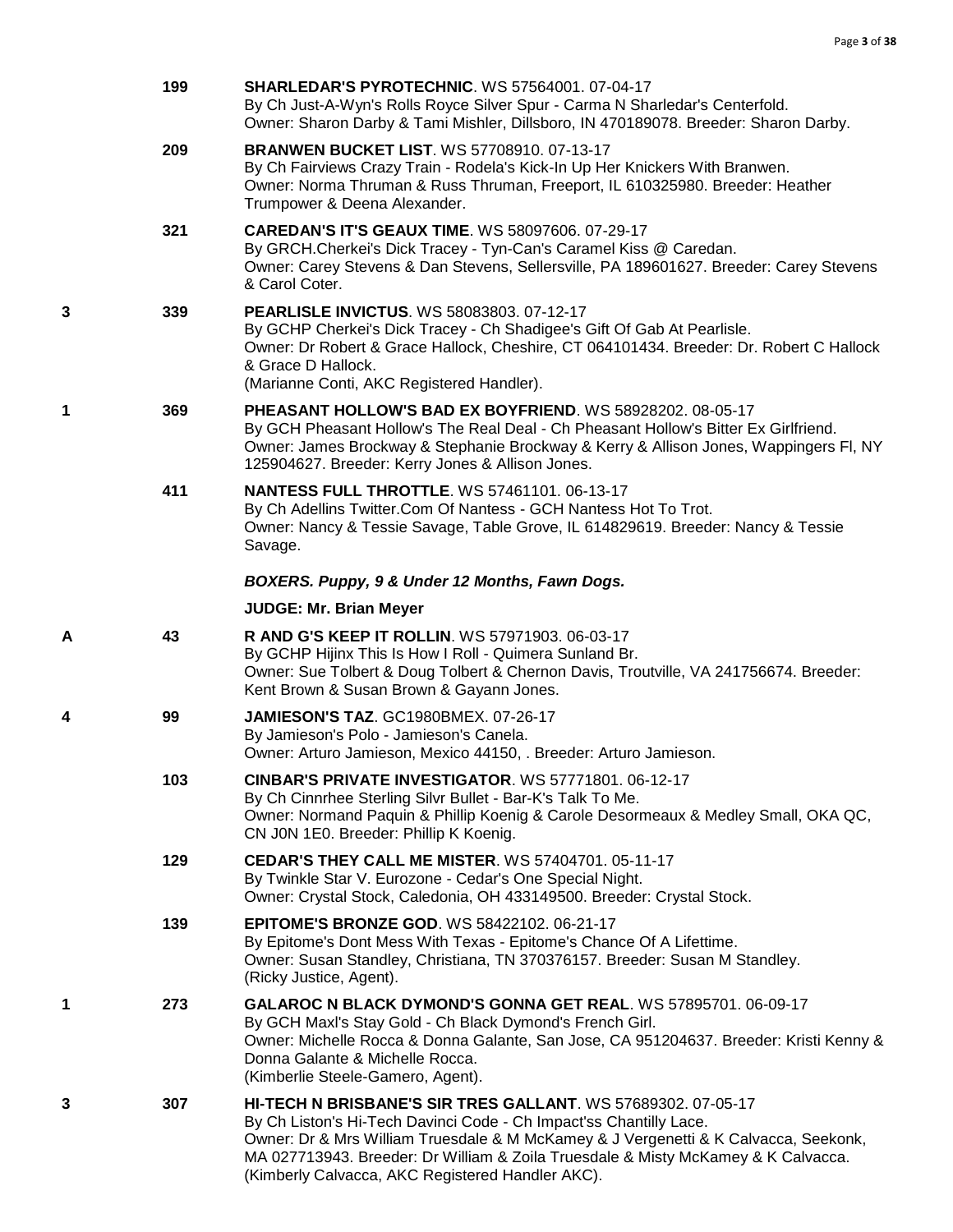| | | |
|---|---|---|
| | 199 | **SHARLEDAR'S PYROTECHNIC**. WS 57564001. 07-04-17<br>By Ch Just-A-Wyn's Rolls Royce Silver Spur - Carma N Sharledar's Centerfold.<br>Owner: Sharon Darby & Tami Mishler, Dillsboro, IN 470189078. Breeder: Sharon Darby. |
| | 209 | **BRANWEN BUCKET LIST**. WS 57708910. 07-13-17<br>By Ch Fairviews Crazy Train - Rodela's Kick-In Up Her Knickers With Branwen.<br>Owner: Norma Thruman & Russ Thruman, Freeport, IL 610325980. Breeder: Heather Trumpower & Deena Alexander. |
| | 321 | **CAREDAN'S IT'S GEAUX TIME**. WS 58097606. 07-29-17<br>By GRCH.Cherkei's Dick Tracey - Tyn-Can's Caramel Kiss @ Caredan.<br>Owner: Carey Stevens & Dan Stevens, Sellersville, PA 189601627. Breeder: Carey Stevens & Carol Coter. |
| 3 | 339 | **PEARLISLE INVICTUS**. WS 58083803. 07-12-17<br>By GCHP Cherkei's Dick Tracey - Ch Shadigee's Gift Of Gab At Pearlisle.<br>Owner: Dr Robert & Grace Hallock, Cheshire, CT 064101434. Breeder: Dr. Robert C Hallock & Grace D Hallock.<br>(Marianne Conti, AKC Registered Handler). |
| 1 | 369 | **PHEASANT HOLLOW'S BAD EX BOYFRIEND**. WS 58928202. 08-05-17<br>By GCH Pheasant Hollow's The Real Deal - Ch Pheasant Hollow's Bitter Ex Girlfriend.<br>Owner: James Brockway & Stephanie Brockway & Kerry & Allison Jones, Wappingers Fl, NY 125904627. Breeder: Kerry Jones & Allison Jones. |
| | 411 | **NANTESS FULL THROTTLE**. WS 57461101. 06-13-17<br>By Ch Adellins Twitter.Com Of Nantess - GCH Nantess Hot To Trot.<br>Owner: Nancy & Tessie Savage, Table Grove, IL 614829619. Breeder: Nancy & Tessie Savage. |

### *BOXERS. Puppy, 9 & Under 12 Months, Fawn Dogs.*

**JUDGE: Mr. Brian Meyer**

| | | |
|---|---|---|
| A | 43 | **R AND G'S KEEP IT ROLLIN**. WS 57971903. 06-03-17<br>By GCHP Hijinx This Is How I Roll - Quimera Sunland Br.<br>Owner: Sue Tolbert & Doug Tolbert & Chernon Davis, Troutville, VA 241756674. Breeder: Kent Brown & Susan Brown & Gayann Jones. |
| 4 | 99 | **JAMIESON'S TAZ**. GC1980BMEX. 07-26-17<br>By Jamieson's Polo - Jamieson's Canela.<br>Owner: Arturo Jamieson, Mexico 44150, . Breeder: Arturo Jamieson. |
| | 103 | **CINBAR'S PRIVATE INVESTIGATOR**. WS 57771801. 06-12-17<br>By Ch Cinnrhee Sterling Silvr Bullet - Bar-K's Talk To Me.<br>Owner: Normand Paquin & Phillip Koenig & Carole Desormeaux & Medley Small, OKA QC, CN J0N 1E0. Breeder: Phillip K Koenig. |
| | 129 | **CEDAR'S THEY CALL ME MISTER**. WS 57404701. 05-11-17<br>By Twinkle Star V. Eurozone - Cedar's One Special Night.<br>Owner: Crystal Stock, Caledonia, OH 433149500. Breeder: Crystal Stock. |
| | 139 | **EPITOME'S BRONZE GOD**. WS 58422102. 06-21-17<br>By Epitome's Dont Mess With Texas - Epitome's Chance Of A Lifettime.<br>Owner: Susan Standley, Christiana, TN 370376157. Breeder: Susan M Standley.<br>(Ricky Justice, Agent). |
| 1 | 273 | **GALAROC N BLACK DYMOND'S GONNA GET REAL**. WS 57895701. 06-09-17<br>By GCH Maxl's Stay Gold - Ch Black Dymond's French Girl.<br>Owner: Michelle Rocca & Donna Galante, San Jose, CA 951204637. Breeder: Kristi Kenny & Donna Galante & Michelle Rocca.<br>(Kimberlie Steele-Gamero, Agent). |
| 3 | 307 | **HI-TECH N BRISBANE'S SIR TRES GALLANT**. WS 57689302. 07-05-17<br>By Ch Liston's Hi-Tech Davinci Code - Ch Impact'ss Chantilly Lace.<br>Owner: Dr & Mrs William Truesdale & M McKamey & J Vergenetti & K Calvacca, Seekonk, MA 027713943. Breeder: Dr William & Zoila Truesdale & Misty McKamey & K Calvacca.<br>(Kimberly Calvacca, AKC Registered Handler AKC). |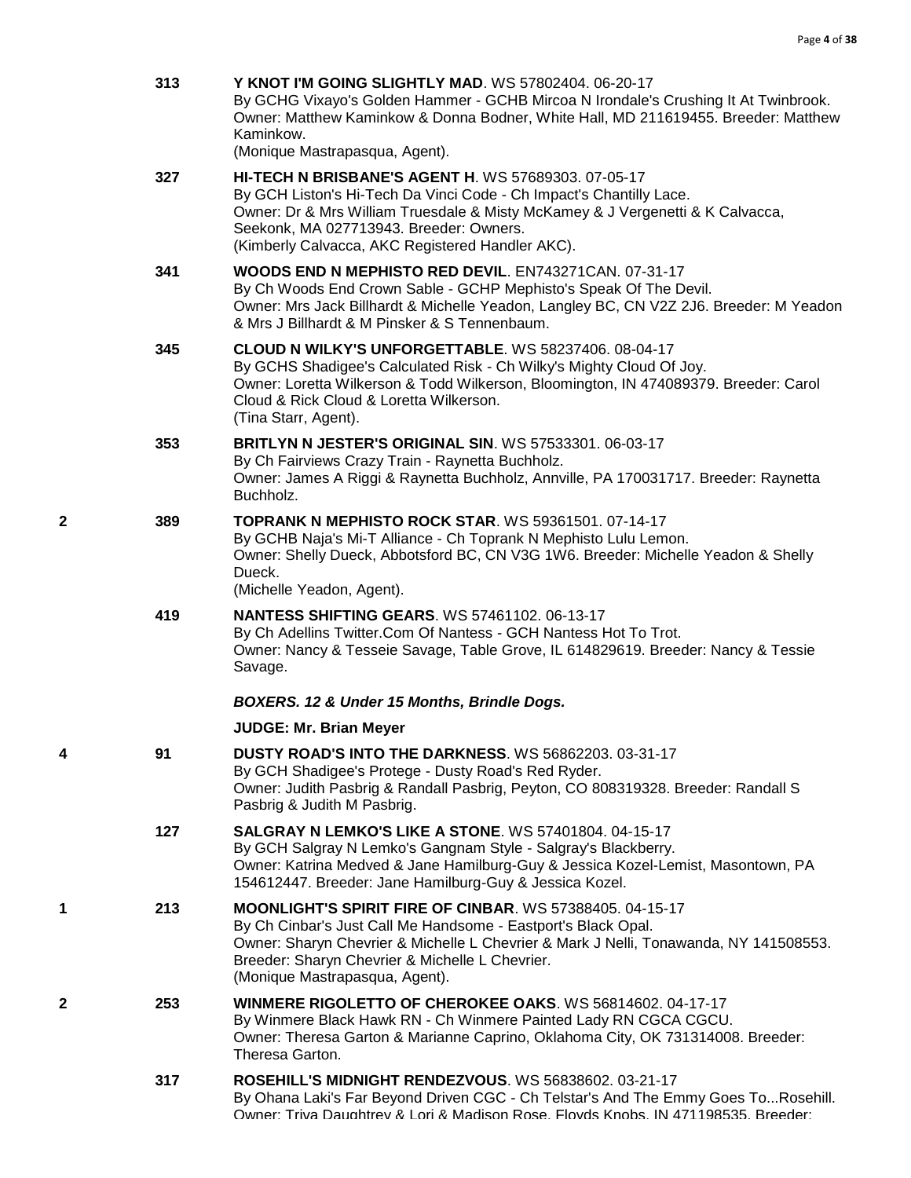313 **Y KNOT I'M GOING SLIGHTLY MAD**. WS 57802404. 06-20-17
By GCHG Vixayo's Golden Hammer - GCHB Mircoa N Irondale's Crushing It At Twinbrook.
Owner: Matthew Kaminkow & Donna Bodner, White Hall, MD 211619455. Breeder: Matthew Kaminkow.
(Monique Mastrapasqua, Agent).

327 **HI-TECH N BRISBANE'S AGENT H**. WS 57689303. 07-05-17
By GCH Liston's Hi-Tech Da Vinci Code - Ch Impact's Chantilly Lace.
Owner: Dr & Mrs William Truesdale & Misty McKamey & J Vergenetti & K Calvacca, Seekonk, MA 027713943. Breeder: Owners.
(Kimberly Calvacca, AKC Registered Handler AKC).

341 **WOODS END N MEPHISTO RED DEVIL**. EN743271CAN. 07-31-17
By Ch Woods End Crown Sable - GCHP Mephisto's Speak Of The Devil.
Owner: Mrs Jack Billhardt & Michelle Yeadon, Langley BC, CN V2Z 2J6. Breeder: M Yeadon & Mrs J Billhardt & M Pinsker & S Tennenbaum.

345 **CLOUD N WILKY'S UNFORGETTABLE**. WS 58237406. 08-04-17
By GCHS Shadigee's Calculated Risk - Ch Wilky's Mighty Cloud Of Joy.
Owner: Loretta Wilkerson & Todd Wilkerson, Bloomington, IN 474089379. Breeder: Carol Cloud & Rick Cloud & Loretta Wilkerson.
(Tina Starr, Agent).

353 **BRITLYN N JESTER'S ORIGINAL SIN**. WS 57533301. 06-03-17
By Ch Fairviews Crazy Train - Raynetta Buchholz.
Owner: James A Riggi & Raynetta Buchholz, Annville, PA 170031717. Breeder: Raynetta Buchholz.

2 389 **TOPRANK N MEPHISTO ROCK STAR**. WS 59361501. 07-14-17
By GCHB Naja's Mi-T Alliance - Ch Toprank N Mephisto Lulu Lemon.
Owner: Shelly Dueck, Abbotsford BC, CN V3G 1W6. Breeder: Michelle Yeadon & Shelly Dueck.
(Michelle Yeadon, Agent).

419 **NANTESS SHIFTING GEARS**. WS 57461102. 06-13-17
By Ch Adellins Twitter.Com Of Nantess - GCH Nantess Hot To Trot.
Owner: Nancy & Tesseie Savage, Table Grove, IL 614829619. Breeder: Nancy & Tessie Savage.

***BOXERS. 12 & Under 15 Months, Brindle Dogs.***

**JUDGE: Mr. Brian Meyer**

4 91 **DUSTY ROAD'S INTO THE DARKNESS**. WS 56862203. 03-31-17
By GCH Shadigee's Protege - Dusty Road's Red Ryder.
Owner: Judith Pasbrig & Randall Pasbrig, Peyton, CO 808319328. Breeder: Randall S Pasbrig & Judith M Pasbrig.

127 **SALGRAY N LEMKO'S LIKE A STONE**. WS 57401804. 04-15-17
By GCH Salgray N Lemko's Gangnam Style - Salgray's Blackberry.
Owner: Katrina Medved & Jane Hamilburg-Guy & Jessica Kozel-Lemist, Masontown, PA 154612447. Breeder: Jane Hamilburg-Guy & Jessica Kozel.

1 213 **MOONLIGHT'S SPIRIT FIRE OF CINBAR**. WS 57388405. 04-15-17
By Ch Cinbar's Just Call Me Handsome - Eastport's Black Opal.
Owner: Sharyn Chevrier & Michelle L Chevrier & Mark J Nelli, Tonawanda, NY 141508553. Breeder: Sharyn Chevrier & Michelle L Chevrier.
(Monique Mastrapasqua, Agent).

2 253 **WINMERE RIGOLETTO OF CHEROKEE OAKS**. WS 56814602. 04-17-17
By Winmere Black Hawk RN - Ch Winmere Painted Lady RN CGCA CGCU.
Owner: Theresa Garton & Marianne Caprino, Oklahoma City, OK 731314008. Breeder: Theresa Garton.

317 **ROSEHILL'S MIDNIGHT RENDEZVOUS**. WS 56838602. 03-21-17
By Ohana Laki's Far Beyond Driven CGC - Ch Telstar's And The Emmy Goes To...Rosehill.
Owner: Triva Daughtrey & Lori & Madison Rose, Floyds Knobs, IN 471198535. Breeder: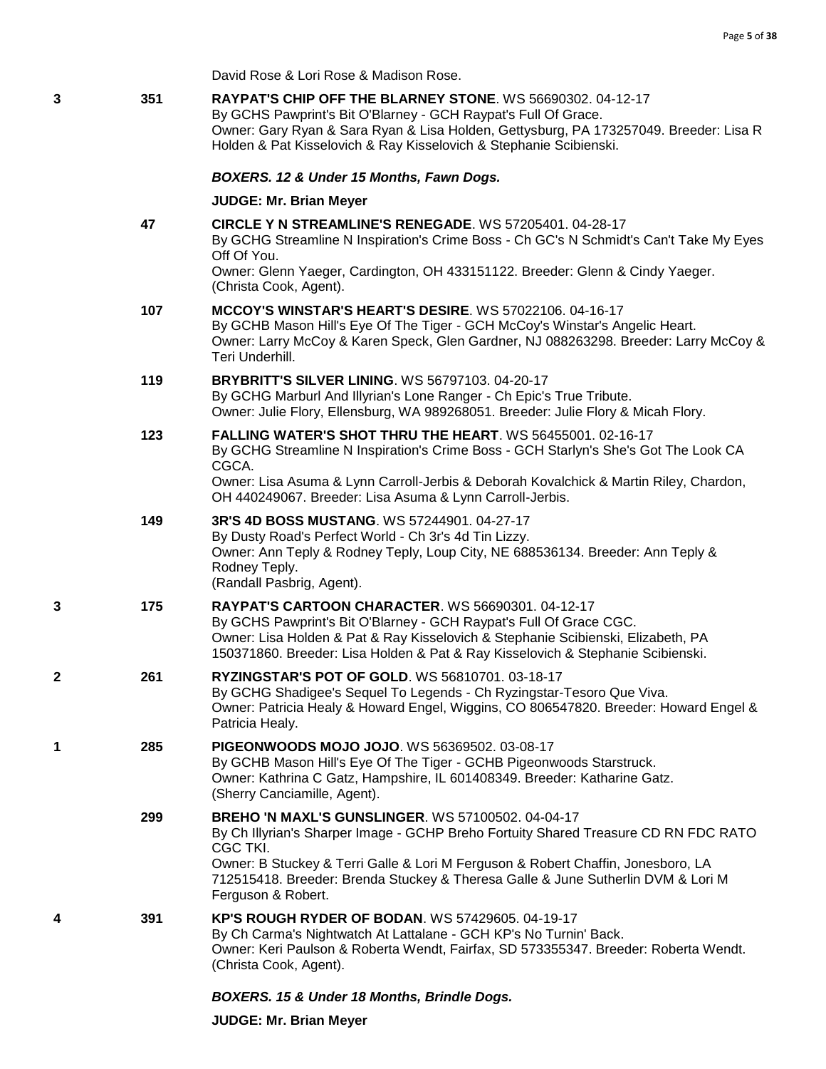David Rose & Lori Rose & Madison Rose.

3 351 **RAYPAT'S CHIP OFF THE BLARNEY STONE**. WS 56690302. 04-12-17
By GCHS Pawprint's Bit O'Blarney - GCH Raypat's Full Of Grace.
Owner: Gary Ryan & Sara Ryan & Lisa Holden, Gettysburg, PA 173257049. Breeder: Lisa R Holden & Pat Kisselovich & Ray Kisselovich & Stephanie Scibienski.

***BOXERS. 12 & Under 15 Months, Fawn Dogs.***

**JUDGE: Mr. Brian Meyer**

47 **CIRCLE Y N STREAMLINE'S RENEGADE**. WS 57205401. 04-28-17
By GCHG Streamline N Inspiration's Crime Boss - Ch GC's N Schmidt's Can't Take My Eyes Off Of You.
Owner: Glenn Yaeger, Cardington, OH 433151122. Breeder: Glenn & Cindy Yaeger.
(Christa Cook, Agent).

107 **MCCOY'S WINSTAR'S HEART'S DESIRE**. WS 57022106. 04-16-17
By GCHB Mason Hill's Eye Of The Tiger - GCH McCoy's Winstar's Angelic Heart.
Owner: Larry McCoy & Karen Speck, Glen Gardner, NJ 088263298. Breeder: Larry McCoy & Teri Underhill.

119 **BRYBRITT'S SILVER LINING**. WS 56797103. 04-20-17
By GCHG Marburl And Illyrian's Lone Ranger - Ch Epic's True Tribute.
Owner: Julie Flory, Ellensburg, WA 989268051. Breeder: Julie Flory & Micah Flory.

123 **FALLING WATER'S SHOT THRU THE HEART**. WS 56455001. 02-16-17
By GCHG Streamline N Inspiration's Crime Boss - GCH Starlyn's She's Got The Look CA CGCA.
Owner: Lisa Asuma & Lynn Carroll-Jerbis & Deborah Kovalchick & Martin Riley, Chardon, OH 440249067. Breeder: Lisa Asuma & Lynn Carroll-Jerbis.

149 **3R'S 4D BOSS MUSTANG**. WS 57244901. 04-27-17
By Dusty Road's Perfect World - Ch 3r's 4d Tin Lizzy.
Owner: Ann Teply & Rodney Teply, Loup City, NE 688536134. Breeder: Ann Teply & Rodney Teply.
(Randall Pasbrig, Agent).

3 175 **RAYPAT'S CARTOON CHARACTER**. WS 56690301. 04-12-17
By GCHS Pawprint's Bit O'Blarney - GCH Raypat's Full Of Grace CGC.
Owner: Lisa Holden & Pat & Ray Kisselovich & Stephanie Scibienski, Elizabeth, PA 150371860. Breeder: Lisa Holden & Pat & Ray Kisselovich & Stephanie Scibienski.

2 261 **RYZINGSTAR'S POT OF GOLD**. WS 56810701. 03-18-17
By GCHG Shadigee's Sequel To Legends - Ch Ryzingstar-Tesoro Que Viva.
Owner: Patricia Healy & Howard Engel, Wiggins, CO 806547820. Breeder: Howard Engel & Patricia Healy.

1 285 **PIGEONWOODS MOJO JOJO**. WS 56369502. 03-08-17
By GCHB Mason Hill's Eye Of The Tiger - GCHB Pigeonwoods Starstruck.
Owner: Kathrina C Gatz, Hampshire, IL 601408349. Breeder: Katharine Gatz.
(Sherry Canciamille, Agent).

299 **BREHO 'N MAXL'S GUNSLINGER**. WS 57100502. 04-04-17
By Ch Illyrian's Sharper Image - GCHP Breho Fortuity Shared Treasure CD RN FDC RATO CGC TKI.
Owner: B Stuckey & Terri Galle & Lori M Ferguson & Robert Chaffin, Jonesboro, LA 712515418. Breeder: Brenda Stuckey & Theresa Galle & June Sutherlin DVM & Lori M Ferguson & Robert.

4 391 **KP'S ROUGH RYDER OF BODAN**. WS 57429605. 04-19-17
By Ch Carma's Nightwatch At Lattalane - GCH KP's No Turnin' Back.
Owner: Keri Paulson & Roberta Wendt, Fairfax, SD 573355347. Breeder: Roberta Wendt.
(Christa Cook, Agent).

***BOXERS. 15 & Under 18 Months, Brindle Dogs.***

**JUDGE: Mr. Brian Meyer**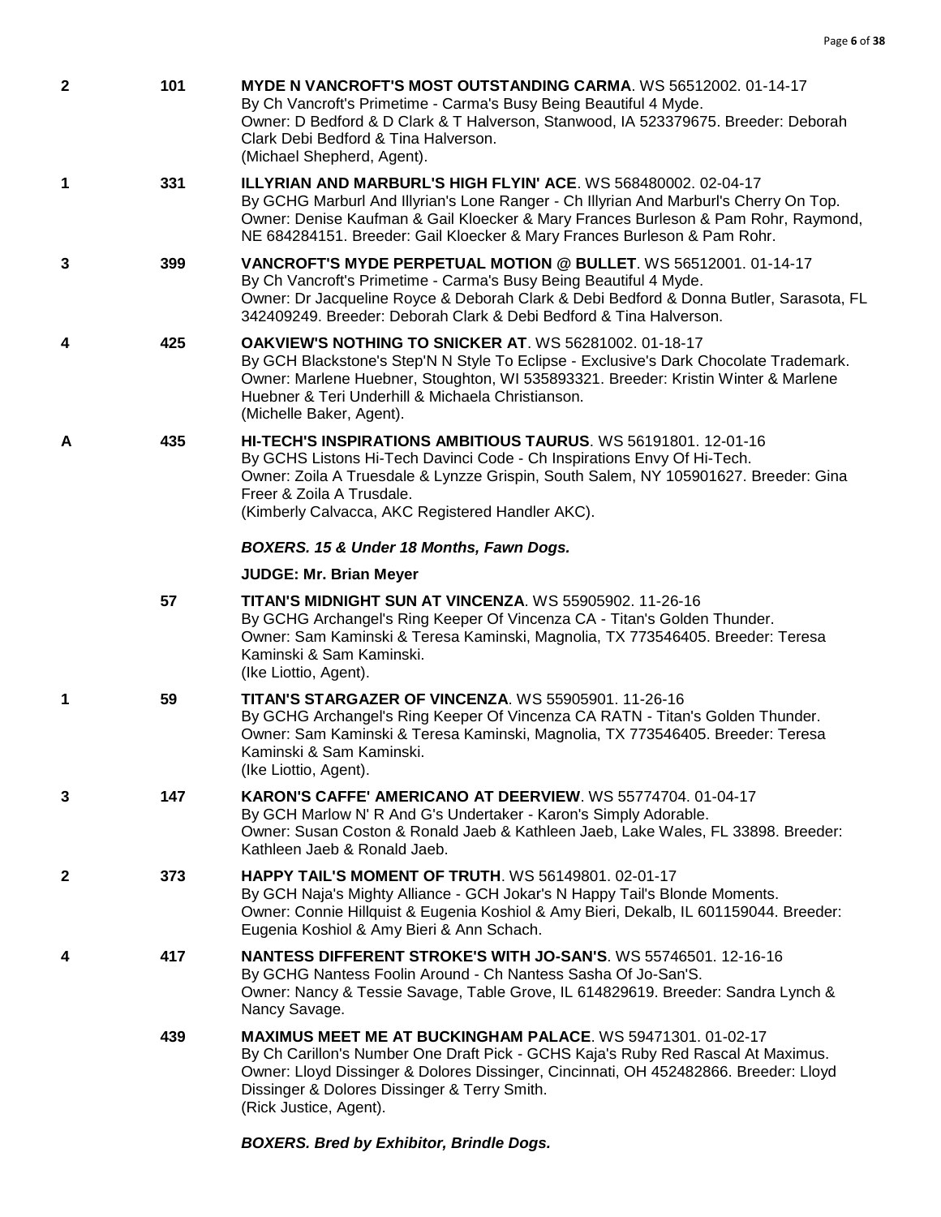**2** 101 **MYDE N VANCROFT'S MOST OUTSTANDING CARMA**. WS 56512002. 01-14-17
By Ch Vancroft's Primetime - Carma's Busy Being Beautiful 4 Myde.
Owner: D Bedford & D Clark & T Halverson, Stanwood, IA 523379675. Breeder: Deborah Clark Debi Bedford & Tina Halverson.
(Michael Shepherd, Agent).

**1** 331 **ILLYRIAN AND MARBURL'S HIGH FLYIN' ACE**. WS 568480002. 02-04-17
By GCHG Marburl And Illyrian's Lone Ranger - Ch Illyrian And Marburl's Cherry On Top.
Owner: Denise Kaufman & Gail Kloecker & Mary Frances Burleson & Pam Rohr, Raymond, NE 684284151. Breeder: Gail Kloecker & Mary Frances Burleson & Pam Rohr.

**3** 399 **VANCROFT'S MYDE PERPETUAL MOTION @ BULLET**. WS 56512001. 01-14-17
By Ch Vancroft's Primetime - Carma's Busy Being Beautiful 4 Myde.
Owner: Dr Jacqueline Royce & Deborah Clark & Debi Bedford & Donna Butler, Sarasota, FL 342409249. Breeder: Deborah Clark & Debi Bedford & Tina Halverson.

**4** 425 **OAKVIEW'S NOTHING TO SNICKER AT**. WS 56281002. 01-18-17
By GCH Blackstone's Step'N N Style To Eclipse - Exclusive's Dark Chocolate Trademark.
Owner: Marlene Huebner, Stoughton, WI 535893321. Breeder: Kristin Winter & Marlene Huebner & Teri Underhill & Michaela Christianson.
(Michelle Baker, Agent).

**A** 435 **HI-TECH'S INSPIRATIONS AMBITIOUS TAURUS**. WS 56191801. 12-01-16
By GCHS Listons Hi-Tech Davinci Code - Ch Inspirations Envy Of Hi-Tech.
Owner: Zoila A Truesdale & Lynzze Grispin, South Salem, NY 105901627. Breeder: Gina Freer & Zoila A Trusdale.
(Kimberly Calvacca, AKC Registered Handler AKC).

***BOXERS. 15 & Under 18 Months, Fawn Dogs.***

**JUDGE: Mr. Brian Meyer**

57 **TITAN'S MIDNIGHT SUN AT VINCENZA**. WS 55905902. 11-26-16
By GCHG Archangel's Ring Keeper Of Vincenza CA - Titan's Golden Thunder.
Owner: Sam Kaminski & Teresa Kaminski, Magnolia, TX 773546405. Breeder: Teresa Kaminski & Sam Kaminski.
(Ike Liottio, Agent).

**1** 59 **TITAN'S STARGAZER OF VINCENZA**. WS 55905901. 11-26-16
By GCHG Archangel's Ring Keeper Of Vincenza CA RATN - Titan's Golden Thunder.
Owner: Sam Kaminski & Teresa Kaminski, Magnolia, TX 773546405. Breeder: Teresa Kaminski & Sam Kaminski.
(Ike Liottio, Agent).

**3** 147 **KARON'S CAFFE' AMERICANO AT DEERVIEW**. WS 55774704. 01-04-17
By GCH Marlow N' R And G's Undertaker - Karon's Simply Adorable.
Owner: Susan Coston & Ronald Jaeb & Kathleen Jaeb, Lake Wales, FL 33898. Breeder: Kathleen Jaeb & Ronald Jaeb.

**2** 373 **HAPPY TAIL'S MOMENT OF TRUTH**. WS 56149801. 02-01-17
By GCH Naja's Mighty Alliance - GCH Jokar's N Happy Tail's Blonde Moments.
Owner: Connie Hillquist & Eugenia Koshiol & Amy Bieri, Dekalb, IL 601159044. Breeder: Eugenia Koshiol & Amy Bieri & Ann Schach.

**4** 417 **NANTESS DIFFERENT STROKE'S WITH JO-SAN'S**. WS 55746501. 12-16-16
By GCHG Nantess Foolin Around - Ch Nantess Sasha Of Jo-San'S.
Owner: Nancy & Tessie Savage, Table Grove, IL 614829619. Breeder: Sandra Lynch & Nancy Savage.

439 **MAXIMUS MEET ME AT BUCKINGHAM PALACE**. WS 59471301. 01-02-17
By Ch Carillon's Number One Draft Pick - GCHS Kaja's Ruby Red Rascal At Maximus.
Owner: Lloyd Dissinger & Dolores Dissinger, Cincinnati, OH 452482866. Breeder: Lloyd Dissinger & Dolores Dissinger & Terry Smith.
(Rick Justice, Agent).

***BOXERS. Bred by Exhibitor, Brindle Dogs.***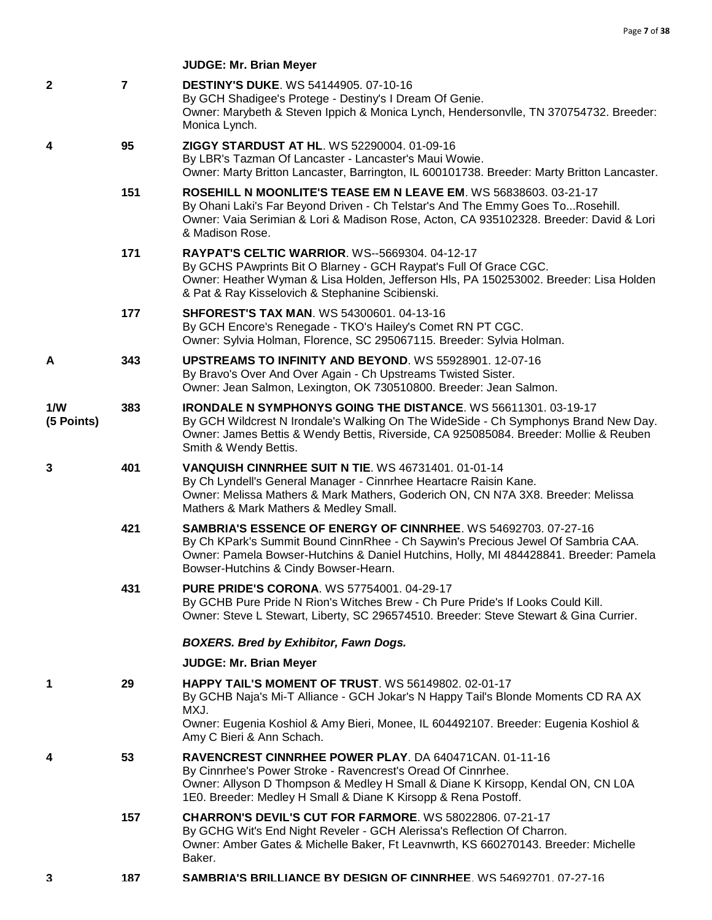**JUDGE: Mr. Brian Meyer**

| Placement | Armband | Entry |
|---|---|---|
| 2 | 7 | **DESTINY'S DUKE**. WS 54144905. 07-10-16<br>By GCH Shadigee's Protege - Destiny's I Dream Of Genie.<br>Owner: Marybeth & Steven Ippich & Monica Lynch, Hendersonvlle, TN 370754732. Breeder: Monica Lynch. |
| 4 | 95 | **ZIGGY STARDUST AT HL**. WS 52290004. 01-09-16<br>By LBR's Tazman Of Lancaster - Lancaster's Maui Wowie.<br>Owner: Marty Britton Lancaster, Barrington, IL 600101738. Breeder: Marty Britton Lancaster. |
| | 151 | **ROSEHILL N MOONLITE'S TEASE EM N LEAVE EM**. WS 56838603. 03-21-17<br>By Ohani Laki's Far Beyond Driven - Ch Telstar's And The Emmy Goes To...Rosehill.<br>Owner: Vaia Serimian & Lori & Madison Rose, Acton, CA 935102328. Breeder: David & Lori & Madison Rose. |
| | 171 | **RAYPAT'S CELTIC WARRIOR**. WS--5669304. 04-12-17<br>By GCHS PAwprints Bit O Blarney - GCH Raypat's Full Of Grace CGC.<br>Owner: Heather Wyman & Lisa Holden, Jefferson Hls, PA 150253002. Breeder: Lisa Holden & Pat & Ray Kisselovich & Stephanine Scibienski. |
| | 177 | **SHFOREST'S TAX MAN**. WS 54300601. 04-13-16<br>By GCH Encore's Renegade - TKO's Hailey's Comet RN PT CGC.<br>Owner: Sylvia Holman, Florence, SC 295067115. Breeder: Sylvia Holman. |
| A | 343 | **UPSTREAMS TO INFINITY AND BEYOND**. WS 55928901. 12-07-16<br>By Bravo's Over And Over Again - Ch Upstreams Twisted Sister.<br>Owner: Jean Salmon, Lexington, OK 730510800. Breeder: Jean Salmon. |
| 1/W (5 Points) | 383 | **IRONDALE N SYMPHONYS GOING THE DISTANCE**. WS 56611301. 03-19-17<br>By GCH Wildcrest N Irondale's Walking On The WideSide - Ch Symphonys Brand New Day.<br>Owner: James Bettis & Wendy Bettis, Riverside, CA 925085084. Breeder: Mollie & Reuben Smith & Wendy Bettis. |
| 3 | 401 | **VANQUISH CINNRHEE SUIT N TIE**. WS 46731401. 01-01-14<br>By Ch Lyndell's General Manager - Cinnrhee Heartacre Raisin Kane.<br>Owner: Melissa Mathers & Mark Mathers, Goderich ON, CN N7A 3X8. Breeder: Melissa Mathers & Mark Mathers & Medley Small. |
| | 421 | **SAMBRIA'S ESSENCE OF ENERGY OF CINNRHEE**. WS 54692703. 07-27-16<br>By Ch KPark's Summit Bound CinnRhee - Ch Saywin's Precious Jewel Of Sambria CAA.<br>Owner: Pamela Bowser-Hutchins & Daniel Hutchins, Holly, MI 484428841. Breeder: Pamela Bowser-Hutchins & Cindy Bowser-Hearn. |
| | 431 | **PURE PRIDE'S CORONA**. WS 57754001. 04-29-17<br>By GCHB Pure Pride N Rion's Witches Brew - Ch Pure Pride's If Looks Could Kill.<br>Owner: Steve L Stewart, Liberty, SC 296574510. Breeder: Steve Stewart & Gina Currier. |

***BOXERS. Bred by Exhibitor, Fawn Dogs.***

**JUDGE: Mr. Brian Meyer**

| Placement | Armband | Entry |
|---|---|---|
| 1 | 29 | **HAPPY TAIL'S MOMENT OF TRUST**. WS 56149802. 02-01-17<br>By GCHB Naja's Mi-T Alliance - GCH Jokar's N Happy Tail's Blonde Moments CD RA AX MXJ.<br>Owner: Eugenia Koshiol & Amy Bieri, Monee, IL 604492107. Breeder: Eugenia Koshiol & Amy C Bieri & Ann Schach. |
| 4 | 53 | **RAVENCREST CINNRHEE POWER PLAY**. DA 640471CAN. 01-11-16<br>By Cinnrhee's Power Stroke - Ravencrest's Oread Of Cinnrhee.<br>Owner: Allyson D Thompson & Medley H Small & Diane K Kirsopp, Kendal ON, CN L0A 1E0. Breeder: Medley H Small & Diane K Kirsopp & Rena Postoff. |
| | 157 | **CHARRON'S DEVIL'S CUT FOR FARMORE**. WS 58022806. 07-21-17<br>By GCHG Wit's End Night Reveler - GCH Alerissa's Reflection Of Charron.<br>Owner: Amber Gates & Michelle Baker, Ft Leavnwrth, KS 660270143. Breeder: Michelle Baker. |
| 3 | 187 | **SAMBRIA'S BRILLIANCE BY DESIGN OF CINNRHEE**. WS 54692701. 07-27-16 |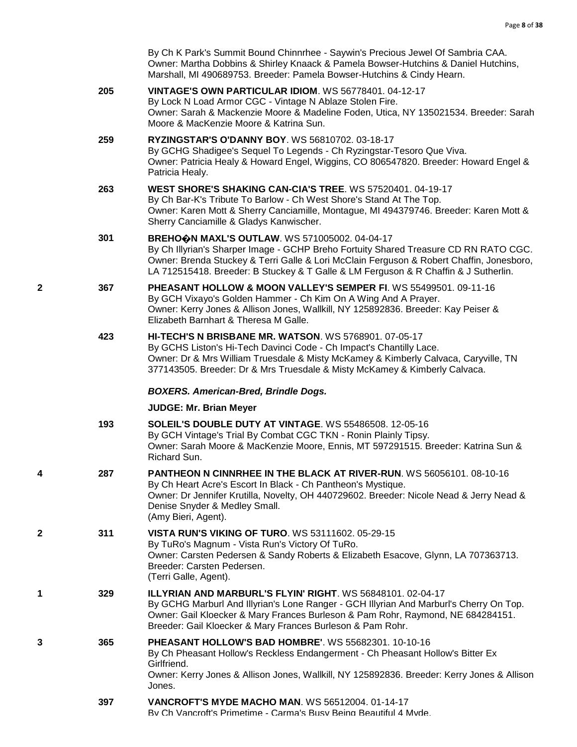By Ch K Park's Summit Bound Chinnrhee - Saywin's Precious Jewel Of Sambria CAA.
Owner: Martha Dobbins & Shirley Knaack & Pamela Bowser-Hutchins & Daniel Hutchins, Marshall, MI 490689753. Breeder: Pamela Bowser-Hutchins & Cindy Hearn.

205 **VINTAGE'S OWN PARTICULAR IDIOM**. WS 56778401. 04-12-17
By Lock N Load Armor CGC - Vintage N Ablaze Stolen Fire.
Owner: Sarah & Mackenzie Moore & Madeline Foden, Utica, NY 135021534. Breeder: Sarah Moore & MacKenzie Moore & Katrina Sun.

259 **RYZINGSTAR'S O'DANNY BOY**. WS 56810702. 03-18-17
By GCHG Shadigee's Sequel To Legends - Ch Ryzingstar-Tesoro Que Viva.
Owner: Patricia Healy & Howard Engel, Wiggins, CO 806547820. Breeder: Howard Engel & Patricia Healy.

263 **WEST SHORE'S SHAKING CAN-CIA'S TREE**. WS 57520401. 04-19-17
By Ch Bar-K's Tribute To Barlow - Ch West Shore's Stand At The Top.
Owner: Karen Mott & Sherry Canciamille, Montague, MI 494379746. Breeder: Karen Mott & Sherry Canciamille & Gladys Kanwischer.

301 **BREHO�N MAXL'S OUTLAW**. WS 571005002. 04-04-17
By Ch Illyrian's Sharper Image - GCHP Breho Fortuity Shared Treasure CD RN RATO CGC.
Owner: Brenda Stuckey & Terri Galle & Lori McClain Ferguson & Robert Chaffin, Jonesboro, LA 712515418. Breeder: B Stuckey & T Galle & LM Ferguson & R Chaffin & J Sutherlin.

2 367 **PHEASANT HOLLOW & MOON VALLEY'S SEMPER FI**. WS 55499501. 09-11-16
By GCH Vixayo's Golden Hammer - Ch Kim On A Wing And A Prayer.
Owner: Kerry Jones & Allison Jones, Wallkill, NY 125892836. Breeder: Kay Peiser & Elizabeth Barnhart & Theresa M Galle.

423 **HI-TECH'S N BRISBANE MR. WATSON**. WS 5768901. 07-05-17
By GCHS Liston's Hi-Tech Davinci Code - Ch Impact's Chantilly Lace.
Owner: Dr & Mrs William Truesdale & Misty McKamey & Kimberly Calvaca, Caryville, TN 377143505. Breeder: Dr & Mrs Truesdale & Misty McKamey & Kimberly Calvaca.

***BOXERS. American-Bred, Brindle Dogs.***

**JUDGE: Mr. Brian Meyer**

193 **SOLEIL'S DOUBLE DUTY AT VINTAGE**. WS 55486508. 12-05-16
By GCH Vintage's Trial By Combat CGC TKN - Ronin Plainly Tipsy.
Owner: Sarah Moore & MacKenzie Moore, Ennis, MT 597291515. Breeder: Katrina Sun & Richard Sun.

4 287 **PANTHEON N CINNRHEE IN THE BLACK AT RIVER-RUN**. WS 56056101. 08-10-16
By Ch Heart Acre's Escort In Black - Ch Pantheon's Mystique.
Owner: Dr Jennifer Krutilla, Novelty, OH 440729602. Breeder: Nicole Nead & Jerry Nead & Denise Snyder & Medley Small.
(Amy Bieri, Agent).

2 311 **VISTA RUN'S VIKING OF TURO**. WS 53111602. 05-29-15
By TuRo's Magnum - Vista Run's Victory Of TuRo.
Owner: Carsten Pedersen & Sandy Roberts & Elizabeth Esacove, Glynn, LA 707363713. Breeder: Carsten Pedersen.
(Terri Galle, Agent).

1 329 **ILLYRIAN AND MARBURL'S FLYIN' RIGHT**. WS 56848101. 02-04-17
By GCHG Marburl And Illyrian's Lone Ranger - GCH Illyrian And Marburl's Cherry On Top.
Owner: Gail Kloecker & Mary Frances Burleson & Pam Rohr, Raymond, NE 684284151. Breeder: Gail Kloecker & Mary Frances Burleson & Pam Rohr.

3 365 **PHEASANT HOLLOW'S BAD HOMBRE'**. WS 55682301. 10-10-16
By Ch Pheasant Hollow's Reckless Endangerment - Ch Pheasant Hollow's Bitter Ex Girlfriend.
Owner: Kerry Jones & Allison Jones, Wallkill, NY 125892836. Breeder: Kerry Jones & Allison Jones.

397 **VANCROFT'S MYDE MACHO MAN**. WS 56512004. 01-14-17
By Ch Vancroft's Primetime - Carma's Busy Being Beautiful 4 Myde.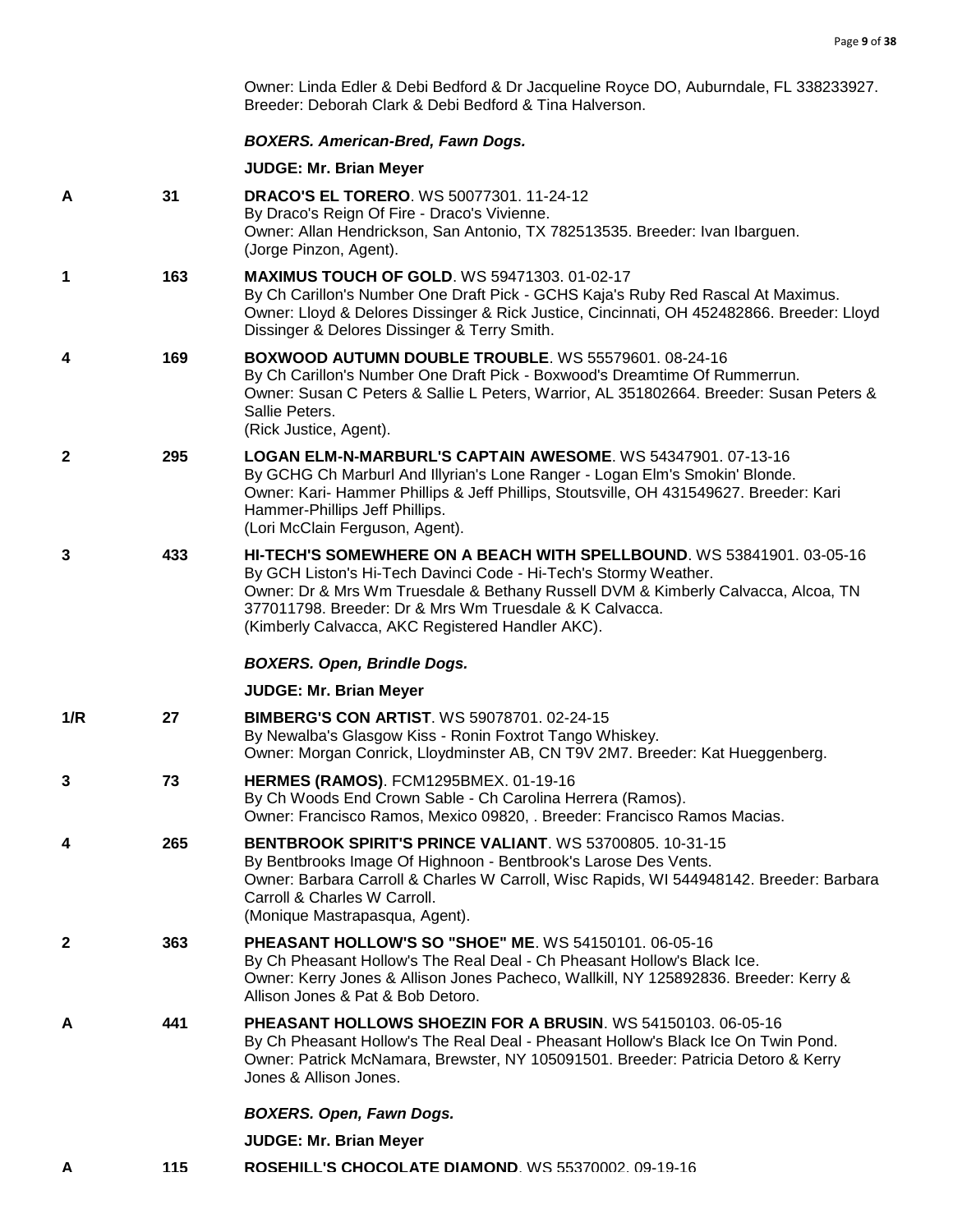Owner: Linda Edler & Debi Bedford & Dr Jacqueline Royce DO, Auburndale, FL 338233927. Breeder: Deborah Clark & Debi Bedford & Tina Halverson.

### *BOXERS. American-Bred, Fawn Dogs.*

**JUDGE: Mr. Brian Meyer**

| | | |
|---|---|---|
| A | 31 | **DRACO'S EL TORERO**. WS 50077301. 11-24-12<br>By Draco's Reign Of Fire - Draco's Vivienne.<br>Owner: Allan Hendrickson, San Antonio, TX 782513535. Breeder: Ivan Ibarguen.<br>(Jorge Pinzon, Agent). |
| 1 | 163 | **MAXIMUS TOUCH OF GOLD**. WS 59471303. 01-02-17<br>By Ch Carillon's Number One Draft Pick - GCHS Kaja's Ruby Red Rascal At Maximus.<br>Owner: Lloyd & Delores Dissinger & Rick Justice, Cincinnati, OH 452482866. Breeder: Lloyd Dissinger & Delores Dissinger & Terry Smith. |
| 4 | 169 | **BOXWOOD AUTUMN DOUBLE TROUBLE**. WS 55579601. 08-24-16<br>By Ch Carillon's Number One Draft Pick - Boxwood's Dreamtime Of Rummerrun.<br>Owner: Susan C Peters & Sallie L Peters, Warrior, AL 351802664. Breeder: Susan Peters & Sallie Peters.<br>(Rick Justice, Agent). |
| 2 | 295 | **LOGAN ELM-N-MARBURL'S CAPTAIN AWESOME**. WS 54347901. 07-13-16<br>By GCHG Ch Marburl And Illyrian's Lone Ranger - Logan Elm's Smokin' Blonde.<br>Owner: Kari- Hammer Phillips & Jeff Phillips, Stoutsville, OH 431549627. Breeder: Kari Hammer-Phillips Jeff Phillips.<br>(Lori McClain Ferguson, Agent). |
| 3 | 433 | **HI-TECH'S SOMEWHERE ON A BEACH WITH SPELLBOUND**. WS 53841901. 03-05-16<br>By GCH Liston's Hi-Tech Davinci Code - Hi-Tech's Stormy Weather.<br>Owner: Dr & Mrs Wm Truesdale & Bethany Russell DVM & Kimberly Calvacca, Alcoa, TN 377011798. Breeder: Dr & Mrs Wm Truesdale & K Calvacca.<br>(Kimberly Calvacca, AKC Registered Handler AKC). |

### *BOXERS. Open, Brindle Dogs.*

**JUDGE: Mr. Brian Meyer**

| | | |
|---|---|---|
| 1/R | 27 | **BIMBERG'S CON ARTIST**. WS 59078701. 02-24-15<br>By Newalba's Glasgow Kiss - Ronin Foxtrot Tango Whiskey.<br>Owner: Morgan Conrick, Lloydminster AB, CN T9V 2M7. Breeder: Kat Hueggenberg. |
| 3 | 73 | **HERMES (RAMOS)**. FCM1295BMEX. 01-19-16<br>By Ch Woods End Crown Sable - Ch Carolina Herrera (Ramos).<br>Owner: Francisco Ramos, Mexico 09820, . Breeder: Francisco Ramos Macias. |
| 4 | 265 | **BENTBROOK SPIRIT'S PRINCE VALIANT**. WS 53700805. 10-31-15<br>By Bentbrooks Image Of Highnoon - Bentbrook's Larose Des Vents.<br>Owner: Barbara Carroll & Charles W Carroll, Wisc Rapids, WI 544948142. Breeder: Barbara Carroll & Charles W Carroll.<br>(Monique Mastrapasqua, Agent). |
| 2 | 363 | **PHEASANT HOLLOW'S SO "SHOE" ME**. WS 54150101. 06-05-16<br>By Ch Pheasant Hollow's The Real Deal - Ch Pheasant Hollow's Black Ice.<br>Owner: Kerry Jones & Allison Jones Pacheco, Wallkill, NY 125892836. Breeder: Kerry & Allison Jones & Pat & Bob Detoro. |
| A | 441 | **PHEASANT HOLLOWS SHOEZIN FOR A BRUSIN**. WS 54150103. 06-05-16<br>By Ch Pheasant Hollow's The Real Deal - Pheasant Hollow's Black Ice On Twin Pond.<br>Owner: Patrick McNamara, Brewster, NY 105091501. Breeder: Patricia Detoro & Kerry Jones & Allison Jones. |

### *BOXERS. Open, Fawn Dogs.*

**JUDGE: Mr. Brian Meyer**

| | | |
|---|---|---|
| A | 115 | **ROSEHILL'S CHOCOLATE DIAMOND**. WS 55370002. 09-19-16 |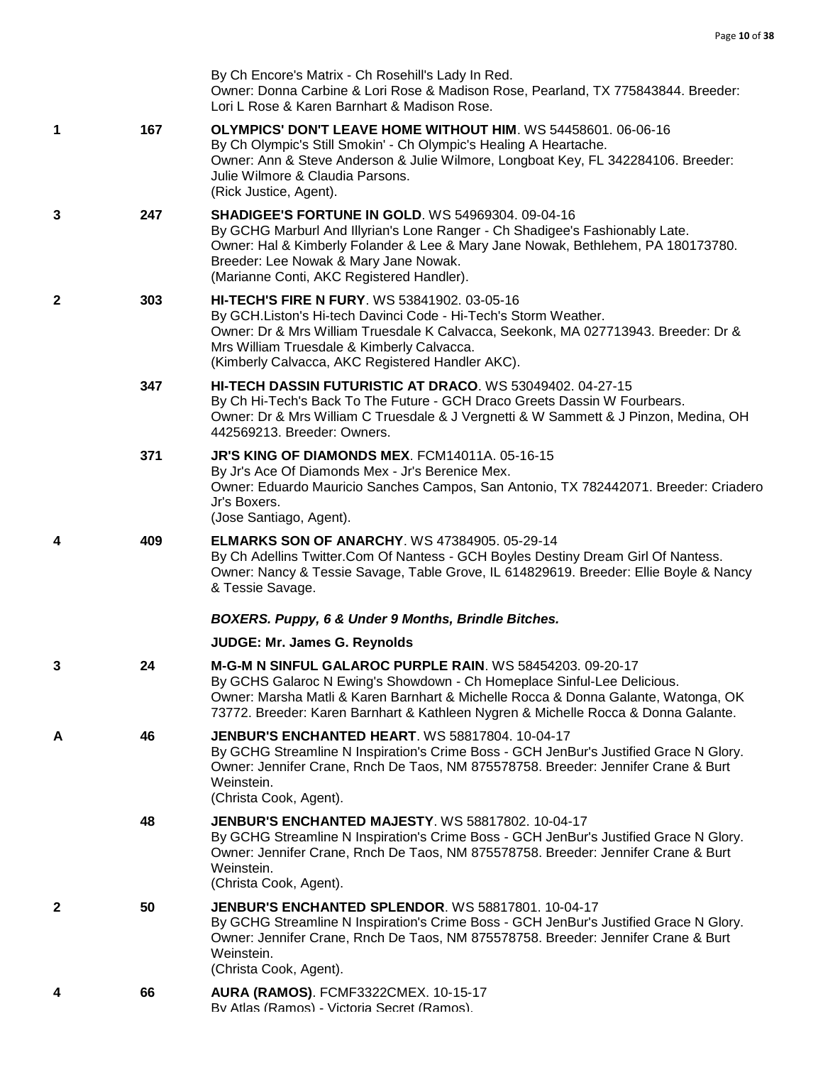By Ch Encore's Matrix - Ch Rosehill's Lady In Red.
Owner: Donna Carbine & Lori Rose & Madison Rose, Pearland, TX 775843844. Breeder: Lori L Rose & Karen Barnhart & Madison Rose.

| Place | No. | Entry |
|---|---|---|
| 1 | 167 | **OLYMPICS' DON'T LEAVE HOME WITHOUT HIM**. WS 54458601. 06-06-16<br>By Ch Olympic's Still Smokin' - Ch Olympic's Healing A Heartache.<br>Owner: Ann & Steve Anderson & Julie Wilmore, Longboat Key, FL 342284106. Breeder: Julie Wilmore & Claudia Parsons.<br>(Rick Justice, Agent). |
| 3 | 247 | **SHADIGEE'S FORTUNE IN GOLD**. WS 54969304. 09-04-16<br>By GCHG Marburl And Illyrian's Lone Ranger - Ch Shadigee's Fashionably Late.<br>Owner: Hal & Kimberly Folander & Lee & Mary Jane Nowak, Bethlehem, PA 180173780. Breeder: Lee Nowak & Mary Jane Nowak.<br>(Marianne Conti, AKC Registered Handler). |
| 2 | 303 | **HI-TECH'S FIRE N FURY**. WS 53841902. 03-05-16<br>By GCH.Liston's Hi-tech Davinci Code - Hi-Tech's Storm Weather.<br>Owner: Dr & Mrs William Truesdale K Calvacca, Seekonk, MA 027713943. Breeder: Dr & Mrs William Truesdale & Kimberly Calvacca.<br>(Kimberly Calvacca, AKC Registered Handler AKC). |
| | 347 | **HI-TECH DASSIN FUTURISTIC AT DRACO**. WS 53049402. 04-27-15<br>By Ch Hi-Tech's Back To The Future - GCH Draco Greets Dassin W Fourbears.<br>Owner: Dr & Mrs William C Truesdale & J Vergnetti & W Sammett & J Pinzon, Medina, OH 442569213. Breeder: Owners. |
| | 371 | **JR'S KING OF DIAMONDS MEX**. FCM14011A. 05-16-15<br>By Jr's Ace Of Diamonds Mex - Jr's Berenice Mex.<br>Owner: Eduardo Mauricio Sanches Campos, San Antonio, TX 782442071. Breeder: Criadero Jr's Boxers.<br>(Jose Santiago, Agent). |
| 4 | 409 | **ELMARKS SON OF ANARCHY**. WS 47384905. 05-29-14<br>By Ch Adellins Twitter.Com Of Nantess - GCH Boyles Destiny Dream Girl Of Nantess.<br>Owner: Nancy & Tessie Savage, Table Grove, IL 614829619. Breeder: Ellie Boyle & Nancy & Tessie Savage. |

***BOXERS. Puppy, 6 & Under 9 Months, Brindle Bitches.***

**JUDGE: Mr. James G. Reynolds**

| Place | No. | Entry |
|---|---|---|
| 3 | 24 | **M-G-M N SINFUL GALAROC PURPLE RAIN**. WS 58454203. 09-20-17<br>By GCHS Galaroc N Ewing's Showdown - Ch Homeplace Sinful-Lee Delicious.<br>Owner: Marsha Matli & Karen Barnhart & Michelle Rocca & Donna Galante, Watonga, OK 73772. Breeder: Karen Barnhart & Kathleen Nygren & Michelle Rocca & Donna Galante. |
| A | 46 | **JENBUR'S ENCHANTED HEART**. WS 58817804. 10-04-17<br>By GCHG Streamline N Inspiration's Crime Boss - GCH JenBur's Justified Grace N Glory.<br>Owner: Jennifer Crane, Rnch De Taos, NM 875578758. Breeder: Jennifer Crane & Burt Weinstein.<br>(Christa Cook, Agent). |
| | 48 | **JENBUR'S ENCHANTED MAJESTY**. WS 58817802. 10-04-17<br>By GCHG Streamline N Inspiration's Crime Boss - GCH JenBur's Justified Grace N Glory.<br>Owner: Jennifer Crane, Rnch De Taos, NM 875578758. Breeder: Jennifer Crane & Burt Weinstein.<br>(Christa Cook, Agent). |
| 2 | 50 | **JENBUR'S ENCHANTED SPLENDOR**. WS 58817801. 10-04-17<br>By GCHG Streamline N Inspiration's Crime Boss - GCH JenBur's Justified Grace N Glory.<br>Owner: Jennifer Crane, Rnch De Taos, NM 875578758. Breeder: Jennifer Crane & Burt Weinstein.<br>(Christa Cook, Agent). |
| 4 | 66 | **AURA (RAMOS)**. FCMF3322CMEX. 10-15-17<br>By Atlas (Ramos) - Victoria Secret (Ramos). |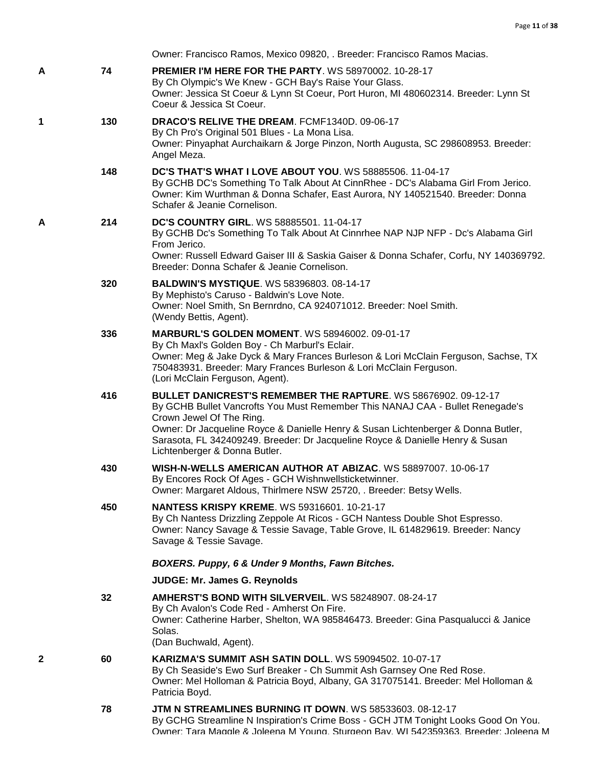Owner: Francisco Ramos, Mexico 09820, . Breeder: Francisco Ramos Macias.

A 74 **PREMIER I'M HERE FOR THE PARTY**. WS 58970002. 10-28-17
By Ch Olympic's We Knew - GCH Bay's Raise Your Glass.
Owner: Jessica St Coeur & Lynn St Coeur, Port Huron, MI 480602314. Breeder: Lynn St Coeur & Jessica St Coeur.

1 130 **DRACO'S RELIVE THE DREAM**. FCMF1340D. 09-06-17
By Ch Pro's Original 501 Blues - La Mona Lisa.
Owner: Pinyaphat Aurchaikarn & Jorge Pinzon, North Augusta, SC 298608953. Breeder: Angel Meza.

148 **DC'S THAT'S WHAT I LOVE ABOUT YOU**. WS 58885506. 11-04-17
By GCHB DC's Something To Talk About At CinnRhee - DC's Alabama Girl From Jerico.
Owner: Kim Wurthman & Donna Schafer, East Aurora, NY 140521540. Breeder: Donna Schafer & Jeanie Cornelison.

A 214 **DC'S COUNTRY GIRL**. WS 58885501. 11-04-17
By GCHB Dc's Something To Talk About At Cinnrhee NAP NJP NFP - Dc's Alabama Girl From Jerico.
Owner: Russell Edward Gaiser III & Saskia Gaiser & Donna Schafer, Corfu, NY 140369792. Breeder: Donna Schafer & Jeanie Cornelison.

320 **BALDWIN'S MYSTIQUE**. WS 58396803. 08-14-17
By Mephisto's Caruso - Baldwin's Love Note.
Owner: Noel Smith, Sn Bernrdno, CA 924071012. Breeder: Noel Smith.
(Wendy Bettis, Agent).

336 **MARBURL'S GOLDEN MOMENT**. WS 58946002. 09-01-17
By Ch Maxl's Golden Boy - Ch Marburl's Eclair.
Owner: Meg & Jake Dyck & Mary Frances Burleson & Lori McClain Ferguson, Sachse, TX 750483931. Breeder: Mary Frances Burleson & Lori McClain Ferguson.
(Lori McClain Ferguson, Agent).

416 **BULLET DANICREST'S REMEMBER THE RAPTURE**. WS 58676902. 09-12-17
By GCHB Bullet Vancrofts You Must Remember This NANAJ CAA - Bullet Renegade's Crown Jewel Of The Ring.
Owner: Dr Jacqueline Royce & Danielle Henry & Susan Lichtenberger & Donna Butler, Sarasota, FL 342409249. Breeder: Dr Jacqueline Royce & Danielle Henry & Susan Lichtenberger & Donna Butler.

430 **WISH-N-WELLS AMERICAN AUTHOR AT ABIZAC**. WS 58897007. 10-06-17
By Encores Rock Of Ages - GCH Wishnwellsticketwinner.
Owner: Margaret Aldous, Thirlmere NSW 25720, . Breeder: Betsy Wells.

450 **NANTESS KRISPY KREME**. WS 59316601. 10-21-17
By Ch Nantess Drizzling Zeppole At Ricos - GCH Nantess Double Shot Espresso.
Owner: Nancy Savage & Tessie Savage, Table Grove, IL 614829619. Breeder: Nancy Savage & Tessie Savage.

***BOXERS. Puppy, 6 & Under 9 Months, Fawn Bitches.***

**JUDGE: Mr. James G. Reynolds**

32 **AMHERST'S BOND WITH SILVERVEIL**. WS 58248907. 08-24-17
By Ch Avalon's Code Red - Amherst On Fire.
Owner: Catherine Harber, Shelton, WA 985846473. Breeder: Gina Pasqualucci & Janice Solas.
(Dan Buchwald, Agent).

2 60 **KARIZMA'S SUMMIT ASH SATIN DOLL**. WS 59094502. 10-07-17
By Ch Seaside's Ewo Surf Breaker - Ch Summit Ash Garnsey One Red Rose.
Owner: Mel Holloman & Patricia Boyd, Albany, GA 317075141. Breeder: Mel Holloman & Patricia Boyd.

78 **JTM N STREAMLINES BURNING IT DOWN**. WS 58533603. 08-12-17
By GCHG Streamline N Inspiration's Crime Boss - GCH JTM Tonight Looks Good On You.
Owner: Tara Maggle & Joleena M Young, Sturgeon Bay, WI 542359363. Breeder: Joleena M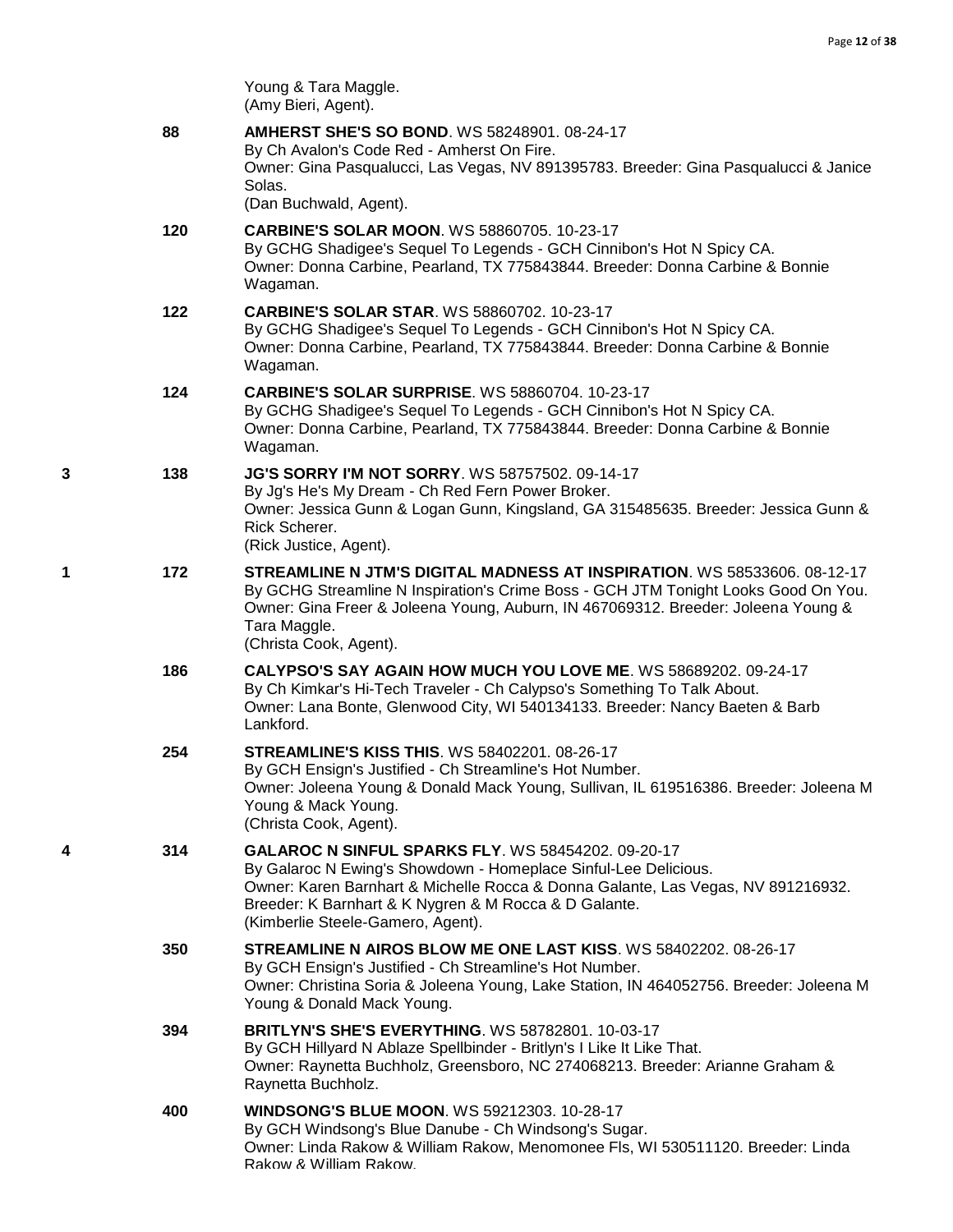Young & Tara Maggle.
(Amy Bieri, Agent).

88 **AMHERST SHE'S SO BOND**. WS 58248901. 08-24-17
By Ch Avalon's Code Red - Amherst On Fire.
Owner: Gina Pasqualucci, Las Vegas, NV 891395783. Breeder: Gina Pasqualucci & Janice Solas.
(Dan Buchwald, Agent).

120 **CARBINE'S SOLAR MOON**. WS 58860705. 10-23-17
By GCHG Shadigee's Sequel To Legends - GCH Cinnibon's Hot N Spicy CA.
Owner: Donna Carbine, Pearland, TX 775843844. Breeder: Donna Carbine & Bonnie Wagaman.

122 **CARBINE'S SOLAR STAR**. WS 58860702. 10-23-17
By GCHG Shadigee's Sequel To Legends - GCH Cinnibon's Hot N Spicy CA.
Owner: Donna Carbine, Pearland, TX 775843844. Breeder: Donna Carbine & Bonnie Wagaman.

124 **CARBINE'S SOLAR SURPRISE**. WS 58860704. 10-23-17
By GCHG Shadigee's Sequel To Legends - GCH Cinnibon's Hot N Spicy CA.
Owner: Donna Carbine, Pearland, TX 775843844. Breeder: Donna Carbine & Bonnie Wagaman.

3 138 **JG'S SORRY I'M NOT SORRY**. WS 58757502. 09-14-17
By Jg's He's My Dream - Ch Red Fern Power Broker.
Owner: Jessica Gunn & Logan Gunn, Kingsland, GA 315485635. Breeder: Jessica Gunn & Rick Scherer.
(Rick Justice, Agent).

1 172 **STREAMLINE N JTM'S DIGITAL MADNESS AT INSPIRATION**. WS 58533606. 08-12-17
By GCHG Streamline N Inspiration's Crime Boss - GCH JTM Tonight Looks Good On You.
Owner: Gina Freer & Joleena Young, Auburn, IN 467069312. Breeder: Joleena Young & Tara Maggle.
(Christa Cook, Agent).

186 **CALYPSO'S SAY AGAIN HOW MUCH YOU LOVE ME**. WS 58689202. 09-24-17
By Ch Kimkar's Hi-Tech Traveler - Ch Calypso's Something To Talk About.
Owner: Lana Bonte, Glenwood City, WI 540134133. Breeder: Nancy Baeten & Barb Lankford.

254 **STREAMLINE'S KISS THIS**. WS 58402201. 08-26-17
By GCH Ensign's Justified - Ch Streamline's Hot Number.
Owner: Joleena Young & Donald Mack Young, Sullivan, IL 619516386. Breeder: Joleena M Young & Mack Young.
(Christa Cook, Agent).

4 314 **GALAROC N SINFUL SPARKS FLY**. WS 58454202. 09-20-17
By Galaroc N Ewing's Showdown - Homeplace Sinful-Lee Delicious.
Owner: Karen Barnhart & Michelle Rocca & Donna Galante, Las Vegas, NV 891216932. Breeder: K Barnhart & K Nygren & M Rocca & D Galante.
(Kimberlie Steele-Gamero, Agent).

350 **STREAMLINE N AIROS BLOW ME ONE LAST KISS**. WS 58402202. 08-26-17
By GCH Ensign's Justified - Ch Streamline's Hot Number.
Owner: Christina Soria & Joleena Young, Lake Station, IN 464052756. Breeder: Joleena M Young & Donald Mack Young.

394 **BRITLYN'S SHE'S EVERYTHING**. WS 58782801. 10-03-17
By GCH Hillyard N Ablaze Spellbinder - Britlyn's I Like It Like That.
Owner: Raynetta Buchholz, Greensboro, NC 274068213. Breeder: Arianne Graham & Raynetta Buchholz.

400 **WINDSONG'S BLUE MOON**. WS 59212303. 10-28-17
By GCH Windsong's Blue Danube - Ch Windsong's Sugar.
Owner: Linda Rakow & William Rakow, Menomonee Fls, WI 530511120. Breeder: Linda Rakow & William Rakow.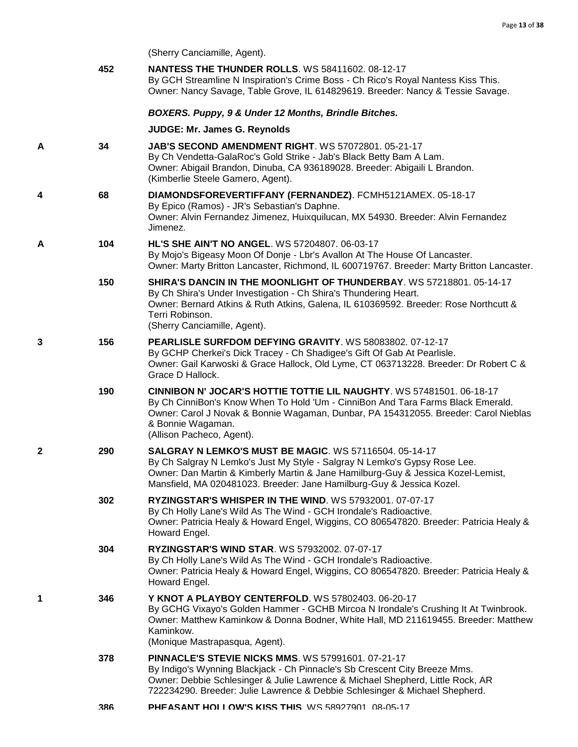(Sherry Canciamille, Agent).

452 **NANTESS THE THUNDER ROLLS**. WS 58411602. 08-12-17
By GCH Streamline N Inspiration's Crime Boss - Ch Rico's Royal Nantess Kiss This.
Owner: Nancy Savage, Table Grove, IL 614829619. Breeder: Nancy & Tessie Savage.

***BOXERS. Puppy, 9 & Under 12 Months, Brindle Bitches.***

**JUDGE: Mr. James G. Reynolds**

A 34 **JAB'S SECOND AMENDMENT RIGHT**. WS 57072801. 05-21-17
By Ch Vendetta-GalaRoc's Gold Strike - Jab's Black Betty Bam A Lam.
Owner: Abigail Brandon, Dinuba, CA 936189028. Breeder: Abigaili L Brandon.
(Kimberlie Steele Gamero, Agent).

4 68 **DIAMONDSFOREVERTIFFANY (FERNANDEZ)**. FCMH5121AMEX. 05-18-17
By Epico (Ramos) - JR's Sebastian's Daphne.
Owner: Alvin Fernandez Jimenez, Huixquilucan, MX 54930. Breeder: Alvin Fernandez Jimenez.

A 104 **HL'S SHE AIN'T NO ANGEL**. WS 57204807. 06-03-17
By Mojo's Bigeasy Moon Of Donje - Lbr's Avallon At The House Of Lancaster.
Owner: Marty Britton Lancaster, Richmond, IL 600719767. Breeder: Marty Britton Lancaster.

150 **SHIRA'S DANCIN IN THE MOONLIGHT OF THUNDERBAY**. WS 57218801. 05-14-17
By Ch Shira's Under Investigation - Ch Shira's Thundering Heart.
Owner: Bernard Atkins & Ruth Atkins, Galena, IL 610369592. Breeder: Rose Northcutt & Terri Robinson.
(Sherry Canciamille, Agent).

3 156 **PEARLISLE SURFDOM DEFYING GRAVITY**. WS 58083802. 07-12-17
By GCHP Cherkei's Dick Tracey - Ch Shadigee's Gift Of Gab At Pearlisle.
Owner: Gail Karwoski & Grace Hallock, Old Lyme, CT 063713228. Breeder: Dr Robert C & Grace D Hallock.

190 **CINNIBON N' JOCAR'S HOTTIE TOTTIE LIL NAUGHTY**. WS 57481501. 06-18-17
By Ch CinniBon's Know When To Hold 'Um - CinniBon And Tara Farms Black Emerald.
Owner: Carol J Novak & Bonnie Wagaman, Dunbar, PA 154312055. Breeder: Carol Nieblas & Bonnie Wagaman.
(Allison Pacheco, Agent).

2 290 **SALGRAY N LEMKO'S MUST BE MAGIC**. WS 57116504. 05-14-17
By Ch Salgray N Lemko's Just My Style - Salgray N Lemko's Gypsy Rose Lee.
Owner: Dan Martin & Kimberly Martin & Jane Hamilburg-Guy & Jessica Kozel-Lemist, Mansfield, MA 020481023. Breeder: Jane Hamilburg-Guy & Jessica Kozel.

302 **RYZINGSTAR'S WHISPER IN THE WIND**. WS 57932001. 07-07-17
By Ch Holly Lane's Wild As The Wind - GCH Irondale's Radioactive.
Owner: Patricia Healy & Howard Engel, Wiggins, CO 806547820. Breeder: Patricia Healy & Howard Engel.

304 **RYZINGSTAR'S WIND STAR**. WS 57932002. 07-07-17
By Ch Holly Lane's Wild As The Wind - GCH Irondale's Radioactive.
Owner: Patricia Healy & Howard Engel, Wiggins, CO 806547820. Breeder: Patricia Healy & Howard Engel.

1 346 **Y KNOT A PLAYBOY CENTERFOLD**. WS 57802403. 06-20-17
By GCHG Vixayo's Golden Hammer - GCHB Mircoa N Irondale's Crushing It At Twinbrook.
Owner: Matthew Kaminkow & Donna Bodner, White Hall, MD 211619455. Breeder: Matthew Kaminkow.
(Monique Mastrapasqua, Agent).

378 **PINNACLE'S STEVIE NICKS MMS**. WS 57991601. 07-21-17
By Indigo's Wynning Blackjack - Ch Pinnacle's Sb Crescent City Breeze Mms.
Owner: Debbie Schlesinger & Julie Lawrence & Michael Shepherd, Little Rock, AR 722234290. Breeder: Julie Lawrence & Debbie Schlesinger & Michael Shepherd.

386 **PHEASANT HOLLOW'S KISS THIS**. WS 58927901. 08-05-17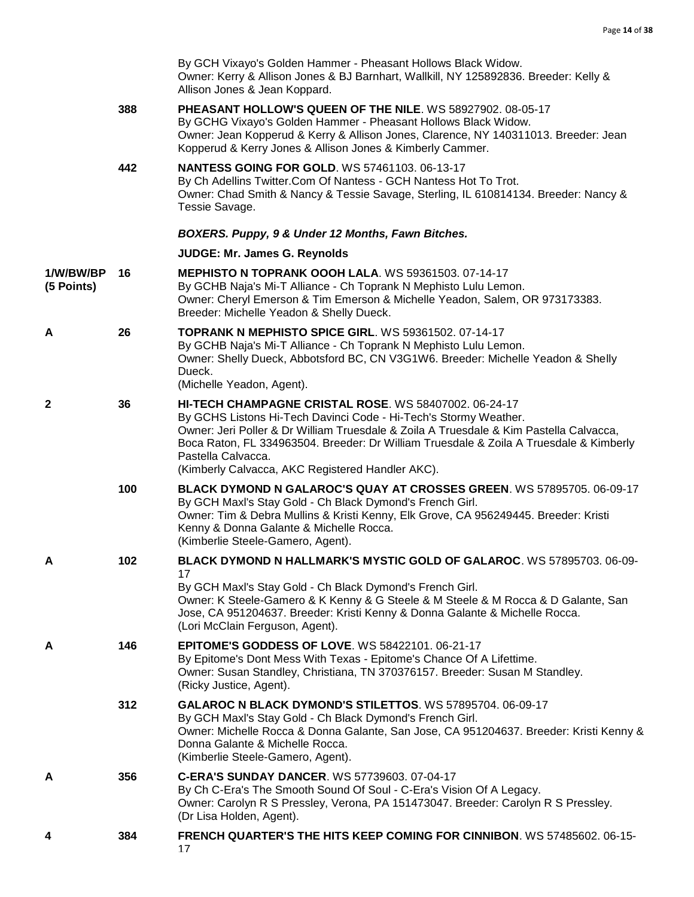By GCH Vixayo's Golden Hammer - Pheasant Hollows Black Widow.
Owner: Kerry & Allison Jones & BJ Barnhart, Wallkill, NY 125892836. Breeder: Kelly & Allison Jones & Jean Koppard.

| | | |
|---|---|---|
| | 388 | **PHEASANT HOLLOW'S QUEEN OF THE NILE**. WS 58927902. 08-05-17<br>By GCHG Vixayo's Golden Hammer - Pheasant Hollows Black Widow.<br>Owner: Jean Kopperud & Kerry & Allison Jones, Clarence, NY 140311013. Breeder: Jean Kopperud & Kerry Jones & Allison Jones & Kimberly Cammer. |
| | 442 | **NANTESS GOING FOR GOLD**. WS 57461103. 06-13-17<br>By Ch Adellins Twitter.Com Of Nantess - GCH Nantess Hot To Trot.<br>Owner: Chad Smith & Nancy & Tessie Savage, Sterling, IL 610814134. Breeder: Nancy & Tessie Savage. |

***BOXERS. Puppy, 9 & Under 12 Months, Fawn Bitches.***

**JUDGE: Mr. James G. Reynolds**

| | | |
|---|---|---|
| **1/W/BW/BP (5 Points)** | **16** | **MEPHISTO N TOPRANK OOOH LALA**. WS 59361503. 07-14-17<br>By GCHB Naja's Mi-T Alliance - Ch Toprank N Mephisto Lulu Lemon.<br>Owner: Cheryl Emerson & Tim Emerson & Michelle Yeadon, Salem, OR 973173383.<br>Breeder: Michelle Yeadon & Shelly Dueck. |
| **A** | **26** | **TOPRANK N MEPHISTO SPICE GIRL**. WS 59361502. 07-14-17<br>By GCHB Naja's Mi-T Alliance - Ch Toprank N Mephisto Lulu Lemon.<br>Owner: Shelly Dueck, Abbotsford BC, CN V3G1W6. Breeder: Michelle Yeadon & Shelly Dueck.<br>(Michelle Yeadon, Agent). |
| **2** | **36** | **HI-TECH CHAMPAGNE CRISTAL ROSE**. WS 58407002. 06-24-17<br>By GCHS Listons Hi-Tech Davinci Code - Hi-Tech's Stormy Weather.<br>Owner: Jeri Poller & Dr William Truesdale & Zoila A Truesdale & Kim Pastella Calvacca, Boca Raton, FL 334963504. Breeder: Dr William Truesdale & Zoila A Truesdale & Kimberly Pastella Calvacca.<br>(Kimberly Calvacca, AKC Registered Handler AKC). |
| | **100** | **BLACK DYMOND N GALAROC'S QUAY AT CROSSES GREEN**. WS 57895705. 06-09-17<br>By GCH Maxl's Stay Gold - Ch Black Dymond's French Girl.<br>Owner: Tim & Debra Mullins & Kristi Kenny, Elk Grove, CA 956249445. Breeder: Kristi Kenny & Donna Galante & Michelle Rocca.<br>(Kimberlie Steele-Gamero, Agent). |
| **A** | **102** | **BLACK DYMOND N HALLMARK'S MYSTIC GOLD OF GALAROC**. WS 57895703. 06-09-17<br>By GCH Maxl's Stay Gold - Ch Black Dymond's French Girl.<br>Owner: K Steele-Gamero & K Kenny & G Steele & M Steele & M Rocca & D Galante, San Jose, CA 951204637. Breeder: Kristi Kenny & Donna Galante & Michelle Rocca.<br>(Lori McClain Ferguson, Agent). |
| **A** | **146** | **EPITOME'S GODDESS OF LOVE**. WS 58422101. 06-21-17<br>By Epitome's Dont Mess With Texas - Epitome's Chance Of A Lifettime.<br>Owner: Susan Standley, Christiana, TN 370376157. Breeder: Susan M Standley.<br>(Ricky Justice, Agent). |
| | **312** | **GALAROC N BLACK DYMOND'S STILETTOS**. WS 57895704. 06-09-17<br>By GCH Maxl's Stay Gold - Ch Black Dymond's French Girl.<br>Owner: Michelle Rocca & Donna Galante, San Jose, CA 951204637. Breeder: Kristi Kenny & Donna Galante & Michelle Rocca.<br>(Kimberlie Steele-Gamero, Agent). |
| **A** | **356** | **C-ERA'S SUNDAY DANCER**. WS 57739603. 07-04-17<br>By Ch C-Era's The Smooth Sound Of Soul - C-Era's Vision Of A Legacy.<br>Owner: Carolyn R S Pressley, Verona, PA 151473047. Breeder: Carolyn R S Pressley.<br>(Dr Lisa Holden, Agent). |
| **4** | **384** | **FRENCH QUARTER'S THE HITS KEEP COMING FOR CINNIBON**. WS 57485602. 06-15-17 |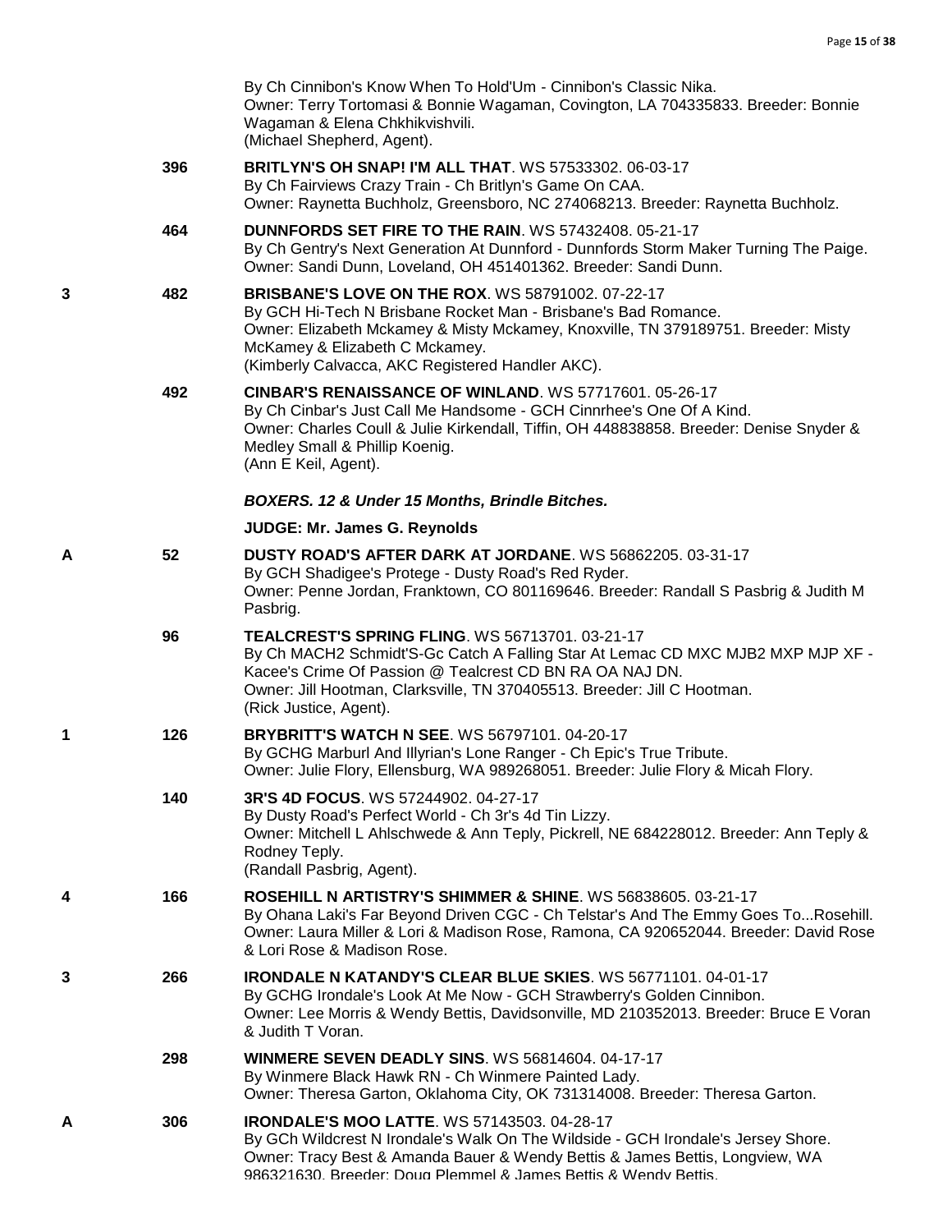By Ch Cinnibon's Know When To Hold'Um - Cinnibon's Classic Nika.
Owner: Terry Tortomasi & Bonnie Wagaman, Covington, LA 704335833. Breeder: Bonnie Wagaman & Elena Chkhikvishvili.
(Michael Shepherd, Agent).

396 **BRITLYN'S OH SNAP! I'M ALL THAT**. WS 57533302. 06-03-17
By Ch Fairviews Crazy Train - Ch Britlyn's Game On CAA.
Owner: Raynetta Buchholz, Greensboro, NC 274068213. Breeder: Raynetta Buchholz.

464 **DUNNFORDS SET FIRE TO THE RAIN**. WS 57432408. 05-21-17
By Ch Gentry's Next Generation At Dunnford - Dunnfords Storm Maker Turning The Paige.
Owner: Sandi Dunn, Loveland, OH 451401362. Breeder: Sandi Dunn.

3 482 **BRISBANE'S LOVE ON THE ROX**. WS 58791002. 07-22-17
By GCH Hi-Tech N Brisbane Rocket Man - Brisbane's Bad Romance.
Owner: Elizabeth Mckamey & Misty Mckamey, Knoxville, TN 379189751. Breeder: Misty McKamey & Elizabeth C Mckamey.
(Kimberly Calvacca, AKC Registered Handler AKC).

492 **CINBAR'S RENAISSANCE OF WINLAND**. WS 57717601. 05-26-17
By Ch Cinbar's Just Call Me Handsome - GCH Cinnrhee's One Of A Kind.
Owner: Charles Coull & Julie Kirkendall, Tiffin, OH 448838858. Breeder: Denise Snyder & Medley Small & Phillip Koenig.
(Ann E Keil, Agent).

***BOXERS. 12 & Under 15 Months, Brindle Bitches.***

**JUDGE: Mr. James G. Reynolds**

A 52 **DUSTY ROAD'S AFTER DARK AT JORDANE**. WS 56862205. 03-31-17
By GCH Shadigee's Protege - Dusty Road's Red Ryder.
Owner: Penne Jordan, Franktown, CO 801169646. Breeder: Randall S Pasbrig & Judith M Pasbrig.

96 **TEALCREST'S SPRING FLING**. WS 56713701. 03-21-17
By Ch MACH2 Schmidt'S-Gc Catch A Falling Star At Lemac CD MXC MJB2 MXP MJP XF - Kacee's Crime Of Passion @ Tealcrest CD BN RA OA NAJ DN.
Owner: Jill Hootman, Clarksville, TN 370405513. Breeder: Jill C Hootman.
(Rick Justice, Agent).

1 126 **BRYBRITT'S WATCH N SEE**. WS 56797101. 04-20-17
By GCHG Marburl And Illyrian's Lone Ranger - Ch Epic's True Tribute.
Owner: Julie Flory, Ellensburg, WA 989268051. Breeder: Julie Flory & Micah Flory.

140 **3R'S 4D FOCUS**. WS 57244902. 04-27-17
By Dusty Road's Perfect World - Ch 3r's 4d Tin Lizzy.
Owner: Mitchell L Ahlschwede & Ann Teply, Pickrell, NE 684228012. Breeder: Ann Teply & Rodney Teply.
(Randall Pasbrig, Agent).

4 166 **ROSEHILL N ARTISTRY'S SHIMMER & SHINE**. WS 56838605. 03-21-17
By Ohana Laki's Far Beyond Driven CGC - Ch Telstar's And The Emmy Goes To...Rosehill.
Owner: Laura Miller & Lori & Madison Rose, Ramona, CA 920652044. Breeder: David Rose & Lori Rose & Madison Rose.

3 266 **IRONDALE N KATANDY'S CLEAR BLUE SKIES**. WS 56771101. 04-01-17
By GCHG Irondale's Look At Me Now - GCH Strawberry's Golden Cinnibon.
Owner: Lee Morris & Wendy Bettis, Davidsonville, MD 210352013. Breeder: Bruce E Voran & Judith T Voran.

298 **WINMERE SEVEN DEADLY SINS**. WS 56814604. 04-17-17
By Winmere Black Hawk RN - Ch Winmere Painted Lady.
Owner: Theresa Garton, Oklahoma City, OK 731314008. Breeder: Theresa Garton.

A 306 **IRONDALE'S MOO LATTE**. WS 57143503. 04-28-17
By GCh Wildcrest N Irondale's Walk On The Wildside - GCH Irondale's Jersey Shore.
Owner: Tracy Best & Amanda Bauer & Wendy Bettis & James Bettis, Longview, WA 986321630. Breeder: Doug Plemmel & James Bettis & Wendy Bettis.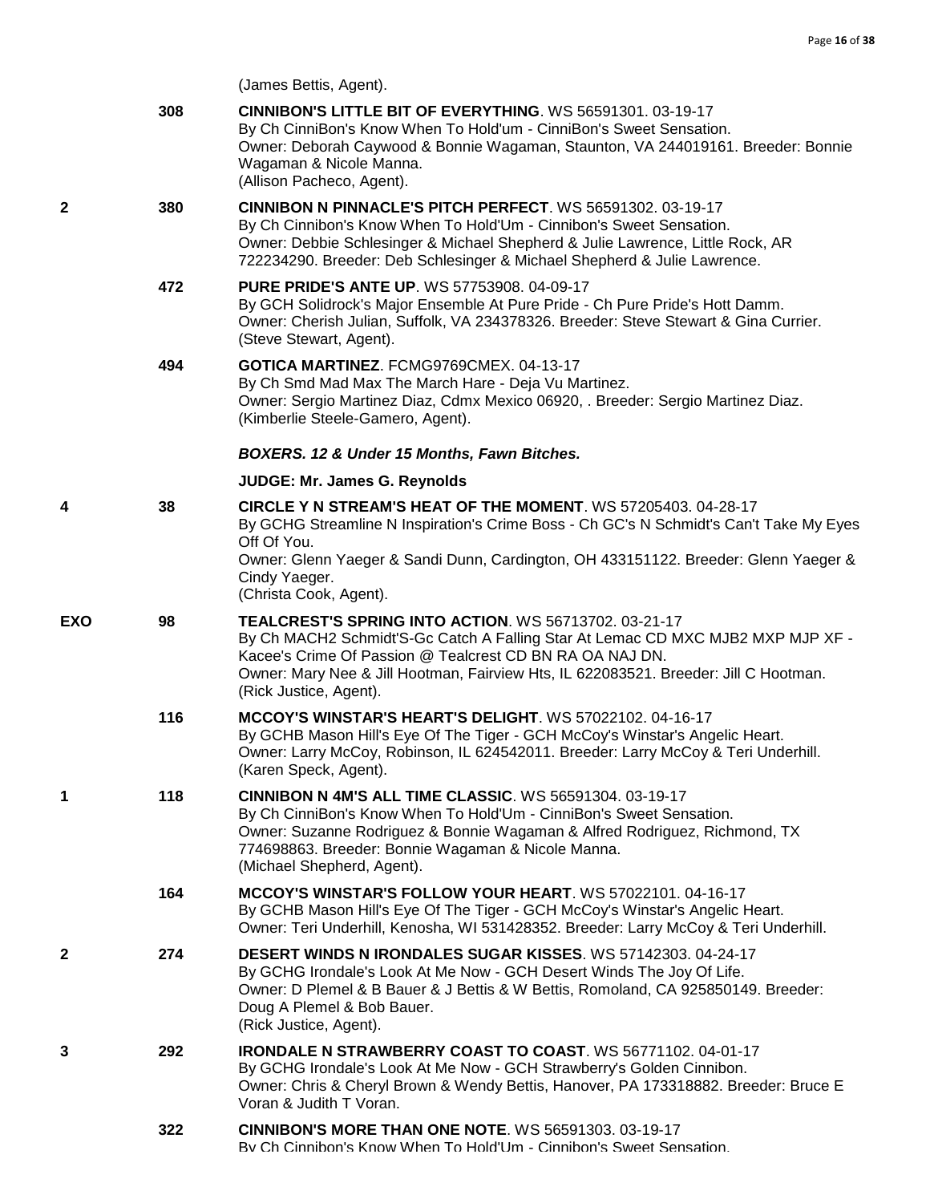(James Bettis, Agent).

308 **CINNIBON'S LITTLE BIT OF EVERYTHING**. WS 56591301. 03-19-17
By Ch CinniBon's Know When To Hold'um - CinniBon's Sweet Sensation.
Owner: Deborah Caywood & Bonnie Wagaman, Staunton, VA 244019161. Breeder: Bonnie Wagaman & Nicole Manna.
(Allison Pacheco, Agent).

2 380 **CINNIBON N PINNACLE'S PITCH PERFECT**. WS 56591302. 03-19-17
By Ch Cinnibon's Know When To Hold'Um - Cinnibon's Sweet Sensation.
Owner: Debbie Schlesinger & Michael Shepherd & Julie Lawrence, Little Rock, AR 722234290. Breeder: Deb Schlesinger & Michael Shepherd & Julie Lawrence.

472 **PURE PRIDE'S ANTE UP**. WS 57753908. 04-09-17
By GCH Solidrock's Major Ensemble At Pure Pride - Ch Pure Pride's Hott Damm.
Owner: Cherish Julian, Suffolk, VA 234378326. Breeder: Steve Stewart & Gina Currier.
(Steve Stewart, Agent).

494 **GOTICA MARTINEZ**. FCMG9769CMEX. 04-13-17
By Ch Smd Mad Max The March Hare - Deja Vu Martinez.
Owner: Sergio Martinez Diaz, Cdmx Mexico 06920, . Breeder: Sergio Martinez Diaz.
(Kimberlie Steele-Gamero, Agent).

***BOXERS. 12 & Under 15 Months, Fawn Bitches.***

**JUDGE: Mr. James G. Reynolds**

4 38 **CIRCLE Y N STREAM'S HEAT OF THE MOMENT**. WS 57205403. 04-28-17
By GCHG Streamline N Inspiration's Crime Boss - Ch GC's N Schmidt's Can't Take My Eyes Off Of You.
Owner: Glenn Yaeger & Sandi Dunn, Cardington, OH 433151122. Breeder: Glenn Yaeger & Cindy Yaeger.
(Christa Cook, Agent).

EXO 98 **TEALCREST'S SPRING INTO ACTION**. WS 56713702. 03-21-17
By Ch MACH2 Schmidt'S-Gc Catch A Falling Star At Lemac CD MXC MJB2 MXP MJP XF - Kacee's Crime Of Passion @ Tealcrest CD BN RA OA NAJ DN.
Owner: Mary Nee & Jill Hootman, Fairview Hts, IL 622083521. Breeder: Jill C Hootman.
(Rick Justice, Agent).

116 **MCCOY'S WINSTAR'S HEART'S DELIGHT**. WS 57022102. 04-16-17
By GCHB Mason Hill's Eye Of The Tiger - GCH McCoy's Winstar's Angelic Heart.
Owner: Larry McCoy, Robinson, IL 624542011. Breeder: Larry McCoy & Teri Underhill.
(Karen Speck, Agent).

1 118 **CINNIBON N 4M'S ALL TIME CLASSIC**. WS 56591304. 03-19-17
By Ch CinniBon's Know When To Hold'Um - CinniBon's Sweet Sensation.
Owner: Suzanne Rodriguez & Bonnie Wagaman & Alfred Rodriguez, Richmond, TX 774698863. Breeder: Bonnie Wagaman & Nicole Manna.
(Michael Shepherd, Agent).

164 **MCCOY'S WINSTAR'S FOLLOW YOUR HEART**. WS 57022101. 04-16-17
By GCHB Mason Hill's Eye Of The Tiger - GCH McCoy's Winstar's Angelic Heart.
Owner: Teri Underhill, Kenosha, WI 531428352. Breeder: Larry McCoy & Teri Underhill.

2 274 **DESERT WINDS N IRONDALES SUGAR KISSES**. WS 57142303. 04-24-17
By GCHG Irondale's Look At Me Now - GCH Desert Winds The Joy Of Life.
Owner: D Plemel & B Bauer & J Bettis & W Bettis, Romoland, CA 925850149. Breeder: Doug A Plemel & Bob Bauer.
(Rick Justice, Agent).

3 292 **IRONDALE N STRAWBERRY COAST TO COAST**. WS 56771102. 04-01-17
By GCHG Irondale's Look At Me Now - GCH Strawberry's Golden Cinnibon.
Owner: Chris & Cheryl Brown & Wendy Bettis, Hanover, PA 173318882. Breeder: Bruce E Voran & Judith T Voran.

322 **CINNIBON'S MORE THAN ONE NOTE**. WS 56591303. 03-19-17
By Ch Cinnibon's Know When To Hold'Um - Cinnibon's Sweet Sensation.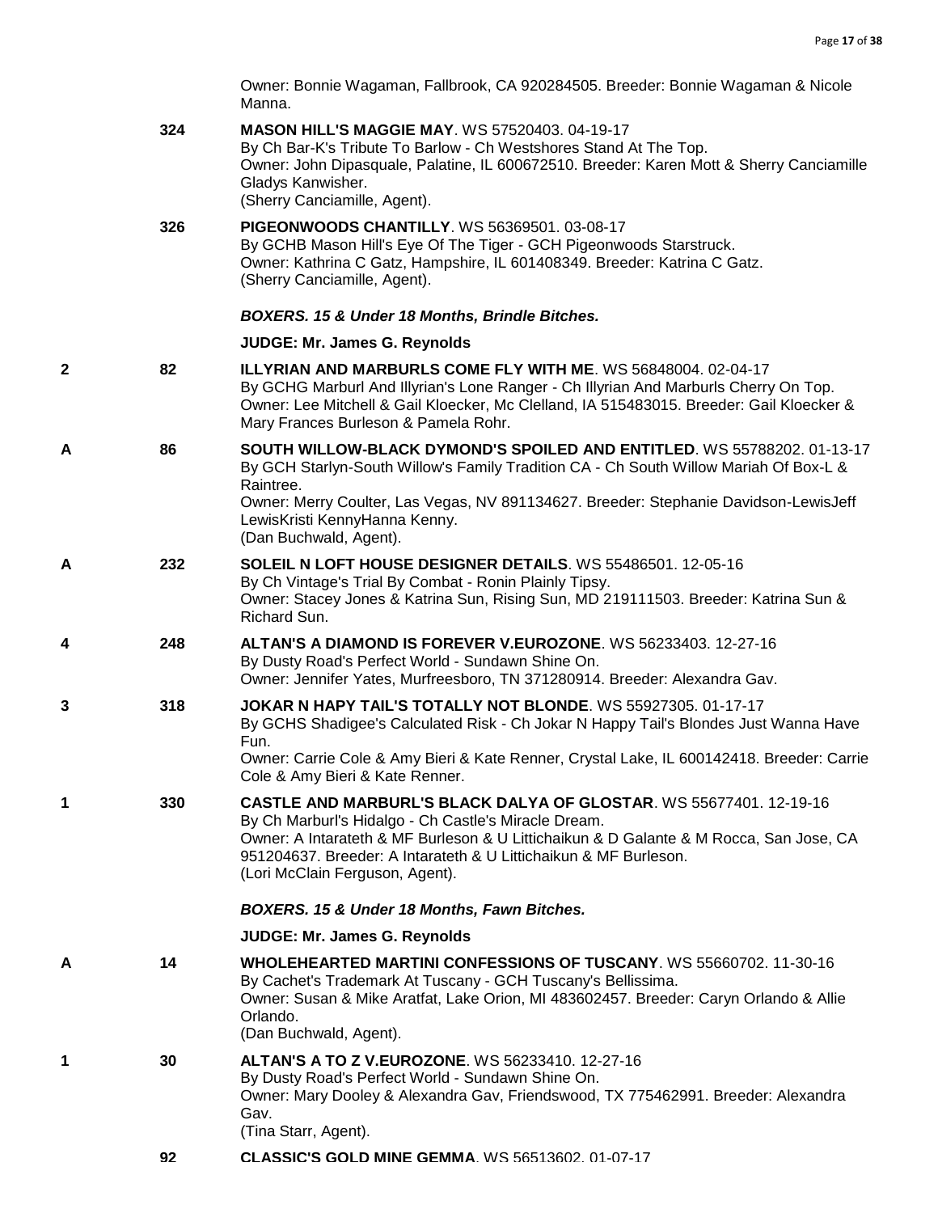Owner: Bonnie Wagaman, Fallbrook, CA 920284505. Breeder: Bonnie Wagaman & Nicole Manna.

324 **MASON HILL'S MAGGIE MAY**. WS 57520403. 04-19-17
By Ch Bar-K's Tribute To Barlow - Ch Westshores Stand At The Top.
Owner: John Dipasquale, Palatine, IL 600672510. Breeder: Karen Mott & Sherry Canciamille Gladys Kanwisher.
(Sherry Canciamille, Agent).

326 **PIGEONWOODS CHANTILLY**. WS 56369501. 03-08-17
By GCHB Mason Hill's Eye Of The Tiger - GCH Pigeonwoods Starstruck.
Owner: Kathrina C Gatz, Hampshire, IL 601408349. Breeder: Katrina C Gatz.
(Sherry Canciamille, Agent).

***BOXERS. 15 & Under 18 Months, Brindle Bitches.***

**JUDGE: Mr. James G. Reynolds**

2 82 **ILLYRIAN AND MARBURLS COME FLY WITH ME**. WS 56848004. 02-04-17
By GCHG Marburl And Illyrian's Lone Ranger - Ch Illyrian And Marburls Cherry On Top.
Owner: Lee Mitchell & Gail Kloecker, Mc Clelland, IA 515483015. Breeder: Gail Kloecker & Mary Frances Burleson & Pamela Rohr.

A 86 **SOUTH WILLOW-BLACK DYMOND'S SPOILED AND ENTITLED**. WS 55788202. 01-13-17
By GCH Starlyn-South Willow's Family Tradition CA - Ch South Willow Mariah Of Box-L & Raintree.
Owner: Merry Coulter, Las Vegas, NV 891134627. Breeder: Stephanie Davidson-LewisJeff LewisKristi KennyHanna Kenny.
(Dan Buchwald, Agent).

A 232 **SOLEIL N LOFT HOUSE DESIGNER DETAILS**. WS 55486501. 12-05-16
By Ch Vintage's Trial By Combat - Ronin Plainly Tipsy.
Owner: Stacey Jones & Katrina Sun, Rising Sun, MD 219111503. Breeder: Katrina Sun & Richard Sun.

4 248 **ALTAN'S A DIAMOND IS FOREVER V.EUROZONE**. WS 56233403. 12-27-16
By Dusty Road's Perfect World - Sundawn Shine On.
Owner: Jennifer Yates, Murfreesboro, TN 371280914. Breeder: Alexandra Gav.

3 318 **JOKAR N HAPY TAIL'S TOTALLY NOT BLONDE**. WS 55927305. 01-17-17
By GCHS Shadigee's Calculated Risk - Ch Jokar N Happy Tail's Blondes Just Wanna Have Fun.
Owner: Carrie Cole & Amy Bieri & Kate Renner, Crystal Lake, IL 600142418. Breeder: Carrie Cole & Amy Bieri & Kate Renner.

1 330 **CASTLE AND MARBURL'S BLACK DALYA OF GLOSTAR**. WS 55677401. 12-19-16
By Ch Marburl's Hidalgo - Ch Castle's Miracle Dream.
Owner: A Intarateth & MF Burleson & U Littichaikun & D Galante & M Rocca, San Jose, CA 951204637. Breeder: A Intarateth & U Littichaikun & MF Burleson.
(Lori McClain Ferguson, Agent).

***BOXERS. 15 & Under 18 Months, Fawn Bitches.***

**JUDGE: Mr. James G. Reynolds**

A 14 **WHOLEHEARTED MARTINI CONFESSIONS OF TUSCANY**. WS 55660702. 11-30-16
By Cachet's Trademark At Tuscany - GCH Tuscany's Bellissima.
Owner: Susan & Mike Aratfat, Lake Orion, MI 483602457. Breeder: Caryn Orlando & Allie Orlando.
(Dan Buchwald, Agent).

1 30 **ALTAN'S A TO Z V.EUROZONE**. WS 56233410. 12-27-16
By Dusty Road's Perfect World - Sundawn Shine On.
Owner: Mary Dooley & Alexandra Gav, Friendswood, TX 775462991. Breeder: Alexandra Gav.
(Tina Starr, Agent).

92 **CLASSIC'S GOLD MINE GEMMA**. WS 56513602. 01-07-17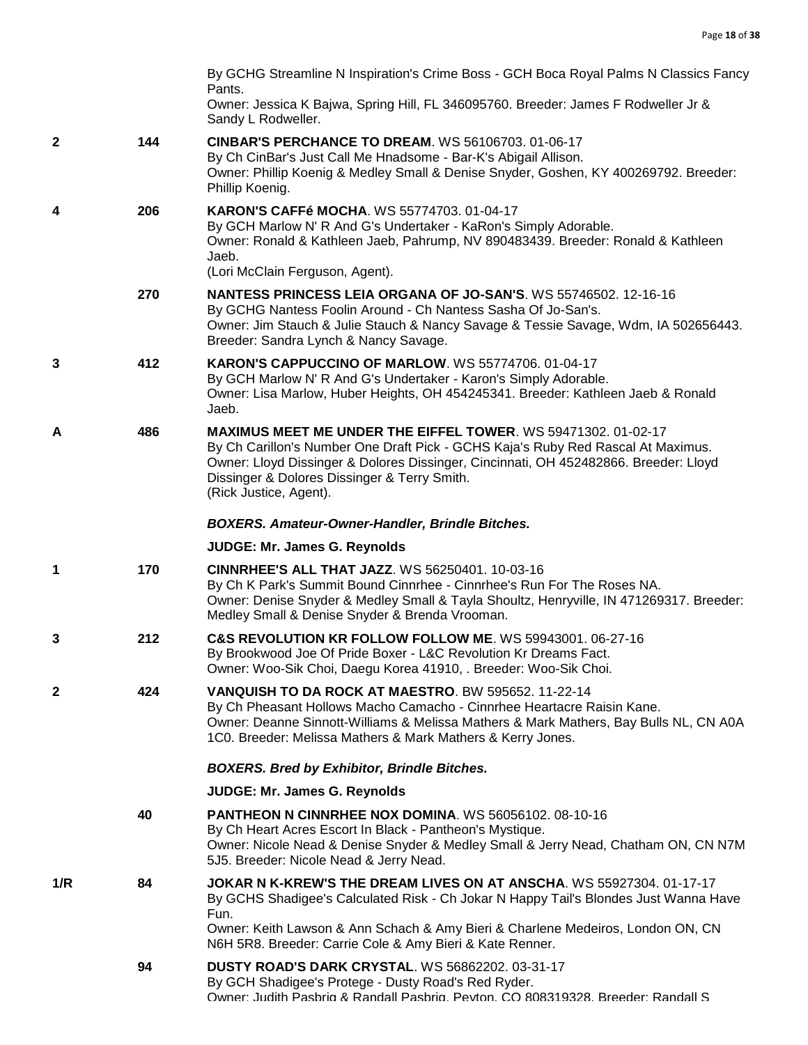By GCHG Streamline N Inspiration's Crime Boss - GCH Boca Royal Palms N Classics Fancy Pants.
Owner: Jessica K Bajwa, Spring Hill, FL 346095760. Breeder: James F Rodweller Jr & Sandy L Rodweller.

| | | |
|---|---|---|
| 2 | 144 | **CINBAR'S PERCHANCE TO DREAM**. WS 56106703. 01-06-17<br>By Ch CinBar's Just Call Me Hnadsome - Bar-K's Abigail Allison.<br>Owner: Phillip Koenig & Medley Small & Denise Snyder, Goshen, KY 400269792. Breeder: Phillip Koenig. |
| 4 | 206 | **KARON'S CAFFé MOCHA**. WS 55774703. 01-04-17<br>By GCH Marlow N' R And G's Undertaker - KaRon's Simply Adorable.<br>Owner: Ronald & Kathleen Jaeb, Pahrump, NV 890483439. Breeder: Ronald & Kathleen Jaeb.<br>(Lori McClain Ferguson, Agent). |
| | 270 | **NANTESS PRINCESS LEIA ORGANA OF JO-SAN'S**. WS 55746502. 12-16-16<br>By GCHG Nantess Foolin Around - Ch Nantess Sasha Of Jo-San's.<br>Owner: Jim Stauch & Julie Stauch & Nancy Savage & Tessie Savage, Wdm, IA 502656443. Breeder: Sandra Lynch & Nancy Savage. |
| 3 | 412 | **KARON'S CAPPUCCINO OF MARLOW**. WS 55774706. 01-04-17<br>By GCH Marlow N' R And G's Undertaker - Karon's Simply Adorable.<br>Owner: Lisa Marlow, Huber Heights, OH 454245341. Breeder: Kathleen Jaeb & Ronald Jaeb. |
| A | 486 | **MAXIMUS MEET ME UNDER THE EIFFEL TOWER**. WS 59471302. 01-02-17<br>By Ch Carillon's Number One Draft Pick - GCHS Kaja's Ruby Red Rascal At Maximus.<br>Owner: Lloyd Dissinger & Dolores Dissinger, Cincinnati, OH 452482866. Breeder: Lloyd Dissinger & Dolores Dissinger & Terry Smith.<br>(Rick Justice, Agent). |

***BOXERS. Amateur-Owner-Handler, Brindle Bitches.***

**JUDGE: Mr. James G. Reynolds**

| | | |
|---|---|---|
| 1 | 170 | **CINNRHEE'S ALL THAT JAZZ**. WS 56250401. 10-03-16<br>By Ch K Park's Summit Bound Cinnrhee - Cinnrhee's Run For The Roses NA.<br>Owner: Denise Snyder & Medley Small & Tayla Shoultz, Henryville, IN 471269317. Breeder: Medley Small & Denise Snyder & Brenda Vrooman. |
| 3 | 212 | **C&S REVOLUTION KR FOLLOW FOLLOW ME**. WS 59943001. 06-27-16<br>By Brookwood Joe Of Pride Boxer - L&C Revolution Kr Dreams Fact.<br>Owner: Woo-Sik Choi, Daegu Korea 41910, . Breeder: Woo-Sik Choi. |
| 2 | 424 | **VANQUISH TO DA ROCK AT MAESTRO**. BW 595652. 11-22-14<br>By Ch Pheasant Hollows Macho Camacho - Cinnrhee Heartacre Raisin Kane.<br>Owner: Deanne Sinnott-Williams & Melissa Mathers & Mark Mathers, Bay Bulls NL, CN A0A 1C0. Breeder: Melissa Mathers & Mark Mathers & Kerry Jones. |

***BOXERS. Bred by Exhibitor, Brindle Bitches.***

**JUDGE: Mr. James G. Reynolds**

| | | |
|---|---|---|
| | 40 | **PANTHEON N CINNRHEE NOX DOMINA**. WS 56056102. 08-10-16<br>By Ch Heart Acres Escort In Black - Pantheon's Mystique.<br>Owner: Nicole Nead & Denise Snyder & Medley Small & Jerry Nead, Chatham ON, CN N7M 5J5. Breeder: Nicole Nead & Jerry Nead. |
| 1/R | 84 | **JOKAR N K-KREW'S THE DREAM LIVES ON AT ANSCHA**. WS 55927304. 01-17-17<br>By GCHS Shadigee's Calculated Risk - Ch Jokar N Happy Tail's Blondes Just Wanna Have Fun.<br>Owner: Keith Lawson & Ann Schach & Amy Bieri & Charlene Medeiros, London ON, CN N6H 5R8. Breeder: Carrie Cole & Amy Bieri & Kate Renner. |
| | 94 | **DUSTY ROAD'S DARK CRYSTAL**. WS 56862202. 03-31-17<br>By GCH Shadigee's Protege - Dusty Road's Red Ryder.<br>Owner: Judith Pasbrig & Randall Pasbrig, Peyton, CO 808319328. Breeder: Randall S |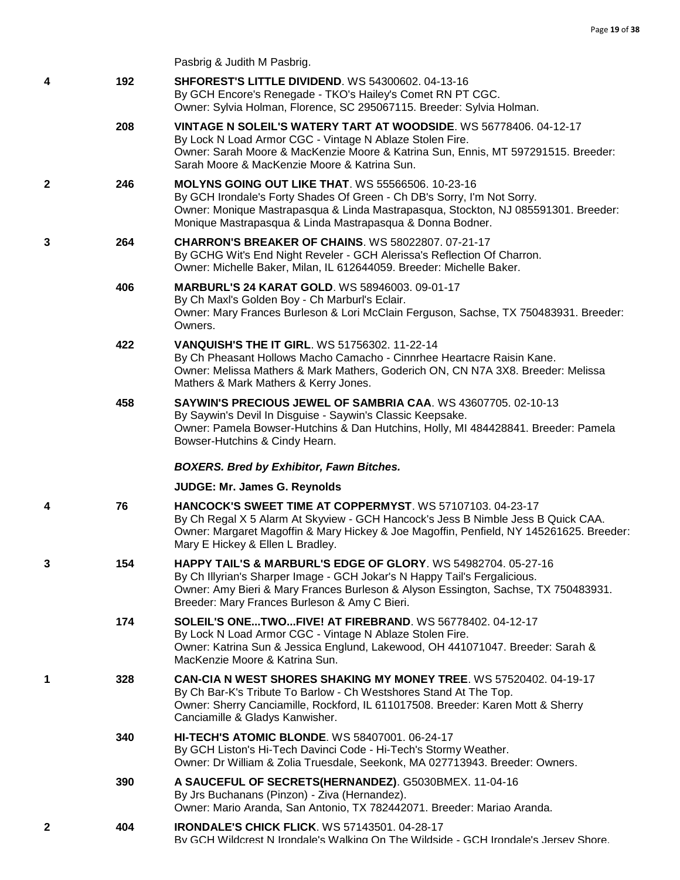Pasbrig & Judith M Pasbrig.

| Place | Armband | Entry |
|---|---|---|
| 4 | 192 | **SHFOREST'S LITTLE DIVIDEND**. WS 54300602. 04-13-16<br>By GCH Encore's Renegade - TKO's Hailey's Comet RN PT CGC.<br>Owner: Sylvia Holman, Florence, SC 295067115. Breeder: Sylvia Holman. |
| | 208 | **VINTAGE N SOLEIL'S WATERY TART AT WOODSIDE**. WS 56778406. 04-12-17<br>By Lock N Load Armor CGC - Vintage N Ablaze Stolen Fire.<br>Owner: Sarah Moore & MacKenzie Moore & Katrina Sun, Ennis, MT 597291515. Breeder: Sarah Moore & MacKenzie Moore & Katrina Sun. |
| 2 | 246 | **MOLYNS GOING OUT LIKE THAT**. WS 55566506. 10-23-16<br>By GCH Irondale's Forty Shades Of Green - Ch DB's Sorry, I'm Not Sorry.<br>Owner: Monique Mastrapasqua & Linda Mastrapasqua, Stockton, NJ 085591301. Breeder: Monique Mastrapasqua & Linda Mastrapasqua & Donna Bodner. |
| 3 | 264 | **CHARRON'S BREAKER OF CHAINS**. WS 58022807. 07-21-17<br>By GCHG Wit's End Night Reveler - GCH Alerissa's Reflection Of Charron.<br>Owner: Michelle Baker, Milan, IL 612644059. Breeder: Michelle Baker. |
| | 406 | **MARBURL'S 24 KARAT GOLD**. WS 58946003. 09-01-17<br>By Ch Maxl's Golden Boy - Ch Marburl's Eclair.<br>Owner: Mary Frances Burleson & Lori McClain Ferguson, Sachse, TX 750483931. Breeder: Owners. |
| | 422 | **VANQUISH'S THE IT GIRL**. WS 51756302. 11-22-14<br>By Ch Pheasant Hollows Macho Camacho - Cinnrhee Heartacre Raisin Kane.<br>Owner: Melissa Mathers & Mark Mathers, Goderich ON, CN N7A 3X8. Breeder: Melissa Mathers & Mark Mathers & Kerry Jones. |
| | 458 | **SAYWIN'S PRECIOUS JEWEL OF SAMBRIA CAA**. WS 43607705. 02-10-13<br>By Saywin's Devil In Disguise - Saywin's Classic Keepsake.<br>Owner: Pamela Bowser-Hutchins & Dan Hutchins, Holly, MI 484428841. Breeder: Pamela Bowser-Hutchins & Cindy Hearn. |

***BOXERS. Bred by Exhibitor, Fawn Bitches.***

**JUDGE: Mr. James G. Reynolds**

| Place | Armband | Entry |
|---|---|---|
| 4 | 76 | **HANCOCK'S SWEET TIME AT COPPERMYST**. WS 57107103. 04-23-17<br>By Ch Regal X 5 Alarm At Skyview - GCH Hancock's Jess B Nimble Jess B Quick CAA.<br>Owner: Margaret Magoffin & Mary Hickey & Joe Magoffin, Penfield, NY 145261625. Breeder: Mary E Hickey & Ellen L Bradley. |
| 3 | 154 | **HAPPY TAIL'S & MARBURL'S EDGE OF GLORY**. WS 54982704. 05-27-16<br>By Ch Illyrian's Sharper Image - GCH Jokar's N Happy Tail's Fergalicious.<br>Owner: Amy Bieri & Mary Frances Burleson & Alyson Essington, Sachse, TX 750483931. Breeder: Mary Frances Burleson & Amy C Bieri. |
| | 174 | **SOLEIL'S ONE...TWO...FIVE! AT FIREBRAND**. WS 56778402. 04-12-17<br>By Lock N Load Armor CGC - Vintage N Ablaze Stolen Fire.<br>Owner: Katrina Sun & Jessica Englund, Lakewood, OH 441071047. Breeder: Sarah & MacKenzie Moore & Katrina Sun. |
| 1 | 328 | **CAN-CIA N WEST SHORES SHAKING MY MONEY TREE**. WS 57520402. 04-19-17<br>By Ch Bar-K's Tribute To Barlow - Ch Westshores Stand At The Top.<br>Owner: Sherry Canciamille, Rockford, IL 611017508. Breeder: Karen Mott & Sherry Canciamille & Gladys Kanwisher. |
| | 340 | **HI-TECH'S ATOMIC BLONDE**. WS 58407001. 06-24-17<br>By GCH Liston's Hi-Tech Davinci Code - Hi-Tech's Stormy Weather.<br>Owner: Dr William & Zolia Truesdale, Seekonk, MA 027713943. Breeder: Owners. |
| | 390 | **A SAUCEFUL OF SECRETS(HERNANDEZ)**. G5030BMEX. 11-04-16<br>By Jrs Buchanans (Pinzon) - Ziva (Hernandez).<br>Owner: Mario Aranda, San Antonio, TX 782442071. Breeder: Mariao Aranda. |
| 2 | 404 | **IRONDALE'S CHICK FLICK**. WS 57143501. 04-28-17<br>By GCH Wildcrest N Irondale's Walking On The Wildside - GCH Irondale's Jersey Shore. |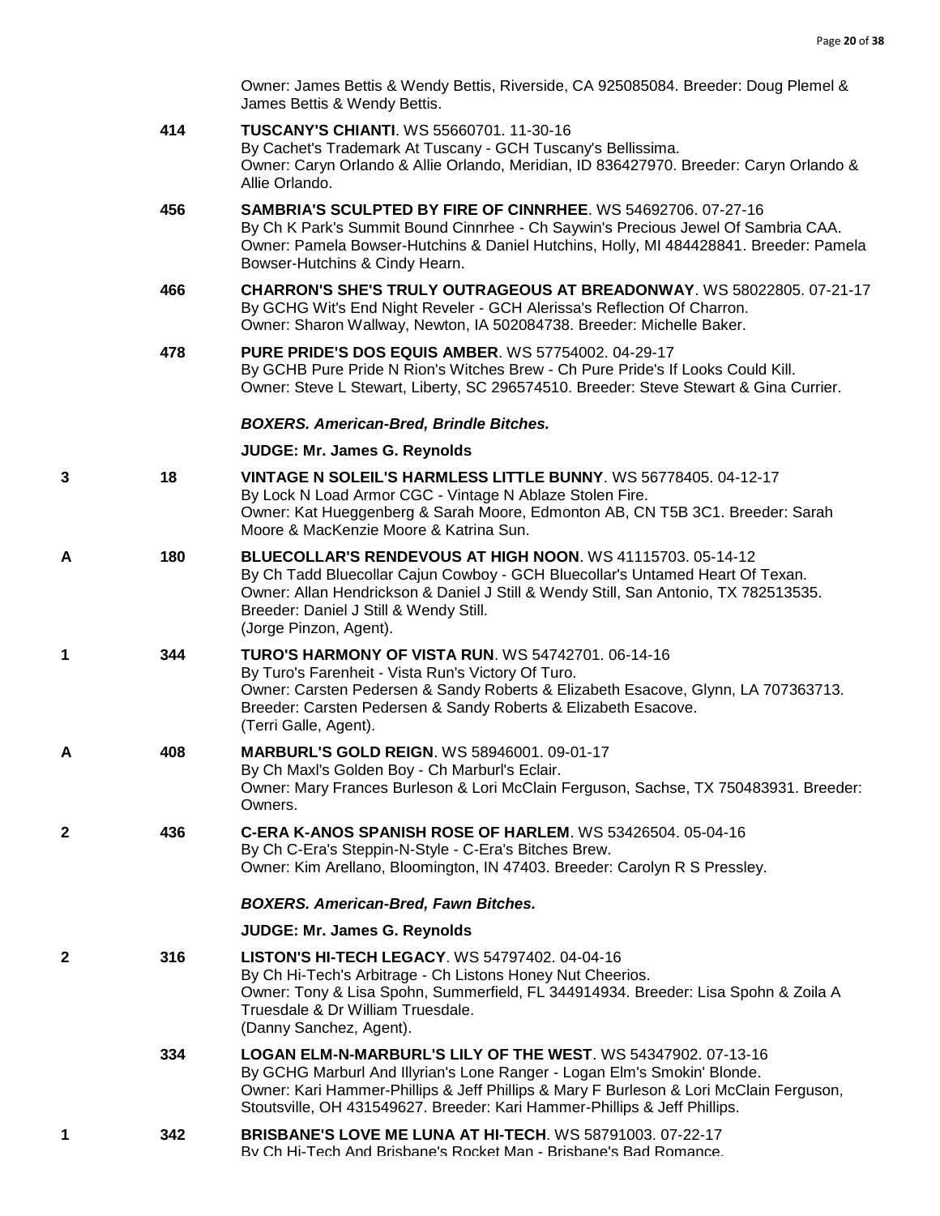Owner: James Bettis & Wendy Bettis, Riverside, CA 925085084. Breeder: Doug Plemel & James Bettis & Wendy Bettis.

414 **TUSCANY'S CHIANTI**. WS 55660701. 11-30-16
By Cachet's Trademark At Tuscany - GCH Tuscany's Bellissima.
Owner: Caryn Orlando & Allie Orlando, Meridian, ID 836427970. Breeder: Caryn Orlando & Allie Orlando.

456 **SAMBRIA'S SCULPTED BY FIRE OF CINNRHEE**. WS 54692706. 07-27-16
By Ch K Park's Summit Bound Cinnrhee - Ch Saywin's Precious Jewel Of Sambria CAA.
Owner: Pamela Bowser-Hutchins & Daniel Hutchins, Holly, MI 484428841. Breeder: Pamela Bowser-Hutchins & Cindy Hearn.

466 **CHARRON'S SHE'S TRULY OUTRAGEOUS AT BREADONWAY**. WS 58022805. 07-21-17
By GCHG Wit's End Night Reveler - GCH Alerissa's Reflection Of Charron.
Owner: Sharon Wallway, Newton, IA 502084738. Breeder: Michelle Baker.

478 **PURE PRIDE'S DOS EQUIS AMBER**. WS 57754002. 04-29-17
By GCHB Pure Pride N Rion's Witches Brew - Ch Pure Pride's If Looks Could Kill.
Owner: Steve L Stewart, Liberty, SC 296574510. Breeder: Steve Stewart & Gina Currier.

***BOXERS. American-Bred, Brindle Bitches.***

**JUDGE: Mr. James G. Reynolds**

3 18 **VINTAGE N SOLEIL'S HARMLESS LITTLE BUNNY**. WS 56778405. 04-12-17
By Lock N Load Armor CGC - Vintage N Ablaze Stolen Fire.
Owner: Kat Hueggenberg & Sarah Moore, Edmonton AB, CN T5B 3C1. Breeder: Sarah Moore & MacKenzie Moore & Katrina Sun.

A 180 **BLUECOLLAR'S RENDEVOUS AT HIGH NOON**. WS 41115703. 05-14-12
By Ch Tadd Bluecollar Cajun Cowboy - GCH Bluecollar's Untamed Heart Of Texan.
Owner: Allan Hendrickson & Daniel J Still & Wendy Still, San Antonio, TX 782513535. Breeder: Daniel J Still & Wendy Still.
(Jorge Pinzon, Agent).

1 344 **TURO'S HARMONY OF VISTA RUN**. WS 54742701. 06-14-16
By Turo's Farenheit - Vista Run's Victory Of Turo.
Owner: Carsten Pedersen & Sandy Roberts & Elizabeth Esacove, Glynn, LA 707363713. Breeder: Carsten Pedersen & Sandy Roberts & Elizabeth Esacove.
(Terri Galle, Agent).

A 408 **MARBURL'S GOLD REIGN**. WS 58946001. 09-01-17
By Ch Maxl's Golden Boy - Ch Marburl's Eclair.
Owner: Mary Frances Burleson & Lori McClain Ferguson, Sachse, TX 750483931. Breeder: Owners.

2 436 **C-ERA K-ANOS SPANISH ROSE OF HARLEM**. WS 53426504. 05-04-16
By Ch C-Era's Steppin-N-Style - C-Era's Bitches Brew.
Owner: Kim Arellano, Bloomington, IN 47403. Breeder: Carolyn R S Pressley.

***BOXERS. American-Bred, Fawn Bitches.***

**JUDGE: Mr. James G. Reynolds**

2 316 **LISTON'S HI-TECH LEGACY**. WS 54797402. 04-04-16
By Ch Hi-Tech's Arbitrage - Ch Listons Honey Nut Cheerios.
Owner: Tony & Lisa Spohn, Summerfield, FL 344914934. Breeder: Lisa Spohn & Zoila A Truesdale & Dr William Truesdale.
(Danny Sanchez, Agent).

334 **LOGAN ELM-N-MARBURL'S LILY OF THE WEST**. WS 54347902. 07-13-16
By GCHG Marburl And Illyrian's Lone Ranger - Logan Elm's Smokin' Blonde.
Owner: Kari Hammer-Phillips & Jeff Phillips & Mary F Burleson & Lori McClain Ferguson, Stoutsville, OH 431549627. Breeder: Kari Hammer-Phillips & Jeff Phillips.

1 342 **BRISBANE'S LOVE ME LUNA AT HI-TECH**. WS 58791003. 07-22-17
By Ch Hi-Tech And Brisbane's Rocket Man - Brisbane's Bad Romance.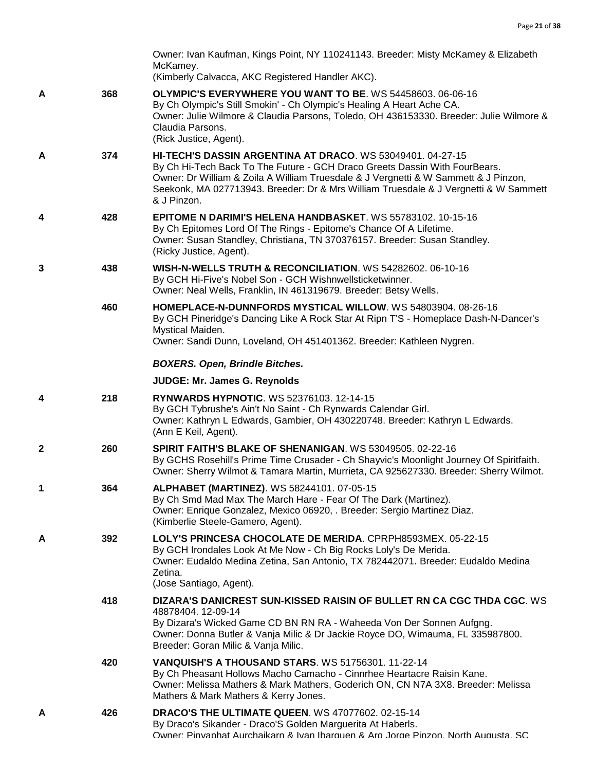Owner: Ivan Kaufman, Kings Point, NY 110241143. Breeder: Misty McKamey & Elizabeth McKamey.
(Kimberly Calvacca, AKC Registered Handler AKC).

| | | |
|---|---|---|
| A | 368 | **OLYMPIC'S EVERYWHERE YOU WANT TO BE**. WS 54458603. 06-06-16<br>By Ch Olympic's Still Smokin' - Ch Olympic's Healing A Heart Ache CA.<br>Owner: Julie Wilmore & Claudia Parsons, Toledo, OH 436153330. Breeder: Julie Wilmore & Claudia Parsons.<br>(Rick Justice, Agent). |
| A | 374 | **HI-TECH'S DASSIN ARGENTINA AT DRACO**. WS 53049401. 04-27-15<br>By Ch Hi-Tech Back To The Future - GCH Draco Greets Dassin With FourBears.<br>Owner: Dr William & Zoila A William Truesdale & J Vergnetti & W Sammett & J Pinzon, Seekonk, MA 027713943. Breeder: Dr & Mrs William Truesdale & J Vergnetti & W Sammett & J Pinzon. |
| 4 | 428 | **EPITOME N DARIMI'S HELENA HANDBASKET**. WS 55783102. 10-15-16<br>By Ch Epitomes Lord Of The Rings - Epitome's Chance Of A Lifetime.<br>Owner: Susan Standley, Christiana, TN 370376157. Breeder: Susan Standley.<br>(Ricky Justice, Agent). |
| 3 | 438 | **WISH-N-WELLS TRUTH & RECONCILIATION**. WS 54282602. 06-10-16<br>By GCH Hi-Five's Nobel Son - GCH Wishnwellsticketwinner.<br>Owner: Neal Wells, Franklin, IN 461319679. Breeder: Betsy Wells. |
| | 460 | **HOMEPLACE-N-DUNNFORDS MYSTICAL WILLOW**. WS 54803904. 08-26-16<br>By GCH Pineridge's Dancing Like A Rock Star At Ripn T'S - Homeplace Dash-N-Dancer's Mystical Maiden.<br>Owner: Sandi Dunn, Loveland, OH 451401362. Breeder: Kathleen Nygren. |

***BOXERS. Open, Brindle Bitches.***

**JUDGE: Mr. James G. Reynolds**

| | | |
|---|---|---|
| 4 | 218 | **RYNWARDS HYPNOTIC**. WS 52376103. 12-14-15<br>By GCH Tybrushe's Ain't No Saint - Ch Rynwards Calendar Girl.<br>Owner: Kathryn L Edwards, Gambier, OH 430220748. Breeder: Kathryn L Edwards.<br>(Ann E Keil, Agent). |
| 2 | 260 | **SPIRIT FAITH'S BLAKE OF SHENANIGAN**. WS 53049505. 02-22-16<br>By GCHS Rosehill's Prime Time Crusader - Ch Shayvic's Moonlight Journey Of Spiritfaith.<br>Owner: Sherry Wilmot & Tamara Martin, Murrieta, CA 925627330. Breeder: Sherry Wilmot. |
| 1 | 364 | **ALPHABET (MARTINEZ)**. WS 58244101. 07-05-15<br>By Ch Smd Mad Max The March Hare - Fear Of The Dark (Martinez).<br>Owner: Enrique Gonzalez, Mexico 06920, . Breeder: Sergio Martinez Diaz.<br>(Kimberlie Steele-Gamero, Agent). |
| A | 392 | **LOLY'S PRINCESA CHOCOLATE DE MERIDA**. CPRPH8593MEX. 05-22-15<br>By GCH Irondales Look At Me Now - Ch Big Rocks Loly's De Merida.<br>Owner: Eudaldo Medina Zetina, San Antonio, TX 782442071. Breeder: Eudaldo Medina Zetina.<br>(Jose Santiago, Agent). |
| | 418 | **DIZARA'S DANICREST SUN-KISSED RAISIN OF BULLET RN CA CGC THDA CGC**. WS 48878404. 12-09-14<br>By Dizara's Wicked Game CD BN RN RA - Waheeda Von Der Sonnen Aufgng.<br>Owner: Donna Butler & Vanja Milic & Dr Jackie Royce DO, Wimauma, FL 335987800. Breeder: Goran Milic & Vanja Milic. |
| | 420 | **VANQUISH'S A THOUSAND STARS**. WS 51756301. 11-22-14<br>By Ch Pheasant Hollows Macho Camacho - Cinnrhee Heartacre Raisin Kane.<br>Owner: Melissa Mathers & Mark Mathers, Goderich ON, CN N7A 3X8. Breeder: Melissa Mathers & Mark Mathers & Kerry Jones. |
| A | 426 | **DRACO'S THE ULTIMATE QUEEN**. WS 47077602. 02-15-14<br>By Draco's Sikander - Draco'S Golden Marguerita At Haberls.<br>Owner: Pinyaphat Aurchaikarn & Ivan Ibarguen & Arq Jorge Pinzon, North Augusta, SC |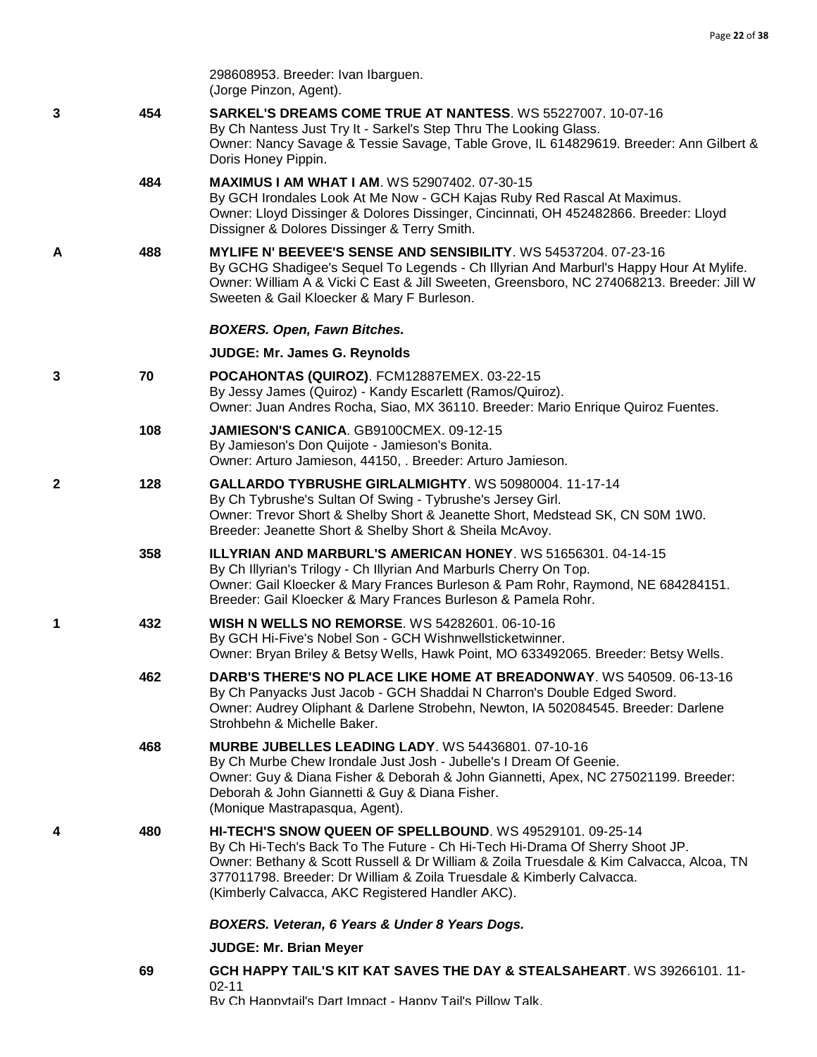298608953. Breeder: Ivan Ibarguen.
(Jorge Pinzon, Agent).

| Placement | Number | Entry |
|---|---|---|
| 3 | 454 | **SARKEL'S DREAMS COME TRUE AT NANTESS**. WS 55227007. 10-07-16<br>By Ch Nantess Just Try It - Sarkel's Step Thru The Looking Glass.<br>Owner: Nancy Savage & Tessie Savage, Table Grove, IL 614829619. Breeder: Ann Gilbert & Doris Honey Pippin. |
| | 484 | **MAXIMUS I AM WHAT I AM**. WS 52907402. 07-30-15<br>By GCH Irondales Look At Me Now - GCH Kajas Ruby Red Rascal At Maximus.<br>Owner: Lloyd Dissinger & Dolores Dissinger, Cincinnati, OH 452482866. Breeder: Lloyd Dissigner & Dolores Dissinger & Terry Smith. |
| A | 488 | **MYLIFE N' BEEVEE'S SENSE AND SENSIBILITY**. WS 54537204. 07-23-16<br>By GCHG Shadigee's Sequel To Legends - Ch Illyrian And Marburl's Happy Hour At Mylife.<br>Owner: William A & Vicki C East & Jill Sweeten, Greensboro, NC 274068213. Breeder: Jill W Sweeten & Gail Kloecker & Mary F Burleson. |

***BOXERS. Open, Fawn Bitches.***

**JUDGE: Mr. James G. Reynolds**

| Placement | Number | Entry |
|---|---|---|
| 3 | 70 | **POCAHONTAS (QUIROZ)**. FCM12887EMEX. 03-22-15<br>By Jessy James (Quiroz) - Kandy Escarlett (Ramos/Quiroz).<br>Owner: Juan Andres Rocha, Siao, MX 36110. Breeder: Mario Enrique Quiroz Fuentes. |
| | 108 | **JAMIESON'S CANICA**. GB9100CMEX. 09-12-15<br>By Jamieson's Don Quijote - Jamieson's Bonita.<br>Owner: Arturo Jamieson, 44150, . Breeder: Arturo Jamieson. |
| 2 | 128 | **GALLARDO TYBRUSHE GIRLALMIGHTY**. WS 50980004. 11-17-14<br>By Ch Tybrushe's Sultan Of Swing - Tybrushe's Jersey Girl.<br>Owner: Trevor Short & Shelby Short & Jeanette Short, Medstead SK, CN S0M 1W0.<br>Breeder: Jeanette Short & Shelby Short & Sheila McAvoy. |
| | 358 | **ILLYRIAN AND MARBURL'S AMERICAN HONEY**. WS 51656301. 04-14-15<br>By Ch Illyrian's Trilogy - Ch Illyrian And Marburls Cherry On Top.<br>Owner: Gail Kloecker & Mary Frances Burleson & Pam Rohr, Raymond, NE 684284151.<br>Breeder: Gail Kloecker & Mary Frances Burleson & Pamela Rohr. |
| 1 | 432 | **WISH N WELLS NO REMORSE**. WS 54282601. 06-10-16<br>By GCH Hi-Five's Nobel Son - GCH Wishnwellsticketwinner.<br>Owner: Bryan Briley & Betsy Wells, Hawk Point, MO 633492065. Breeder: Betsy Wells. |
| | 462 | **DARB'S THERE'S NO PLACE LIKE HOME AT BREADONWAY**. WS 540509. 06-13-16<br>By Ch Panyacks Just Jacob - GCH Shaddai N Charron's Double Edged Sword.<br>Owner: Audrey Oliphant & Darlene Strobehn, Newton, IA 502084545. Breeder: Darlene Strohbehn & Michelle Baker. |
| | 468 | **MURBE JUBELLES LEADING LADY**. WS 54436801. 07-10-16<br>By Ch Murbe Chew Irondale Just Josh - Jubelle's I Dream Of Geenie.<br>Owner: Guy & Diana Fisher & Deborah & John Giannetti, Apex, NC 275021199. Breeder: Deborah & John Giannetti & Guy & Diana Fisher.<br>(Monique Mastrapasqua, Agent). |
| 4 | 480 | **HI-TECH'S SNOW QUEEN OF SPELLBOUND**. WS 49529101. 09-25-14<br>By Ch Hi-Tech's Back To The Future - Ch Hi-Tech Hi-Drama Of Sherry Shoot JP.<br>Owner: Bethany & Scott Russell & Dr William & Zoila Truesdale & Kim Calvacca, Alcoa, TN 377011798. Breeder: Dr William & Zoila Truesdale & Kimberly Calvacca.<br>(Kimberly Calvacca, AKC Registered Handler AKC). |

***BOXERS. Veteran, 6 Years & Under 8 Years Dogs.***

**JUDGE: Mr. Brian Meyer**

| Placement | Number | Entry |
|---|---|---|
| | 69 | **GCH HAPPY TAIL'S KIT KAT SAVES THE DAY & STEALSAHEART**. WS 39266101. 11-02-11<br>By Ch Happytail's Dart Impact - Happy Tail's Pillow Talk. |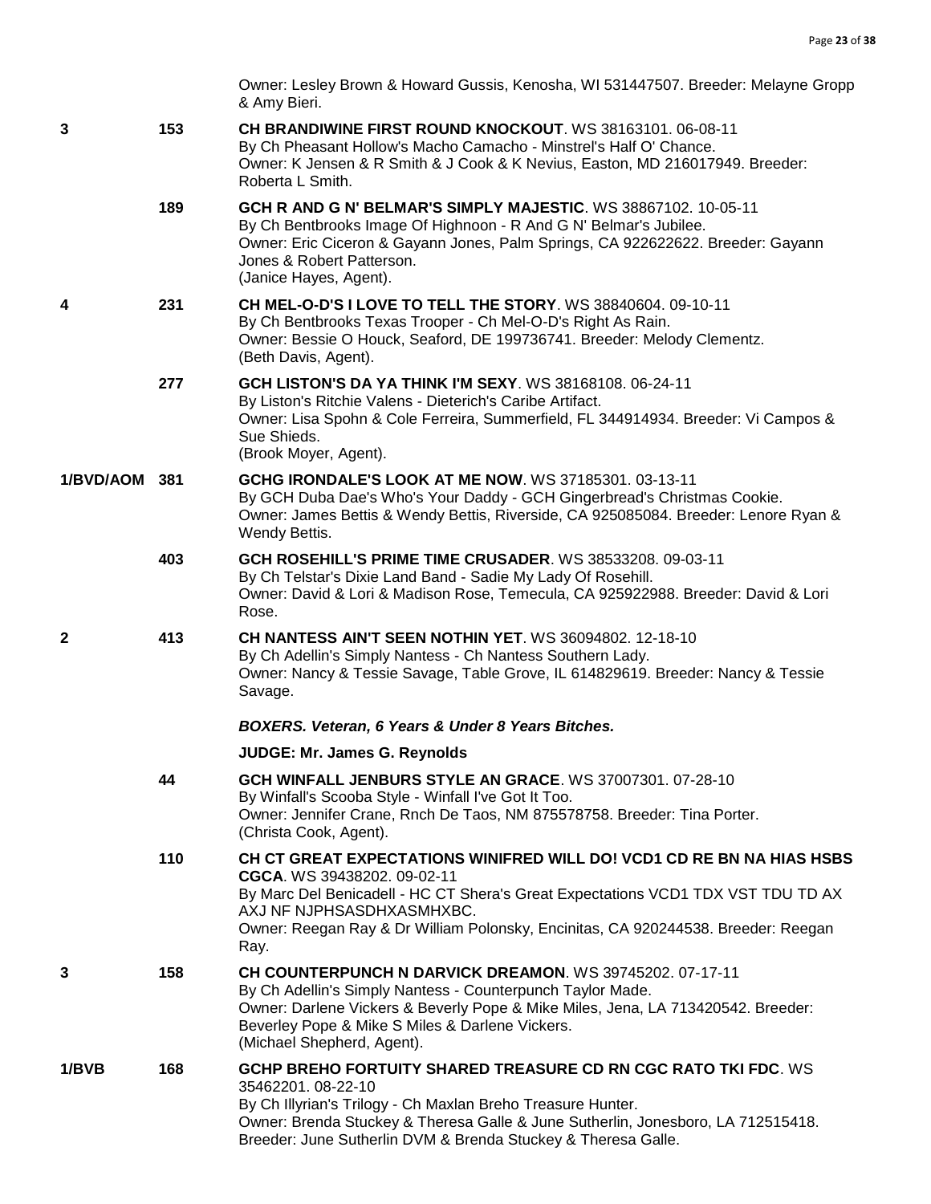Owner: Lesley Brown & Howard Gussis, Kenosha, WI 531447507. Breeder: Melayne Gropp & Amy Bieri.

**3** 153 **CH BRANDIWINE FIRST ROUND KNOCKOUT**. WS 38163101. 06-08-11
By Ch Pheasant Hollow's Macho Camacho - Minstrel's Half O' Chance.
Owner: K Jensen & R Smith & J Cook & K Nevius, Easton, MD 216017949. Breeder: Roberta L Smith.

189 **GCH R AND G N' BELMAR'S SIMPLY MAJESTIC**. WS 38867102. 10-05-11
By Ch Bentbrooks Image Of Highnoon - R And G N' Belmar's Jubilee.
Owner: Eric Ciceron & Gayann Jones, Palm Springs, CA 922622622. Breeder: Gayann Jones & Robert Patterson.
(Janice Hayes, Agent).

**4** 231 **CH MEL-O-D'S I LOVE TO TELL THE STORY**. WS 38840604. 09-10-11
By Ch Bentbrooks Texas Trooper - Ch Mel-O-D's Right As Rain.
Owner: Bessie O Houck, Seaford, DE 199736741. Breeder: Melody Clementz.
(Beth Davis, Agent).

277 **GCH LISTON'S DA YA THINK I'M SEXY**. WS 38168108. 06-24-11
By Liston's Ritchie Valens - Dieterich's Caribe Artifact.
Owner: Lisa Spohn & Cole Ferreira, Summerfield, FL 344914934. Breeder: Vi Campos & Sue Shieds.
(Brook Moyer, Agent).

**1/BVD/AOM** 381 **GCHG IRONDALE'S LOOK AT ME NOW**. WS 37185301. 03-13-11
By GCH Duba Dae's Who's Your Daddy - GCH Gingerbread's Christmas Cookie.
Owner: James Bettis & Wendy Bettis, Riverside, CA 925085084. Breeder: Lenore Ryan & Wendy Bettis.

403 **GCH ROSEHILL'S PRIME TIME CRUSADER**. WS 38533208. 09-03-11
By Ch Telstar's Dixie Land Band - Sadie My Lady Of Rosehill.
Owner: David & Lori & Madison Rose, Temecula, CA 925922988. Breeder: David & Lori Rose.

**2** 413 **CH NANTESS AIN'T SEEN NOTHIN YET**. WS 36094802. 12-18-10
By Ch Adellin's Simply Nantess - Ch Nantess Southern Lady.
Owner: Nancy & Tessie Savage, Table Grove, IL 614829619. Breeder: Nancy & Tessie Savage.

***BOXERS. Veteran, 6 Years & Under 8 Years Bitches.***

**JUDGE: Mr. James G. Reynolds**

44 **GCH WINFALL JENBURS STYLE AN GRACE**. WS 37007301. 07-28-10
By Winfall's Scooba Style - Winfall I've Got It Too.
Owner: Jennifer Crane, Rnch De Taos, NM 875578758. Breeder: Tina Porter.
(Christa Cook, Agent).

110 **CH CT GREAT EXPECTATIONS WINIFRED WILL DO! VCD1 CD RE BN NA HIAS HSBS CGCA**. WS 39438202. 09-02-11
By Marc Del Benicadell - HC CT Shera's Great Expectations VCD1 TDX VST TDU TD AX AXJ NF NJPHSASDHXASMHXBC.
Owner: Reegan Ray & Dr William Polonsky, Encinitas, CA 920244538. Breeder: Reegan Ray.

**3** 158 **CH COUNTERPUNCH N DARVICK DREAMON**. WS 39745202. 07-17-11
By Ch Adellin's Simply Nantess - Counterpunch Taylor Made.
Owner: Darlene Vickers & Beverly Pope & Mike Miles, Jena, LA 713420542. Breeder: Beverley Pope & Mike S Miles & Darlene Vickers.
(Michael Shepherd, Agent).

**1/BVB** 168 **GCHP BREHO FORTUITY SHARED TREASURE CD RN CGC RATO TKI FDC**. WS 35462201. 08-22-10
By Ch Illyrian's Trilogy - Ch Maxlan Breho Treasure Hunter.
Owner: Brenda Stuckey & Theresa Galle & June Sutherlin, Jonesboro, LA 712515418. Breeder: June Sutherlin DVM & Brenda Stuckey & Theresa Galle.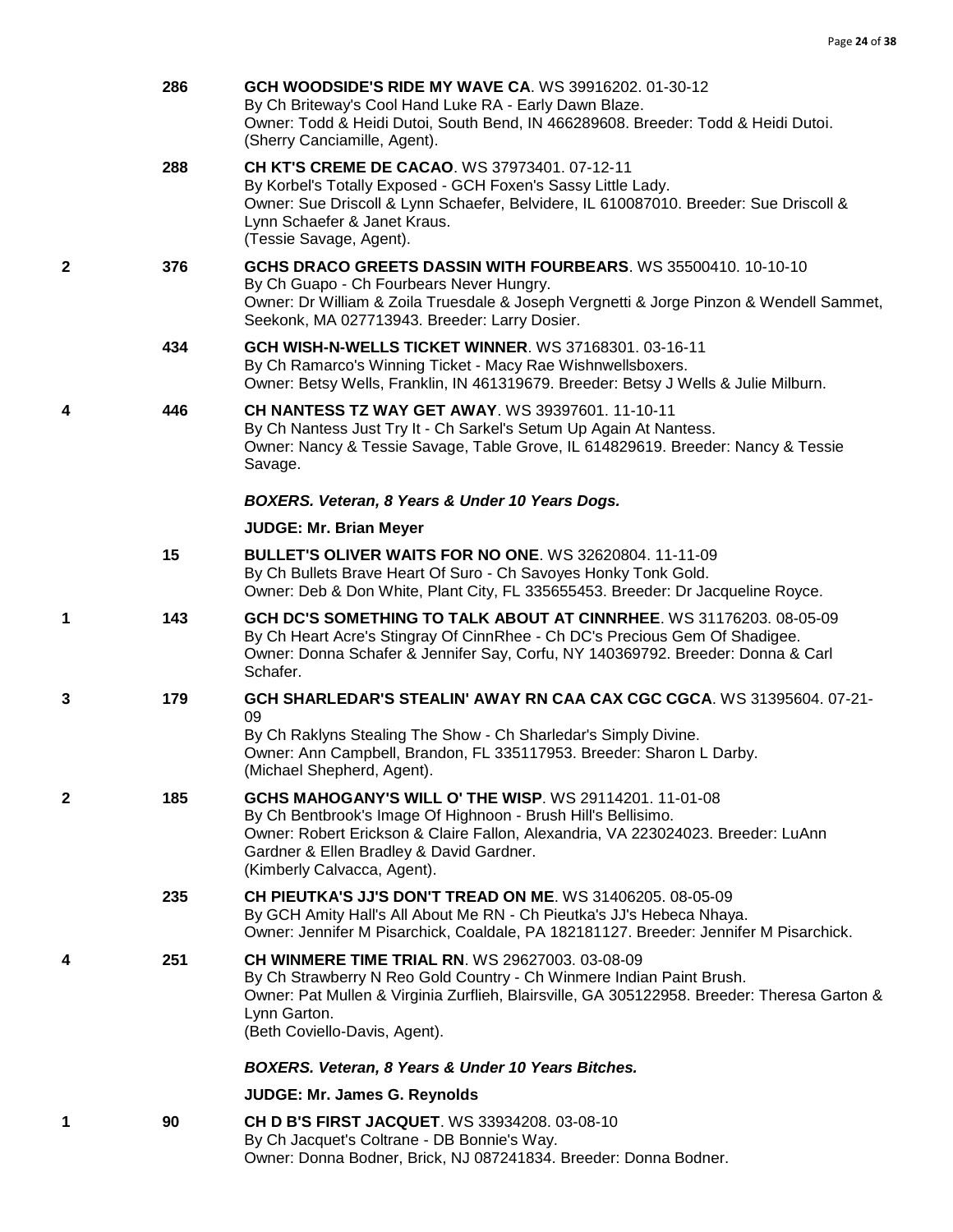286 **GCH WOODSIDE'S RIDE MY WAVE CA**. WS 39916202. 01-30-12
By Ch Briteway's Cool Hand Luke RA - Early Dawn Blaze.
Owner: Todd & Heidi Dutoi, South Bend, IN 466289608. Breeder: Todd & Heidi Dutoi.
(Sherry Canciamille, Agent).

288 **CH KT'S CREME DE CACAO**. WS 37973401. 07-12-11
By Korbel's Totally Exposed - GCH Foxen's Sassy Little Lady.
Owner: Sue Driscoll & Lynn Schaefer, Belvidere, IL 610087010. Breeder: Sue Driscoll & Lynn Schaefer & Janet Kraus.
(Tessie Savage, Agent).

2 376 **GCHS DRACO GREETS DASSIN WITH FOURBEARS**. WS 35500410. 10-10-10
By Ch Guapo - Ch Fourbears Never Hungry.
Owner: Dr William & Zoila Truesdale & Joseph Vergnetti & Jorge Pinzon & Wendell Sammet, Seekonk, MA 027713943. Breeder: Larry Dosier.

434 **GCH WISH-N-WELLS TICKET WINNER**. WS 37168301. 03-16-11
By Ch Ramarco's Winning Ticket - Macy Rae Wishnwellsboxers.
Owner: Betsy Wells, Franklin, IN 461319679. Breeder: Betsy J Wells & Julie Milburn.

4 446 **CH NANTESS TZ WAY GET AWAY**. WS 39397601. 11-10-11
By Ch Nantess Just Try It - Ch Sarkel's Setum Up Again At Nantess.
Owner: Nancy & Tessie Savage, Table Grove, IL 614829619. Breeder: Nancy & Tessie Savage.

***BOXERS. Veteran, 8 Years & Under 10 Years Dogs.***

**JUDGE: Mr. Brian Meyer**

15 **BULLET'S OLIVER WAITS FOR NO ONE**. WS 32620804. 11-11-09
By Ch Bullets Brave Heart Of Suro - Ch Savoyes Honky Tonk Gold.
Owner: Deb & Don White, Plant City, FL 335655453. Breeder: Dr Jacqueline Royce.

1 143 **GCH DC'S SOMETHING TO TALK ABOUT AT CINNRHEE**. WS 31176203. 08-05-09
By Ch Heart Acre's Stingray Of CinnRhee - Ch DC's Precious Gem Of Shadigee.
Owner: Donna Schafer & Jennifer Say, Corfu, NY 140369792. Breeder: Donna & Carl Schafer.

3 179 **GCH SHARLEDAR'S STEALIN' AWAY RN CAA CAX CGC CGCA**. WS 31395604. 07-21-09
By Ch Raklyns Stealing The Show - Ch Sharledar's Simply Divine.
Owner: Ann Campbell, Brandon, FL 335117953. Breeder: Sharon L Darby.
(Michael Shepherd, Agent).

2 185 **GCHS MAHOGANY'S WILL O' THE WISP**. WS 29114201. 11-01-08
By Ch Bentbrook's Image Of Highnoon - Brush Hill's Bellisimo.
Owner: Robert Erickson & Claire Fallon, Alexandria, VA 223024023. Breeder: LuAnn Gardner & Ellen Bradley & David Gardner.
(Kimberly Calvacca, Agent).

235 **CH PIEUTKA'S JJ'S DON'T TREAD ON ME**. WS 31406205. 08-05-09
By GCH Amity Hall's All About Me RN - Ch Pieutka's JJ's Hebeca Nhaya.
Owner: Jennifer M Pisarchick, Coaldale, PA 182181127. Breeder: Jennifer M Pisarchick.

4 251 **CH WINMERE TIME TRIAL RN**. WS 29627003. 03-08-09
By Ch Strawberry N Reo Gold Country - Ch Winmere Indian Paint Brush.
Owner: Pat Mullen & Virginia Zurflieh, Blairsville, GA 305122958. Breeder: Theresa Garton & Lynn Garton.
(Beth Coviello-Davis, Agent).

***BOXERS. Veteran, 8 Years & Under 10 Years Bitches.***

**JUDGE: Mr. James G. Reynolds**

1 90 **CH D B'S FIRST JACQUET**. WS 33934208. 03-08-10
By Ch Jacquet's Coltrane - DB Bonnie's Way.
Owner: Donna Bodner, Brick, NJ 087241834. Breeder: Donna Bodner.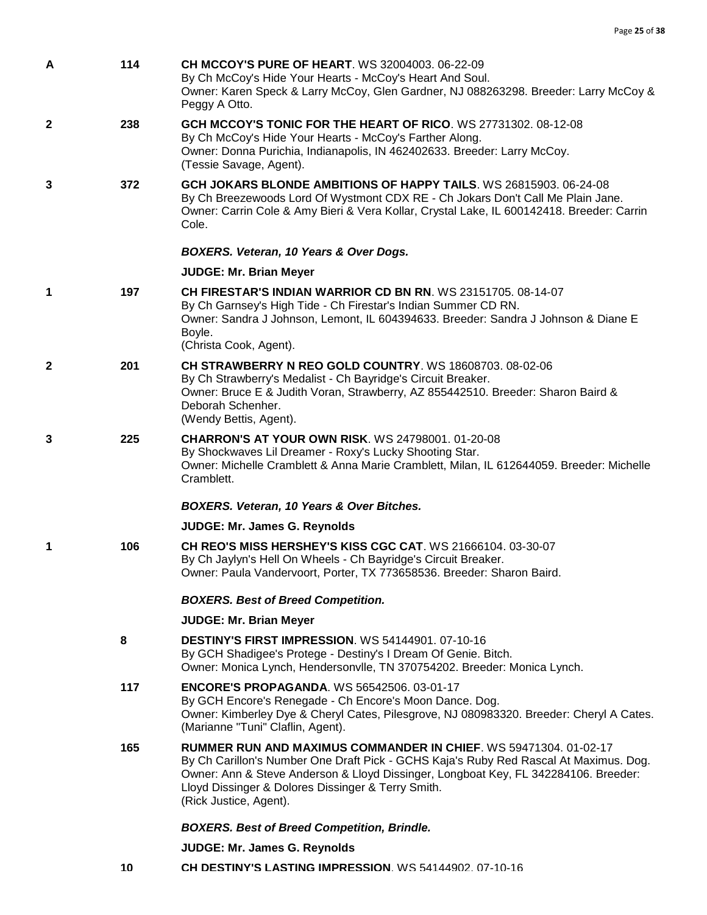A 114 **CH MCCOY'S PURE OF HEART**. WS 32004003. 06-22-09
By Ch McCoy's Hide Your Hearts - McCoy's Heart And Soul.
Owner: Karen Speck & Larry McCoy, Glen Gardner, NJ 088263298. Breeder: Larry McCoy & Peggy A Otto.

2 238 **GCH MCCOY'S TONIC FOR THE HEART OF RICO**. WS 27731302. 08-12-08
By Ch McCoy's Hide Your Hearts - McCoy's Farther Along.
Owner: Donna Purichia, Indianapolis, IN 462402633. Breeder: Larry McCoy.
(Tessie Savage, Agent).

3 372 **GCH JOKARS BLONDE AMBITIONS OF HAPPY TAILS**. WS 26815903. 06-24-08
By Ch Breezewoods Lord Of Wystmont CDX RE - Ch Jokars Don't Call Me Plain Jane.
Owner: Carrin Cole & Amy Bieri & Vera Kollar, Crystal Lake, IL 600142418. Breeder: Carrin Cole.

***BOXERS. Veteran, 10 Years & Over Dogs.***

**JUDGE: Mr. Brian Meyer**

1 197 **CH FIRESTAR'S INDIAN WARRIOR CD BN RN**. WS 23151705. 08-14-07
By Ch Garnsey's High Tide - Ch Firestar's Indian Summer CD RN.
Owner: Sandra J Johnson, Lemont, IL 604394633. Breeder: Sandra J Johnson & Diane E Boyle.
(Christa Cook, Agent).

2 201 **CH STRAWBERRY N REO GOLD COUNTRY**. WS 18608703. 08-02-06
By Ch Strawberry's Medalist - Ch Bayridge's Circuit Breaker.
Owner: Bruce E & Judith Voran, Strawberry, AZ 855442510. Breeder: Sharon Baird & Deborah Schenher.
(Wendy Bettis, Agent).

3 225 **CHARRON'S AT YOUR OWN RISK**. WS 24798001. 01-20-08
By Shockwaves Lil Dreamer - Roxy's Lucky Shooting Star.
Owner: Michelle Cramblett & Anna Marie Cramblett, Milan, IL 612644059. Breeder: Michelle Cramblett.

***BOXERS. Veteran, 10 Years & Over Bitches.***

**JUDGE: Mr. James G. Reynolds**

1 106 **CH REO'S MISS HERSHEY'S KISS CGC CAT**. WS 21666104. 03-30-07
By Ch Jaylyn's Hell On Wheels - Ch Bayridge's Circuit Breaker.
Owner: Paula Vandervoort, Porter, TX 773658536. Breeder: Sharon Baird.

***BOXERS. Best of Breed Competition.***

**JUDGE: Mr. Brian Meyer**

8 **DESTINY'S FIRST IMPRESSION**. WS 54144901. 07-10-16
By GCH Shadigee's Protege - Destiny's I Dream Of Genie. Bitch.
Owner: Monica Lynch, Hendersonvlle, TN 370754202. Breeder: Monica Lynch.

117 **ENCORE'S PROPAGANDA**. WS 56542506. 03-01-17
By GCH Encore's Renegade - Ch Encore's Moon Dance. Dog.
Owner: Kimberley Dye & Cheryl Cates, Pilesgrove, NJ 080983320. Breeder: Cheryl A Cates.
(Marianne "Tuni" Claflin, Agent).

165 **RUMMER RUN AND MAXIMUS COMMANDER IN CHIEF**. WS 59471304. 01-02-17
By Ch Carillon's Number One Draft Pick - GCHS Kaja's Ruby Red Rascal At Maximus. Dog.
Owner: Ann & Steve Anderson & Lloyd Dissinger, Longboat Key, FL 342284106. Breeder: Lloyd Dissinger & Dolores Dissinger & Terry Smith.
(Rick Justice, Agent).

***BOXERS. Best of Breed Competition, Brindle.***

**JUDGE: Mr. James G. Reynolds**

10 **CH DESTINY'S LASTING IMPRESSION**. WS 54144902. 07-10-16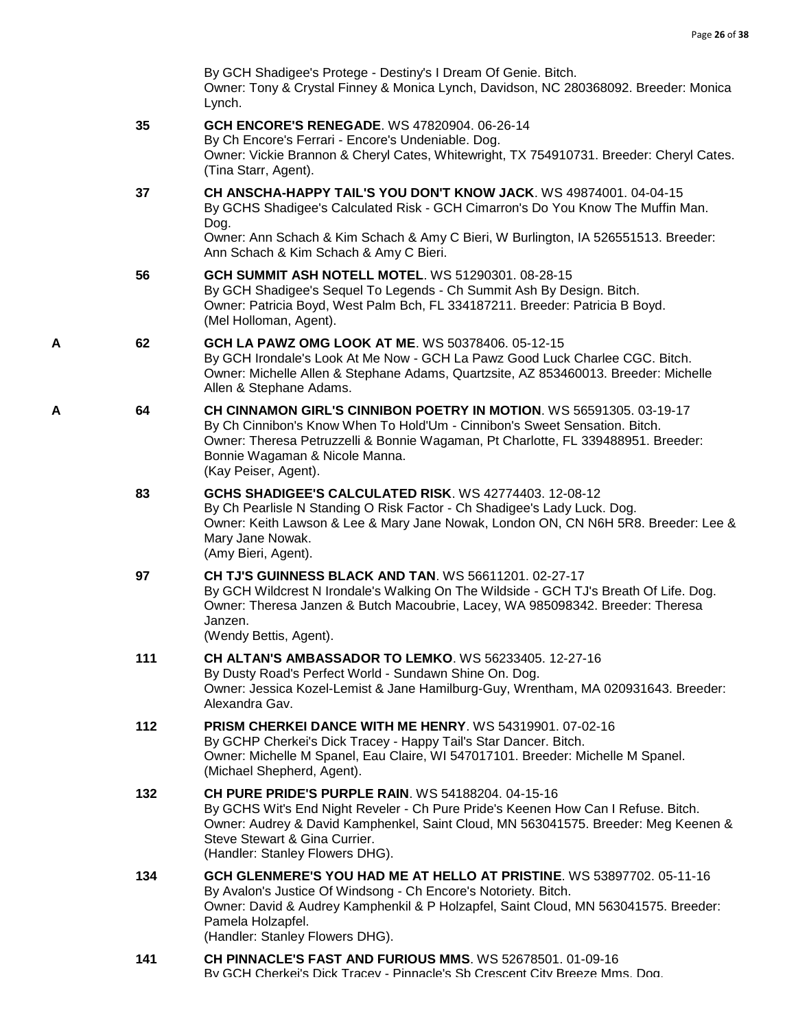By GCH Shadigee's Protege - Destiny's I Dream Of Genie. Bitch.
Owner: Tony & Crystal Finney & Monica Lynch, Davidson, NC 280368092. Breeder: Monica Lynch.

**35** **GCH ENCORE'S RENEGADE**. WS 47820904. 06-26-14
By Ch Encore's Ferrari - Encore's Undeniable. Dog.
Owner: Vickie Brannon & Cheryl Cates, Whitewright, TX 754910731. Breeder: Cheryl Cates.
(Tina Starr, Agent).

**37** **CH ANSCHA-HAPPY TAIL'S YOU DON'T KNOW JACK**. WS 49874001. 04-04-15
By GCHS Shadigee's Calculated Risk - GCH Cimarron's Do You Know The Muffin Man. Dog.
Owner: Ann Schach & Kim Schach & Amy C Bieri, W Burlington, IA 526551513. Breeder: Ann Schach & Kim Schach & Amy C Bieri.

**56** **GCH SUMMIT ASH NOTELL MOTEL**. WS 51290301. 08-28-15
By GCH Shadigee's Sequel To Legends - Ch Summit Ash By Design. Bitch.
Owner: Patricia Boyd, West Palm Bch, FL 334187211. Breeder: Patricia B Boyd.
(Mel Holloman, Agent).

A **62** **GCH LA PAWZ OMG LOOK AT ME**. WS 50378406. 05-12-15
By GCH Irondale's Look At Me Now - GCH La Pawz Good Luck Charlee CGC. Bitch.
Owner: Michelle Allen & Stephane Adams, Quartzsite, AZ 853460013. Breeder: Michelle Allen & Stephane Adams.

A **64** **CH CINNAMON GIRL'S CINNIBON POETRY IN MOTION**. WS 56591305. 03-19-17
By Ch Cinnibon's Know When To Hold'Um - Cinnibon's Sweet Sensation. Bitch.
Owner: Theresa Petruzzelli & Bonnie Wagaman, Pt Charlotte, FL 339488951. Breeder: Bonnie Wagaman & Nicole Manna.
(Kay Peiser, Agent).

**83** **GCHS SHADIGEE'S CALCULATED RISK**. WS 42774403. 12-08-12
By Ch Pearlisle N Standing O Risk Factor - Ch Shadigee's Lady Luck. Dog.
Owner: Keith Lawson & Lee & Mary Jane Nowak, London ON, CN N6H 5R8. Breeder: Lee & Mary Jane Nowak.
(Amy Bieri, Agent).

**97** **CH TJ'S GUINNESS BLACK AND TAN**. WS 56611201. 02-27-17
By GCH Wildcrest N Irondale's Walking On The Wildside - GCH TJ's Breath Of Life. Dog.
Owner: Theresa Janzen & Butch Macoubrie, Lacey, WA 985098342. Breeder: Theresa Janzen.
(Wendy Bettis, Agent).

**111** **CH ALTAN'S AMBASSADOR TO LEMKO**. WS 56233405. 12-27-16
By Dusty Road's Perfect World - Sundawn Shine On. Dog.
Owner: Jessica Kozel-Lemist & Jane Hamilburg-Guy, Wrentham, MA 020931643. Breeder: Alexandra Gav.

**112** **PRISM CHERKEI DANCE WITH ME HENRY**. WS 54319901. 07-02-16
By GCHP Cherkei's Dick Tracey - Happy Tail's Star Dancer. Bitch.
Owner: Michelle M Spanel, Eau Claire, WI 547017101. Breeder: Michelle M Spanel.
(Michael Shepherd, Agent).

**132** **CH PURE PRIDE'S PURPLE RAIN**. WS 54188204. 04-15-16
By GCHS Wit's End Night Reveler - Ch Pure Pride's Keenen How Can I Refuse. Bitch.
Owner: Audrey & David Kamphenkel, Saint Cloud, MN 563041575. Breeder: Meg Keenen & Steve Stewart & Gina Currier.
(Handler: Stanley Flowers DHG).

**134** **GCH GLENMERE'S YOU HAD ME AT HELLO AT PRISTINE**. WS 53897702. 05-11-16
By Avalon's Justice Of Windsong - Ch Encore's Notoriety. Bitch.
Owner: David & Audrey Kamphenkil & P Holzapfel, Saint Cloud, MN 563041575. Breeder: Pamela Holzapfel.
(Handler: Stanley Flowers DHG).

**141** **CH PINNACLE'S FAST AND FURIOUS MMS**. WS 52678501. 01-09-16
By GCH Cherkei's Dick Tracey - Pinnacle's Sb Crescent City Breeze Mms. Dog.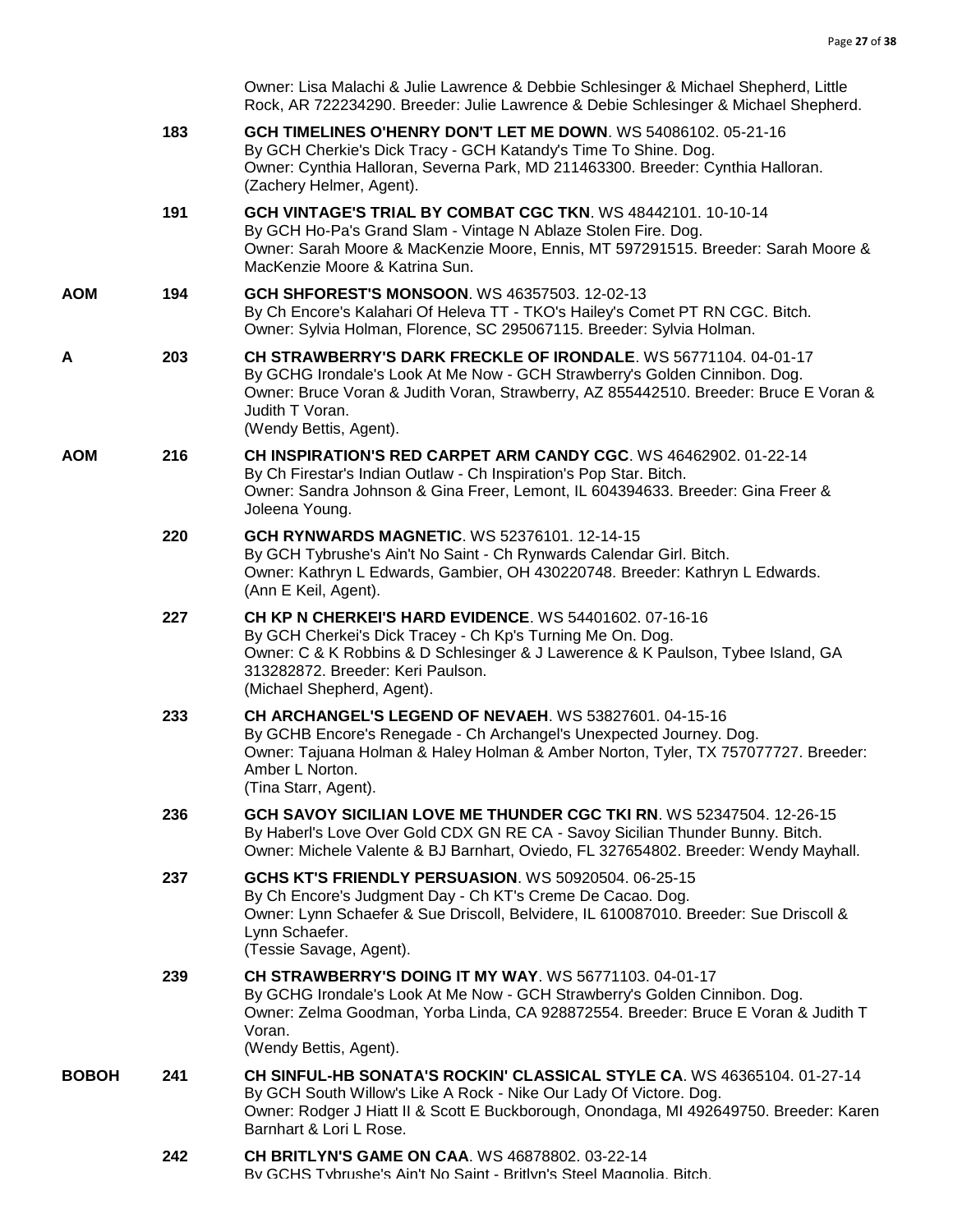Owner: Lisa Malachi & Julie Lawrence & Debbie Schlesinger & Michael Shepherd, Little Rock, AR 722234290. Breeder: Julie Lawrence & Debie Schlesinger & Michael Shepherd.

183 **GCH TIMELINES O'HENRY DON'T LET ME DOWN**. WS 54086102. 05-21-16
By GCH Cherkie's Dick Tracy - GCH Katandy's Time To Shine. Dog.
Owner: Cynthia Halloran, Severna Park, MD 211463300. Breeder: Cynthia Halloran.
(Zachery Helmer, Agent).

191 **GCH VINTAGE'S TRIAL BY COMBAT CGC TKN**. WS 48442101. 10-10-14
By GCH Ho-Pa's Grand Slam - Vintage N Ablaze Stolen Fire. Dog.
Owner: Sarah Moore & MacKenzie Moore, Ennis, MT 597291515. Breeder: Sarah Moore & MacKenzie Moore & Katrina Sun.

**AOM** 194 **GCH SHFOREST'S MONSOON**. WS 46357503. 12-02-13
By Ch Encore's Kalahari Of Heleva TT - TKO's Hailey's Comet PT RN CGC. Bitch.
Owner: Sylvia Holman, Florence, SC 295067115. Breeder: Sylvia Holman.

**A** 203 **CH STRAWBERRY'S DARK FRECKLE OF IRONDALE**. WS 56771104. 04-01-17
By GCHG Irondale's Look At Me Now - GCH Strawberry's Golden Cinnibon. Dog.
Owner: Bruce Voran & Judith Voran, Strawberry, AZ 855442510. Breeder: Bruce E Voran & Judith T Voran.
(Wendy Bettis, Agent).

**AOM** 216 **CH INSPIRATION'S RED CARPET ARM CANDY CGC**. WS 46462902. 01-22-14
By Ch Firestar's Indian Outlaw - Ch Inspiration's Pop Star. Bitch.
Owner: Sandra Johnson & Gina Freer, Lemont, IL 604394633. Breeder: Gina Freer & Joleena Young.

220 **GCH RYNWARDS MAGNETIC**. WS 52376101. 12-14-15
By GCH Tybrushe's Ain't No Saint - Ch Rynwards Calendar Girl. Bitch.
Owner: Kathryn L Edwards, Gambier, OH 430220748. Breeder: Kathryn L Edwards.
(Ann E Keil, Agent).

227 **CH KP N CHERKEI'S HARD EVIDENCE**. WS 54401602. 07-16-16
By GCH Cherkei's Dick Tracey - Ch Kp's Turning Me On. Dog.
Owner: C & K Robbins & D Schlesinger & J Lawerence & K Paulson, Tybee Island, GA 313282872. Breeder: Keri Paulson.
(Michael Shepherd, Agent).

233 **CH ARCHANGEL'S LEGEND OF NEVAEH**. WS 53827601. 04-15-16
By GCHB Encore's Renegade - Ch Archangel's Unexpected Journey. Dog.
Owner: Tajuana Holman & Haley Holman & Amber Norton, Tyler, TX 757077727. Breeder: Amber L Norton.
(Tina Starr, Agent).

236 **GCH SAVOY SICILIAN LOVE ME THUNDER CGC TKI RN**. WS 52347504. 12-26-15
By Haberl's Love Over Gold CDX GN RE CA - Savoy Sicilian Thunder Bunny. Bitch.
Owner: Michele Valente & BJ Barnhart, Oviedo, FL 327654802. Breeder: Wendy Mayhall.

237 **GCHS KT'S FRIENDLY PERSUASION**. WS 50920504. 06-25-15
By Ch Encore's Judgment Day - Ch KT's Creme De Cacao. Dog.
Owner: Lynn Schaefer & Sue Driscoll, Belvidere, IL 610087010. Breeder: Sue Driscoll & Lynn Schaefer.
(Tessie Savage, Agent).

239 **CH STRAWBERRY'S DOING IT MY WAY**. WS 56771103. 04-01-17
By GCHG Irondale's Look At Me Now - GCH Strawberry's Golden Cinnibon. Dog.
Owner: Zelma Goodman, Yorba Linda, CA 928872554. Breeder: Bruce E Voran & Judith T Voran.
(Wendy Bettis, Agent).

**BOBOH** 241 **CH SINFUL-HB SONATA'S ROCKIN' CLASSICAL STYLE CA**. WS 46365104. 01-27-14
By GCH South Willow's Like A Rock - Nike Our Lady Of Victore. Dog.
Owner: Rodger J Hiatt II & Scott E Buckborough, Onondaga, MI 492649750. Breeder: Karen Barnhart & Lori L Rose.

242 **CH BRITLYN'S GAME ON CAA**. WS 46878802. 03-22-14
By GCHS Tybrushe's Ain't No Saint - Britlyn's Steel Magnolia. Bitch.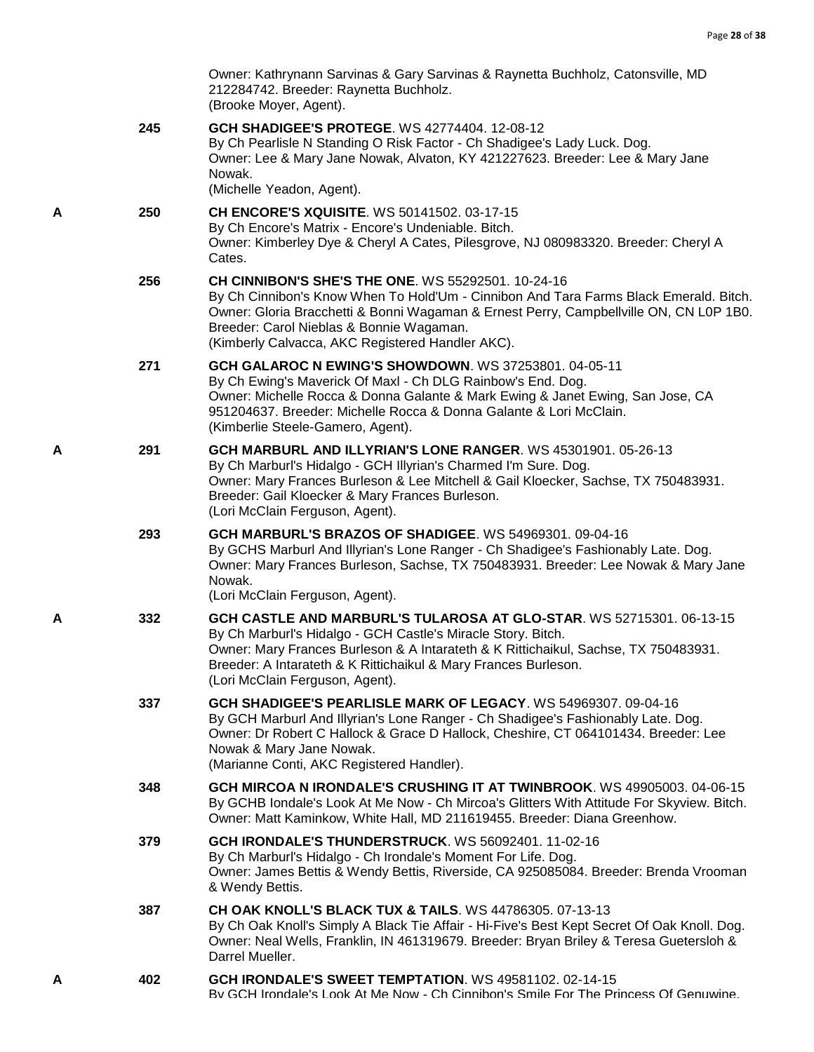Owner: Kathrynann Sarvinas & Gary Sarvinas & Raynetta Buchholz, Catonsville, MD 212284742. Breeder: Raynetta Buchholz.
(Brooke Moyer, Agent).

245 **GCH SHADIGEE'S PROTEGE**. WS 42774404. 12-08-12
By Ch Pearlisle N Standing O Risk Factor - Ch Shadigee's Lady Luck. Dog.
Owner: Lee & Mary Jane Nowak, Alvaton, KY 421227623. Breeder: Lee & Mary Jane Nowak.
(Michelle Yeadon, Agent).

A 250 **CH ENCORE'S XQUISITE**. WS 50141502. 03-17-15
By Ch Encore's Matrix - Encore's Undeniable. Bitch.
Owner: Kimberley Dye & Cheryl A Cates, Pilesgrove, NJ 080983320. Breeder: Cheryl A Cates.

256 **CH CINNIBON'S SHE'S THE ONE**. WS 55292501. 10-24-16
By Ch Cinnibon's Know When To Hold'Um - Cinnibon And Tara Farms Black Emerald. Bitch.
Owner: Gloria Bracchetti & Bonni Wagaman & Ernest Perry, Campbellville ON, CN L0P 1B0. Breeder: Carol Nieblas & Bonnie Wagaman.
(Kimberly Calvacca, AKC Registered Handler AKC).

271 **GCH GALAROC N EWING'S SHOWDOWN**. WS 37253801. 04-05-11
By Ch Ewing's Maverick Of Maxl - Ch DLG Rainbow's End. Dog.
Owner: Michelle Rocca & Donna Galante & Mark Ewing & Janet Ewing, San Jose, CA 951204637. Breeder: Michelle Rocca & Donna Galante & Lori McClain.
(Kimberlie Steele-Gamero, Agent).

A 291 **GCH MARBURL AND ILLYRIAN'S LONE RANGER**. WS 45301901. 05-26-13
By Ch Marburl's Hidalgo - GCH Illyrian's Charmed I'm Sure. Dog.
Owner: Mary Frances Burleson & Lee Mitchell & Gail Kloecker, Sachse, TX 750483931. Breeder: Gail Kloecker & Mary Frances Burleson.
(Lori McClain Ferguson, Agent).

293 **GCH MARBURL'S BRAZOS OF SHADIGEE**. WS 54969301. 09-04-16
By GCHS Marburl And Illyrian's Lone Ranger - Ch Shadigee's Fashionably Late. Dog.
Owner: Mary Frances Burleson, Sachse, TX 750483931. Breeder: Lee Nowak & Mary Jane Nowak.
(Lori McClain Ferguson, Agent).

A 332 **GCH CASTLE AND MARBURL'S TULAROSA AT GLO-STAR**. WS 52715301. 06-13-15
By Ch Marburl's Hidalgo - GCH Castle's Miracle Story. Bitch.
Owner: Mary Frances Burleson & A Intarateth & K Rittichaikul, Sachse, TX 750483931. Breeder: A Intarateth & K Rittichaikul & Mary Frances Burleson.
(Lori McClain Ferguson, Agent).

337 **GCH SHADIGEE'S PEARLISLE MARK OF LEGACY**. WS 54969307. 09-04-16
By GCH Marburl And Illyrian's Lone Ranger - Ch Shadigee's Fashionably Late. Dog.
Owner: Dr Robert C Hallock & Grace D Hallock, Cheshire, CT 064101434. Breeder: Lee Nowak & Mary Jane Nowak.
(Marianne Conti, AKC Registered Handler).

348 **GCH MIRCOA N IRONDALE'S CRUSHING IT AT TWINBROOK**. WS 49905003. 04-06-15
By GCHB Iondale's Look At Me Now - Ch Mircoa's Glitters With Attitude For Skyview. Bitch.
Owner: Matt Kaminkow, White Hall, MD 211619455. Breeder: Diana Greenhow.

379 **GCH IRONDALE'S THUNDERSTRUCK**. WS 56092401. 11-02-16
By Ch Marburl's Hidalgo - Ch Irondale's Moment For Life. Dog.
Owner: James Bettis & Wendy Bettis, Riverside, CA 925085084. Breeder: Brenda Vrooman & Wendy Bettis.

387 **CH OAK KNOLL'S BLACK TUX & TAILS**. WS 44786305. 07-13-13
By Ch Oak Knoll's Simply A Black Tie Affair - Hi-Five's Best Kept Secret Of Oak Knoll. Dog.
Owner: Neal Wells, Franklin, IN 461319679. Breeder: Bryan Briley & Teresa Guetersloh & Darrel Mueller.

A 402 **GCH IRONDALE'S SWEET TEMPTATION**. WS 49581102. 02-14-15
By GCH Irondale's Look At Me Now - Ch Cinnibon's Smile For The Princess Of Genuwine.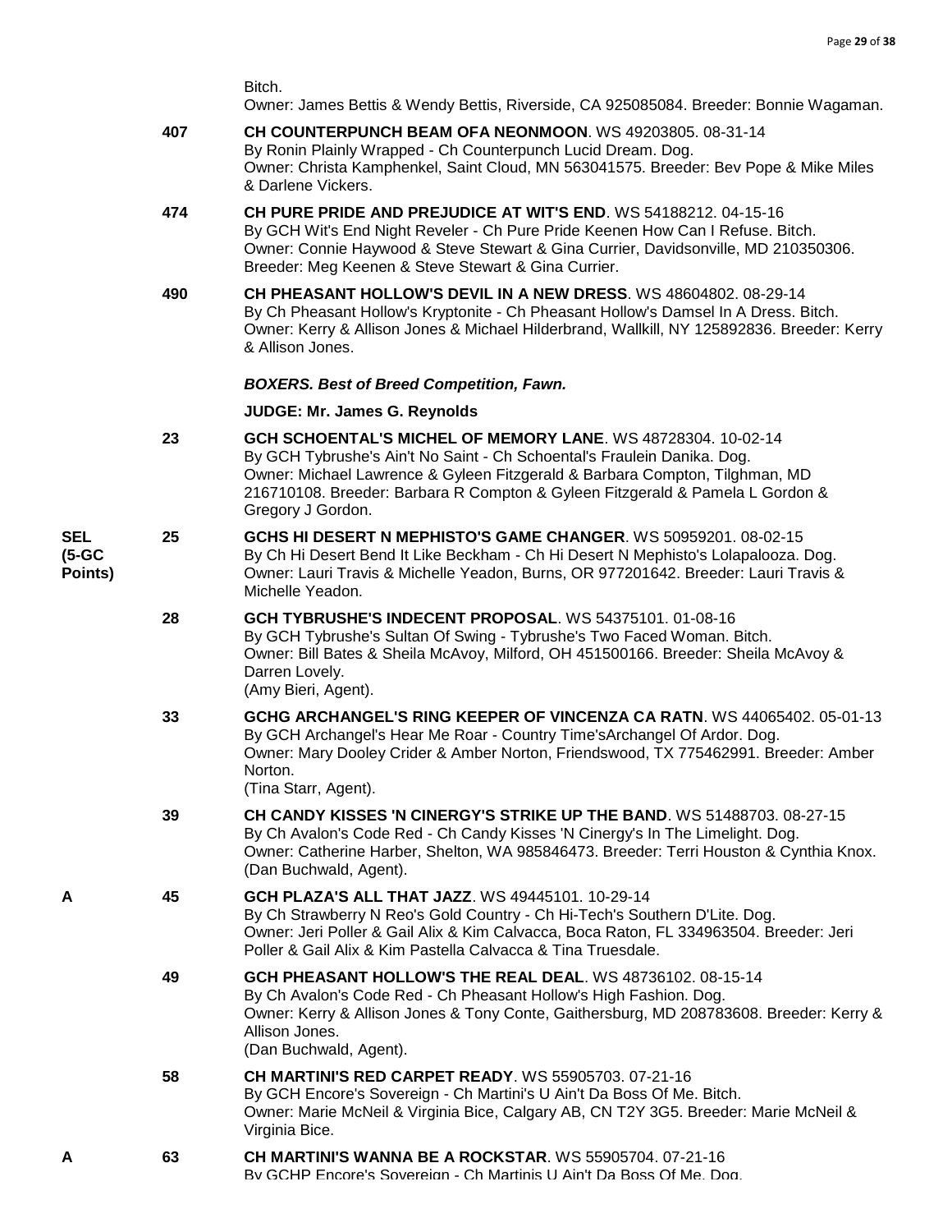Bitch.
Owner: James Bettis & Wendy Bettis, Riverside, CA 925085084. Breeder: Bonnie Wagaman.

**407** **CH COUNTERPUNCH BEAM OFA NEONMOON**. WS 49203805. 08-31-14
By Ronin Plainly Wrapped - Ch Counterpunch Lucid Dream. Dog.
Owner: Christa Kamphenkel, Saint Cloud, MN 563041575. Breeder: Bev Pope & Mike Miles & Darlene Vickers.

**474** **CH PURE PRIDE AND PREJUDICE AT WIT'S END**. WS 54188212. 04-15-16
By GCH Wit's End Night Reveler - Ch Pure Pride Keenen How Can I Refuse. Bitch.
Owner: Connie Haywood & Steve Stewart & Gina Currier, Davidsonville, MD 210350306. Breeder: Meg Keenen & Steve Stewart & Gina Currier.

**490** **CH PHEASANT HOLLOW'S DEVIL IN A NEW DRESS**. WS 48604802. 08-29-14
By Ch Pheasant Hollow's Kryptonite - Ch Pheasant Hollow's Damsel In A Dress. Bitch.
Owner: Kerry & Allison Jones & Michael Hilderbrand, Wallkill, NY 125892836. Breeder: Kerry & Allison Jones.

***BOXERS. Best of Breed Competition, Fawn.***

**JUDGE: Mr. James G. Reynolds**

**23** **GCH SCHOENTAL'S MICHEL OF MEMORY LANE**. WS 48728304. 10-02-14
By GCH Tybrushe's Ain't No Saint - Ch Schoental's Fraulein Danika. Dog.
Owner: Michael Lawrence & Gyleen Fitzgerald & Barbara Compton, Tilghman, MD 216710108. Breeder: Barbara R Compton & Gyleen Fitzgerald & Pamela L Gordon & Gregory J Gordon.

**SEL (5-GC Points)** **25** **GCHS HI DESERT N MEPHISTO'S GAME CHANGER**. WS 50959201. 08-02-15
By Ch Hi Desert Bend It Like Beckham - Ch Hi Desert N Mephisto's Lolapalooza. Dog.
Owner: Lauri Travis & Michelle Yeadon, Burns, OR 977201642. Breeder: Lauri Travis & Michelle Yeadon.

**28** **GCH TYBRUSHE'S INDECENT PROPOSAL**. WS 54375101. 01-08-16
By GCH Tybrushe's Sultan Of Swing - Tybrushe's Two Faced Woman. Bitch.
Owner: Bill Bates & Sheila McAvoy, Milford, OH 451500166. Breeder: Sheila McAvoy & Darren Lovely.
(Amy Bieri, Agent).

**33** **GCHG ARCHANGEL'S RING KEEPER OF VINCENZA CA RATN**. WS 44065402. 05-01-13
By GCH Archangel's Hear Me Roar - Country Time'sArchangel Of Ardor. Dog.
Owner: Mary Dooley Crider & Amber Norton, Friendswood, TX 775462991. Breeder: Amber Norton.
(Tina Starr, Agent).

**39** **CH CANDY KISSES 'N CINERGY'S STRIKE UP THE BAND**. WS 51488703. 08-27-15
By Ch Avalon's Code Red - Ch Candy Kisses 'N Cinergy's In The Limelight. Dog.
Owner: Catherine Harber, Shelton, WA 985846473. Breeder: Terri Houston & Cynthia Knox.
(Dan Buchwald, Agent).

**A** **45** **GCH PLAZA'S ALL THAT JAZZ**. WS 49445101. 10-29-14
By Ch Strawberry N Reo's Gold Country - Ch Hi-Tech's Southern D'Lite. Dog.
Owner: Jeri Poller & Gail Alix & Kim Calvacca, Boca Raton, FL 334963504. Breeder: Jeri Poller & Gail Alix & Kim Pastella Calvacca & Tina Truesdale.

**49** **GCH PHEASANT HOLLOW'S THE REAL DEAL**. WS 48736102. 08-15-14
By Ch Avalon's Code Red - Ch Pheasant Hollow's High Fashion. Dog.
Owner: Kerry & Allison Jones & Tony Conte, Gaithersburg, MD 208783608. Breeder: Kerry & Allison Jones.
(Dan Buchwald, Agent).

**58** **CH MARTINI'S RED CARPET READY**. WS 55905703. 07-21-16
By GCH Encore's Sovereign - Ch Martini's U Ain't Da Boss Of Me. Bitch.
Owner: Marie McNeil & Virginia Bice, Calgary AB, CN T2Y 3G5. Breeder: Marie McNeil & Virginia Bice.

**A** **63** **CH MARTINI'S WANNA BE A ROCKSTAR**. WS 55905704. 07-21-16
By GCHP Encore's Sovereign - Ch Martinis U Ain't Da Boss Of Me. Dog.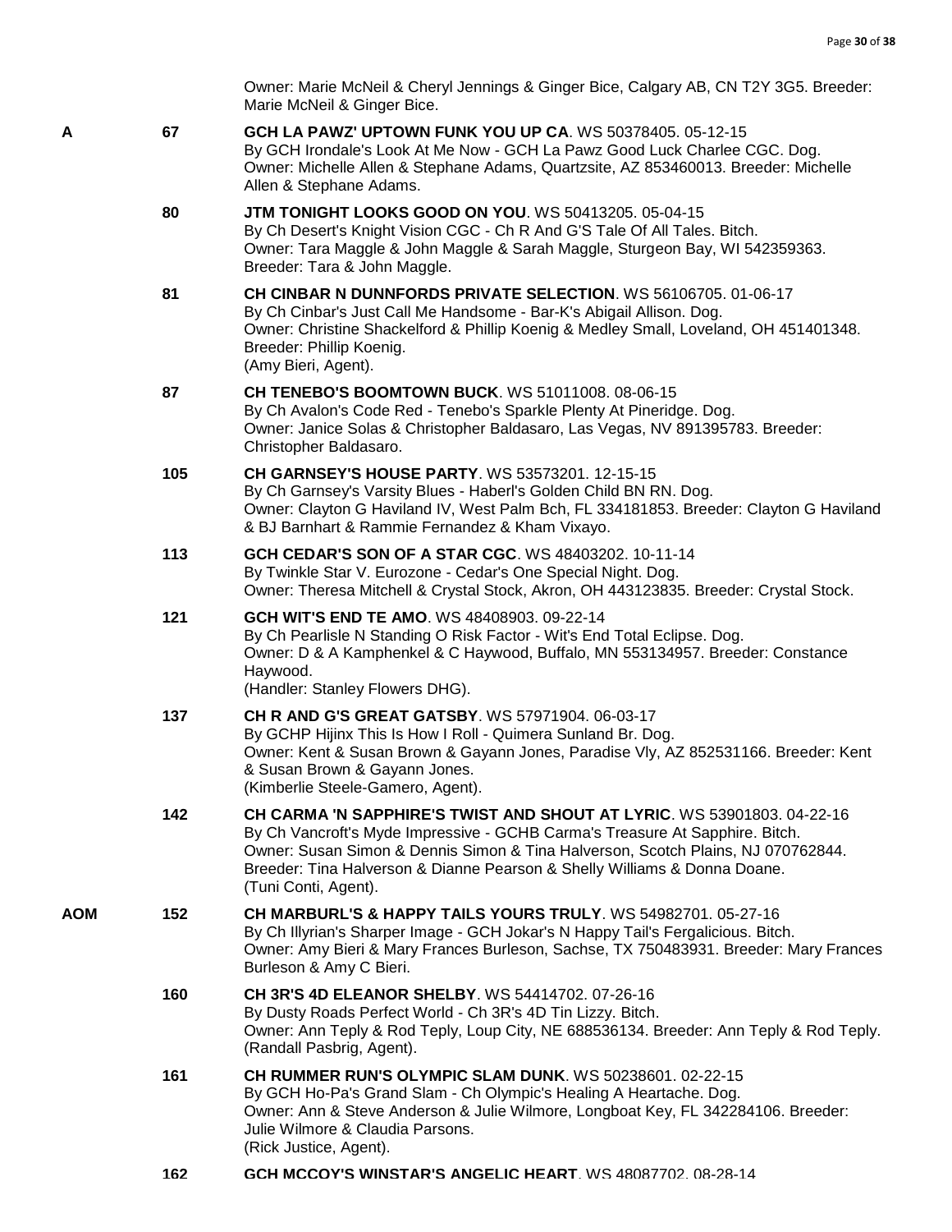Owner: Marie McNeil & Cheryl Jennings & Ginger Bice, Calgary AB, CN T2Y 3G5. Breeder: Marie McNeil & Ginger Bice.

**A** 67 **GCH LA PAWZ' UPTOWN FUNK YOU UP CA**. WS 50378405. 05-12-15
By GCH Irondale's Look At Me Now - GCH La Pawz Good Luck Charlee CGC. Dog.
Owner: Michelle Allen & Stephane Adams, Quartzsite, AZ 853460013. Breeder: Michelle Allen & Stephane Adams.

80 **JTM TONIGHT LOOKS GOOD ON YOU**. WS 50413205. 05-04-15
By Ch Desert's Knight Vision CGC - Ch R And G'S Tale Of All Tales. Bitch.
Owner: Tara Maggle & John Maggle & Sarah Maggle, Sturgeon Bay, WI 542359363. Breeder: Tara & John Maggle.

81 **CH CINBAR N DUNNFORDS PRIVATE SELECTION**. WS 56106705. 01-06-17
By Ch Cinbar's Just Call Me Handsome - Bar-K's Abigail Allison. Dog.
Owner: Christine Shackelford & Phillip Koenig & Medley Small, Loveland, OH 451401348. Breeder: Phillip Koenig.
(Amy Bieri, Agent).

87 **CH TENEBO'S BOOMTOWN BUCK**. WS 51011008. 08-06-15
By Ch Avalon's Code Red - Tenebo's Sparkle Plenty At Pineridge. Dog.
Owner: Janice Solas & Christopher Baldasaro, Las Vegas, NV 891395783. Breeder: Christopher Baldasaro.

105 **CH GARNSEY'S HOUSE PARTY**. WS 53573201. 12-15-15
By Ch Garnsey's Varsity Blues - Haberl's Golden Child BN RN. Dog.
Owner: Clayton G Haviland IV, West Palm Bch, FL 334181853. Breeder: Clayton G Haviland & BJ Barnhart & Rammie Fernandez & Kham Vixayo.

113 **GCH CEDAR'S SON OF A STAR CGC**. WS 48403202. 10-11-14
By Twinkle Star V. Eurozone - Cedar's One Special Night. Dog.
Owner: Theresa Mitchell & Crystal Stock, Akron, OH 443123835. Breeder: Crystal Stock.

121 **GCH WIT'S END TE AMO**. WS 48408903. 09-22-14
By Ch Pearlisle N Standing O Risk Factor - Wit's End Total Eclipse. Dog.
Owner: D & A Kamphenkel & C Haywood, Buffalo, MN 553134957. Breeder: Constance Haywood.
(Handler: Stanley Flowers DHG).

137 **CH R AND G'S GREAT GATSBY**. WS 57971904. 06-03-17
By GCHP Hijinx This Is How I Roll - Quimera Sunland Br. Dog.
Owner: Kent & Susan Brown & Gayann Jones, Paradise Vly, AZ 852531166. Breeder: Kent & Susan Brown & Gayann Jones.
(Kimberlie Steele-Gamero, Agent).

142 **CH CARMA 'N SAPPHIRE'S TWIST AND SHOUT AT LYRIC**. WS 53901803. 04-22-16
By Ch Vancroft's Myde Impressive - GCHB Carma's Treasure At Sapphire. Bitch.
Owner: Susan Simon & Dennis Simon & Tina Halverson, Scotch Plains, NJ 070762844. Breeder: Tina Halverson & Dianne Pearson & Shelly Williams & Donna Doane.
(Tuni Conti, Agent).

**AOM** 152 **CH MARBURL'S & HAPPY TAILS YOURS TRULY**. WS 54982701. 05-27-16
By Ch Illyrian's Sharper Image - GCH Jokar's N Happy Tail's Fergalicious. Bitch.
Owner: Amy Bieri & Mary Frances Burleson, Sachse, TX 750483931. Breeder: Mary Frances Burleson & Amy C Bieri.

160 **CH 3R'S 4D ELEANOR SHELBY**. WS 54414702. 07-26-16
By Dusty Roads Perfect World - Ch 3R's 4D Tin Lizzy. Bitch.
Owner: Ann Teply & Rod Teply, Loup City, NE 688536134. Breeder: Ann Teply & Rod Teply.
(Randall Pasbrig, Agent).

161 **CH RUMMER RUN'S OLYMPIC SLAM DUNK**. WS 50238601. 02-22-15
By GCH Ho-Pa's Grand Slam - Ch Olympic's Healing A Heartache. Dog.
Owner: Ann & Steve Anderson & Julie Wilmore, Longboat Key, FL 342284106. Breeder: Julie Wilmore & Claudia Parsons.
(Rick Justice, Agent).

162 **GCH MCCOY'S WINSTAR'S ANGELIC HEART**. WS 48087702. 08-28-14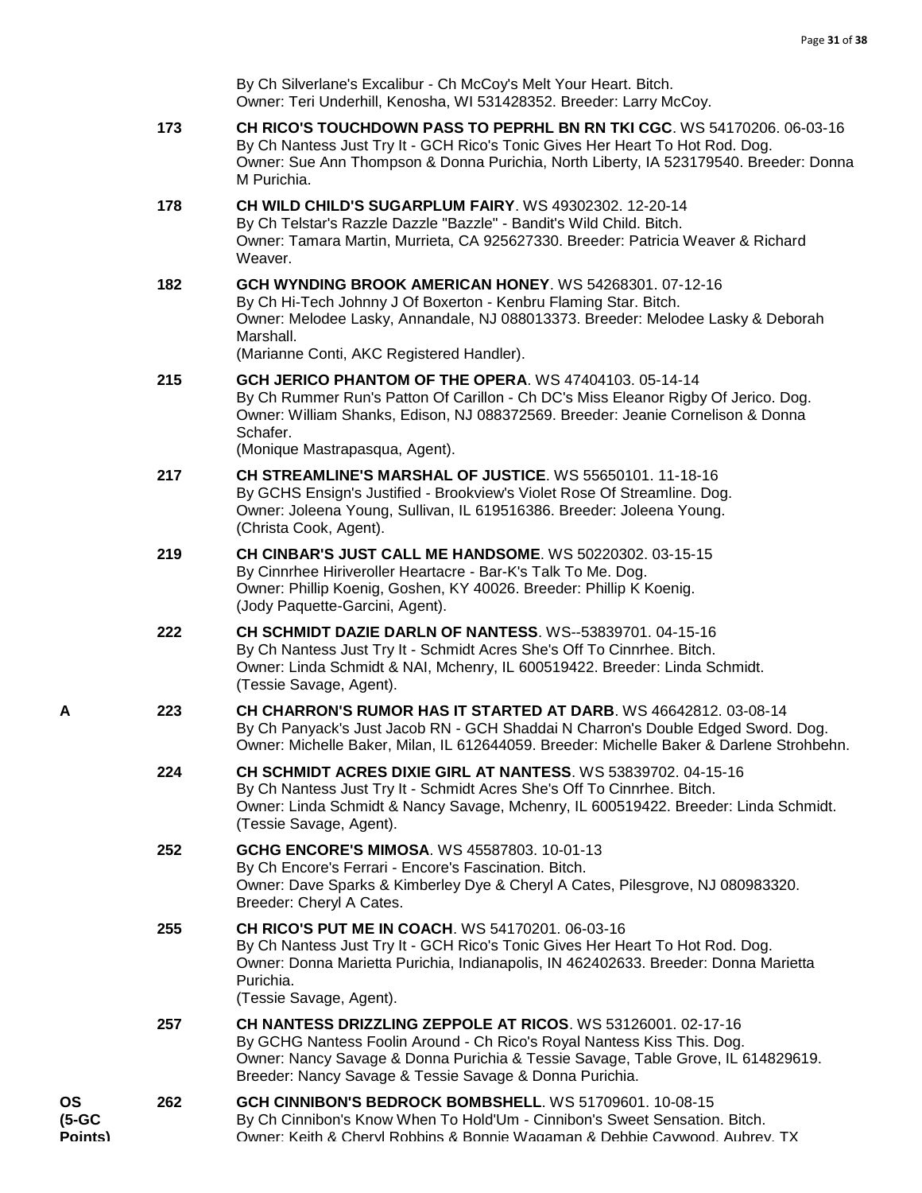By Ch Silverlane's Excalibur - Ch McCoy's Melt Your Heart. Bitch.
Owner: Teri Underhill, Kenosha, WI 531428352. Breeder: Larry McCoy.

173 **CH RICO'S TOUCHDOWN PASS TO PEPRHL BN RN TKI CGC**. WS 54170206. 06-03-16
By Ch Nantess Just Try It - GCH Rico's Tonic Gives Her Heart To Hot Rod. Dog.
Owner: Sue Ann Thompson & Donna Purichia, North Liberty, IA 523179540. Breeder: Donna M Purichia.

178 **CH WILD CHILD'S SUGARPLUM FAIRY**. WS 49302302. 12-20-14
By Ch Telstar's Razzle Dazzle "Bazzle" - Bandit's Wild Child. Bitch.
Owner: Tamara Martin, Murrieta, CA 925627330. Breeder: Patricia Weaver & Richard Weaver.

182 **GCH WYNDING BROOK AMERICAN HONEY**. WS 54268301. 07-12-16
By Ch Hi-Tech Johnny J Of Boxerton - Kenbru Flaming Star. Bitch.
Owner: Melodee Lasky, Annandale, NJ 088013373. Breeder: Melodee Lasky & Deborah Marshall.
(Marianne Conti, AKC Registered Handler).

215 **GCH JERICO PHANTOM OF THE OPERA**. WS 47404103. 05-14-14
By Ch Rummer Run's Patton Of Carillon - Ch DC's Miss Eleanor Rigby Of Jerico. Dog.
Owner: William Shanks, Edison, NJ 088372569. Breeder: Jeanie Cornelison & Donna Schafer.
(Monique Mastrapasqua, Agent).

217 **CH STREAMLINE'S MARSHAL OF JUSTICE**. WS 55650101. 11-18-16
By GCHS Ensign's Justified - Brookview's Violet Rose Of Streamline. Dog.
Owner: Joleena Young, Sullivan, IL 619516386. Breeder: Joleena Young.
(Christa Cook, Agent).

219 **CH CINBAR'S JUST CALL ME HANDSOME**. WS 50220302. 03-15-15
By Cinnrhee Hiriveroller Heartacre - Bar-K's Talk To Me. Dog.
Owner: Phillip Koenig, Goshen, KY 40026. Breeder: Phillip K Koenig.
(Jody Paquette-Garcini, Agent).

222 **CH SCHMIDT DAZIE DARLN OF NANTESS**. WS--53839701. 04-15-16
By Ch Nantess Just Try It - Schmidt Acres She's Off To Cinnrhee. Bitch.
Owner: Linda Schmidt & NAI, Mchenry, IL 600519422. Breeder: Linda Schmidt.
(Tessie Savage, Agent).

A 223 **CH CHARRON'S RUMOR HAS IT STARTED AT DARB**. WS 46642812. 03-08-14
By Ch Panyack's Just Jacob RN - GCH Shaddai N Charron's Double Edged Sword. Dog.
Owner: Michelle Baker, Milan, IL 612644059. Breeder: Michelle Baker & Darlene Strohbehn.

224 **CH SCHMIDT ACRES DIXIE GIRL AT NANTESS**. WS 53839702. 04-15-16
By Ch Nantess Just Try It - Schmidt Acres She's Off To Cinnrhee. Bitch.
Owner: Linda Schmidt & Nancy Savage, Mchenry, IL 600519422. Breeder: Linda Schmidt.
(Tessie Savage, Agent).

252 **GCHG ENCORE'S MIMOSA**. WS 45587803. 10-01-13
By Ch Encore's Ferrari - Encore's Fascination. Bitch.
Owner: Dave Sparks & Kimberley Dye & Cheryl A Cates, Pilesgrove, NJ 080983320. Breeder: Cheryl A Cates.

255 **CH RICO'S PUT ME IN COACH**. WS 54170201. 06-03-16
By Ch Nantess Just Try It - GCH Rico's Tonic Gives Her Heart To Hot Rod. Dog.
Owner: Donna Marietta Purichia, Indianapolis, IN 462402633. Breeder: Donna Marietta Purichia.
(Tessie Savage, Agent).

257 **CH NANTESS DRIZZLING ZEPPOLE AT RICOS**. WS 53126001. 02-17-16
By GCHG Nantess Foolin Around - Ch Rico's Royal Nantess Kiss This. Dog.
Owner: Nancy Savage & Donna Purichia & Tessie Savage, Table Grove, IL 614829619. Breeder: Nancy Savage & Tessie Savage & Donna Purichia.

OS (5-GC Points) 262 **GCH CINNIBON'S BEDROCK BOMBSHELL**. WS 51709601. 10-08-15
By Ch Cinnibon's Know When To Hold'Um - Cinnibon's Sweet Sensation. Bitch.
Owner: Keith & Cheryl Robbins & Bonnie Wagaman & Debbie Caywood, Aubrey, TX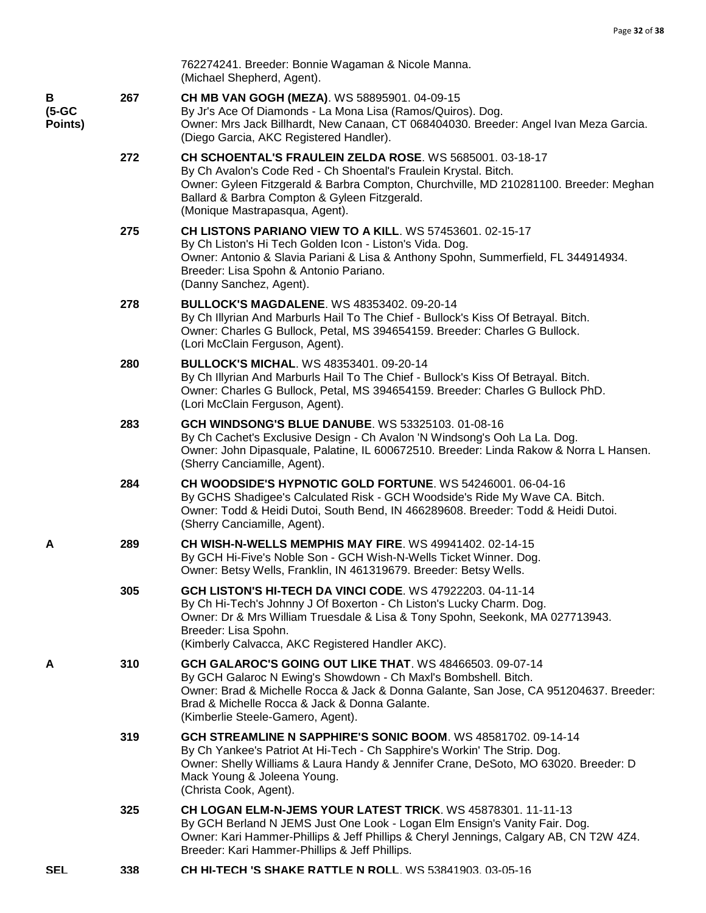762274241. Breeder: Bonnie Wagaman & Nicole Manna.
(Michael Shepherd, Agent).

| Award | No. | Entry |
|---|---|---|
| B (5-GC Points) | 267 | **CH MB VAN GOGH (MEZA)**. WS 58895901. 04-09-15<br>By Jr's Ace Of Diamonds - La Mona Lisa (Ramos/Quiros). Dog.<br>Owner: Mrs Jack Billhardt, New Canaan, CT 068404030. Breeder: Angel Ivan Meza Garcia.<br>(Diego Garcia, AKC Registered Handler). |
| | 272 | **CH SCHOENTAL'S FRAULEIN ZELDA ROSE**. WS 5685001. 03-18-17<br>By Ch Avalon's Code Red - Ch Shoental's Fraulein Krystal. Bitch.<br>Owner: Gyleen Fitzgerald & Barbra Compton, Churchville, MD 210281100. Breeder: Meghan Ballard & Barbra Compton & Gyleen Fitzgerald.<br>(Monique Mastrapasqua, Agent). |
| | 275 | **CH LISTONS PARIANO VIEW TO A KILL**. WS 57453601. 02-15-17<br>By Ch Liston's Hi Tech Golden Icon - Liston's Vida. Dog.<br>Owner: Antonio & Slavia Pariani & Lisa & Anthony Spohn, Summerfield, FL 344914934.<br>Breeder: Lisa Spohn & Antonio Pariano.<br>(Danny Sanchez, Agent). |
| | 278 | **BULLOCK'S MAGDALENE**. WS 48353402. 09-20-14<br>By Ch Illyrian And Marburls Hail To The Chief - Bullock's Kiss Of Betrayal. Bitch.<br>Owner: Charles G Bullock, Petal, MS 394654159. Breeder: Charles G Bullock.<br>(Lori McClain Ferguson, Agent). |
| | 280 | **BULLOCK'S MICHAL**. WS 48353401. 09-20-14<br>By Ch Illyrian And Marburls Hail To The Chief - Bullock's Kiss Of Betrayal. Bitch.<br>Owner: Charles G Bullock, Petal, MS 394654159. Breeder: Charles G Bullock PhD.<br>(Lori McClain Ferguson, Agent). |
| | 283 | **GCH WINDSONG'S BLUE DANUBE**. WS 53325103. 01-08-16<br>By Ch Cachet's Exclusive Design - Ch Avalon 'N Windsong's Ooh La La. Dog.<br>Owner: John Dipasquale, Palatine, IL 600672510. Breeder: Linda Rakow & Norra L Hansen.<br>(Sherry Canciamille, Agent). |
| | 284 | **CH WOODSIDE'S HYPNOTIC GOLD FORTUNE**. WS 54246001. 06-04-16<br>By GCHS Shadigee's Calculated Risk - GCH Woodside's Ride My Wave CA. Bitch.<br>Owner: Todd & Heidi Dutoi, South Bend, IN 466289608. Breeder: Todd & Heidi Dutoi.<br>(Sherry Canciamille, Agent). |
| A | 289 | **CH WISH-N-WELLS MEMPHIS MAY FIRE**. WS 49941402. 02-14-15<br>By GCH Hi-Five's Noble Son - GCH Wish-N-Wells Ticket Winner. Dog.<br>Owner: Betsy Wells, Franklin, IN 461319679. Breeder: Betsy Wells. |
| | 305 | **GCH LISTON'S HI-TECH DA VINCI CODE**. WS 47922203. 04-11-14<br>By Ch Hi-Tech's Johnny J Of Boxerton - Ch Liston's Lucky Charm. Dog.<br>Owner: Dr & Mrs William Truesdale & Lisa & Tony Spohn, Seekonk, MA 027713943.<br>Breeder: Lisa Spohn.<br>(Kimberly Calvacca, AKC Registered Handler AKC). |
| A | 310 | **GCH GALAROC'S GOING OUT LIKE THAT**. WS 48466503. 09-07-14<br>By GCH Galaroc N Ewing's Showdown - Ch Maxl's Bombshell. Bitch.<br>Owner: Brad & Michelle Rocca & Jack & Donna Galante, San Jose, CA 951204637. Breeder: Brad & Michelle Rocca & Jack & Donna Galante.<br>(Kimberlie Steele-Gamero, Agent). |
| | 319 | **GCH STREAMLINE N SAPPHIRE'S SONIC BOOM**. WS 48581702. 09-14-14<br>By Ch Yankee's Patriot At Hi-Tech - Ch Sapphire's Workin' The Strip. Dog.<br>Owner: Shelly Williams & Laura Handy & Jennifer Crane, DeSoto, MO 63020. Breeder: D Mack Young & Joleena Young.<br>(Christa Cook, Agent). |
| | 325 | **CH LOGAN ELM-N-JEMS YOUR LATEST TRICK**. WS 45878301. 11-11-13<br>By GCH Berland N JEMS Just One Look - Logan Elm Ensign's Vanity Fair. Dog.<br>Owner: Kari Hammer-Phillips & Jeff Phillips & Cheryl Jennings, Calgary AB, CN T2W 4Z4.<br>Breeder: Kari Hammer-Phillips & Jeff Phillips. |
| SEL | 338 | **CH HI-TECH 'S SHAKE RATTLE N ROLL**. WS 53841903. 03-05-16 |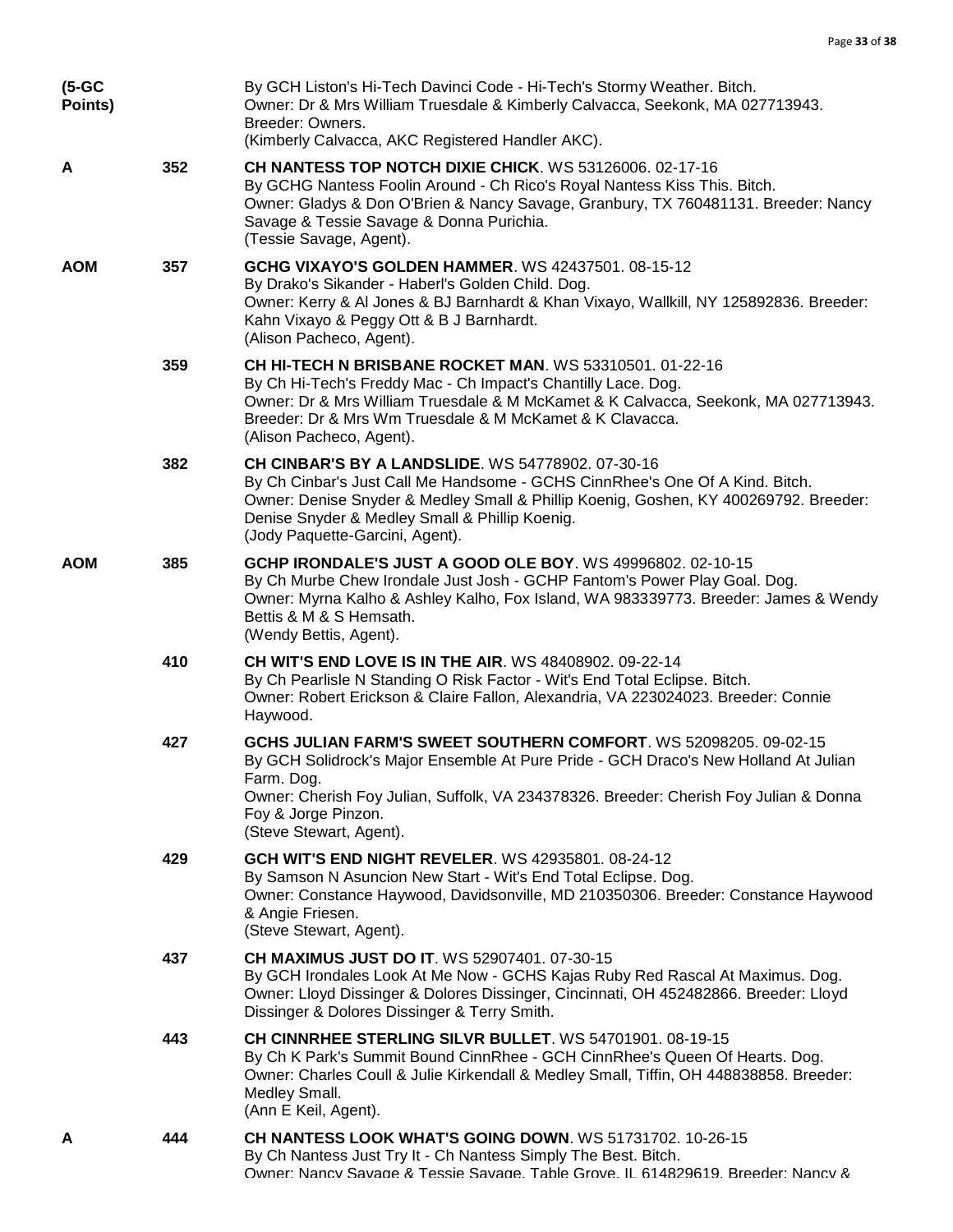**(5-GC Points)**

By GCH Liston's Hi-Tech Davinci Code - Hi-Tech's Stormy Weather. Bitch.
Owner: Dr & Mrs William Truesdale & Kimberly Calvacca, Seekonk, MA 027713943.
Breeder: Owners.
(Kimberly Calvacca, AKC Registered Handler AKC).

**A** 352 **CH NANTESS TOP NOTCH DIXIE CHICK**. WS 53126006. 02-17-16
By GCHG Nantess Foolin Around - Ch Rico's Royal Nantess Kiss This. Bitch.
Owner: Gladys & Don O'Brien & Nancy Savage, Granbury, TX 760481131. Breeder: Nancy Savage & Tessie Savage & Donna Purichia.
(Tessie Savage, Agent).

**AOM** 357 **GCHG VIXAYO'S GOLDEN HAMMER**. WS 42437501. 08-15-12
By Drako's Sikander - Haberl's Golden Child. Dog.
Owner: Kerry & Al Jones & BJ Barnhardt & Khan Vixayo, Wallkill, NY 125892836. Breeder: Kahn Vixayo & Peggy Ott & B J Barnhardt.
(Alison Pacheco, Agent).

359 **CH HI-TECH N BRISBANE ROCKET MAN**. WS 53310501. 01-22-16
By Ch Hi-Tech's Freddy Mac - Ch Impact's Chantilly Lace. Dog.
Owner: Dr & Mrs William Truesdale & M McKamet & K Calvacca, Seekonk, MA 027713943.
Breeder: Dr & Mrs Wm Truesdale & M McKamet & K Clavacca.
(Alison Pacheco, Agent).

382 **CH CINBAR'S BY A LANDSLIDE**. WS 54778902. 07-30-16
By Ch Cinbar's Just Call Me Handsome - GCHS CinnRhee's One Of A Kind. Bitch.
Owner: Denise Snyder & Medley Small & Phillip Koenig, Goshen, KY 400269792. Breeder: Denise Snyder & Medley Small & Phillip Koenig.
(Jody Paquette-Garcini, Agent).

**AOM** 385 **GCHP IRONDALE'S JUST A GOOD OLE BOY**. WS 49996802. 02-10-15
By Ch Murbe Chew Irondale Just Josh - GCHP Fantom's Power Play Goal. Dog.
Owner: Myrna Kalho & Ashley Kalho, Fox Island, WA 983339773. Breeder: James & Wendy Bettis & M & S Hemsath.
(Wendy Bettis, Agent).

410 **CH WIT'S END LOVE IS IN THE AIR**. WS 48408902. 09-22-14
By Ch Pearlisle N Standing O Risk Factor - Wit's End Total Eclipse. Bitch.
Owner: Robert Erickson & Claire Fallon, Alexandria, VA 223024023. Breeder: Connie Haywood.

427 **GCHS JULIAN FARM'S SWEET SOUTHERN COMFORT**. WS 52098205. 09-02-15
By GCH Solidrock's Major Ensemble At Pure Pride - GCH Draco's New Holland At Julian Farm. Dog.
Owner: Cherish Foy Julian, Suffolk, VA 234378326. Breeder: Cherish Foy Julian & Donna Foy & Jorge Pinzon.
(Steve Stewart, Agent).

429 **GCH WIT'S END NIGHT REVELER**. WS 42935801. 08-24-12
By Samson N Asuncion New Start - Wit's End Total Eclipse. Dog.
Owner: Constance Haywood, Davidsonville, MD 210350306. Breeder: Constance Haywood & Angie Friesen.
(Steve Stewart, Agent).

437 **CH MAXIMUS JUST DO IT**. WS 52907401. 07-30-15
By GCH Irondales Look At Me Now - GCHS Kajas Ruby Red Rascal At Maximus. Dog.
Owner: Lloyd Dissinger & Dolores Dissinger, Cincinnati, OH 452482866. Breeder: Lloyd Dissinger & Dolores Dissinger & Terry Smith.

443 **CH CINNRHEE STERLING SILVR BULLET**. WS 54701901. 08-19-15
By Ch K Park's Summit Bound CinnRhee - GCH CinnRhee's Queen Of Hearts. Dog.
Owner: Charles Coull & Julie Kirkendall & Medley Small, Tiffin, OH 448838858. Breeder: Medley Small.
(Ann E Keil, Agent).

**A** 444 **CH NANTESS LOOK WHAT'S GOING DOWN**. WS 51731702. 10-26-15
By Ch Nantess Just Try It - Ch Nantess Simply The Best. Bitch.
Owner: Nancy Savage & Tessie Savage, Table Grove, IL 614829619. Breeder: Nancy &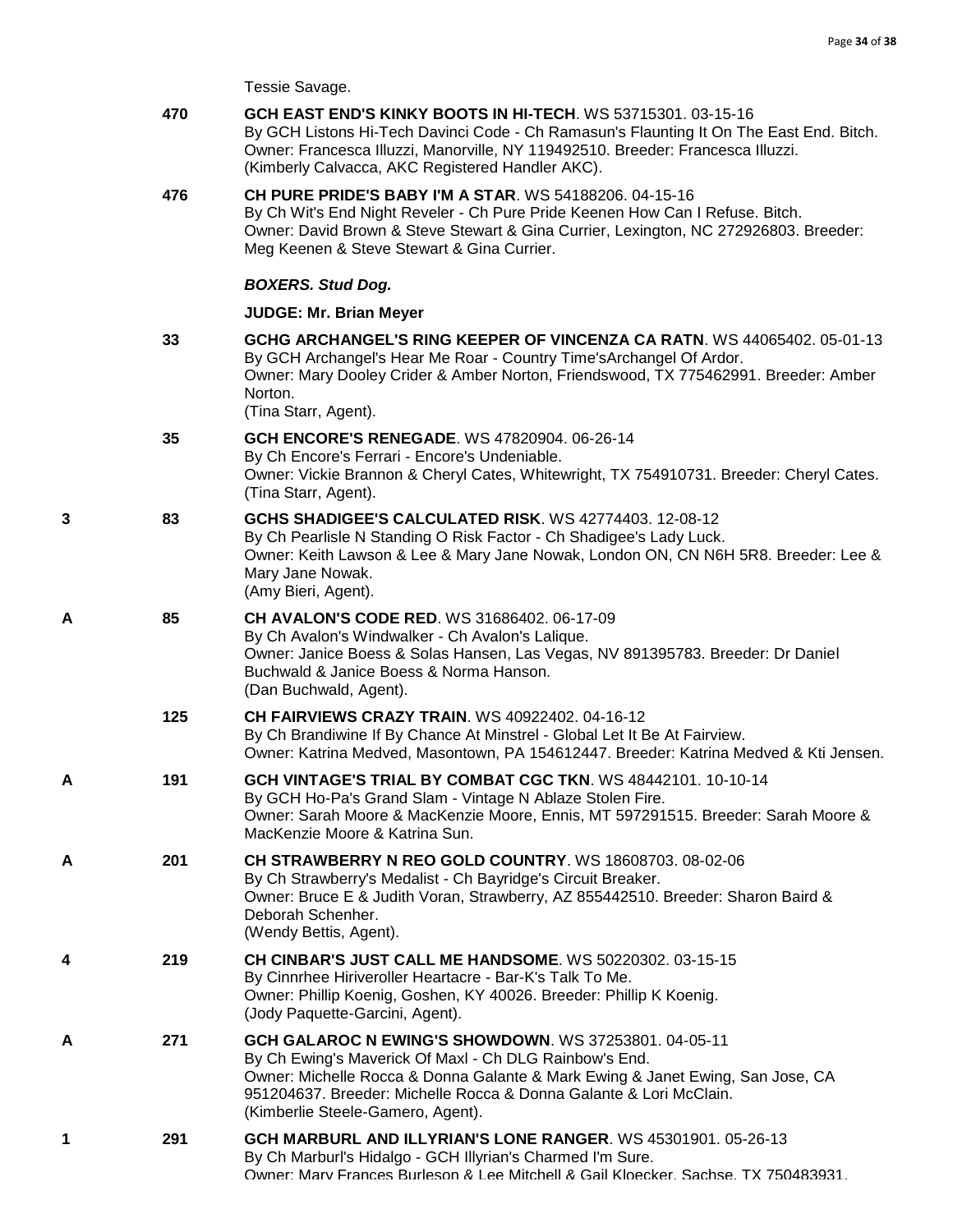Tessie Savage.

470 **GCH EAST END'S KINKY BOOTS IN HI-TECH**. WS 53715301. 03-15-16
By GCH Listons Hi-Tech Davinci Code - Ch Ramasun's Flaunting It On The East End. Bitch.
Owner: Francesca Illuzzi, Manorville, NY 119492510. Breeder: Francesca Illuzzi.
(Kimberly Calvacca, AKC Registered Handler AKC).

476 **CH PURE PRIDE'S BABY I'M A STAR**. WS 54188206. 04-15-16
By Ch Wit's End Night Reveler - Ch Pure Pride Keenen How Can I Refuse. Bitch.
Owner: David Brown & Steve Stewart & Gina Currier, Lexington, NC 272926803. Breeder: Meg Keenen & Steve Stewart & Gina Currier.

***BOXERS. Stud Dog.***

**JUDGE: Mr. Brian Meyer**

33 **GCHG ARCHANGEL'S RING KEEPER OF VINCENZA CA RATN**. WS 44065402. 05-01-13
By GCH Archangel's Hear Me Roar - Country Time'sArchangel Of Ardor.
Owner: Mary Dooley Crider & Amber Norton, Friendswood, TX 775462991. Breeder: Amber Norton.
(Tina Starr, Agent).

35 **GCH ENCORE'S RENEGADE**. WS 47820904. 06-26-14
By Ch Encore's Ferrari - Encore's Undeniable.
Owner: Vickie Brannon & Cheryl Cates, Whitewright, TX 754910731. Breeder: Cheryl Cates.
(Tina Starr, Agent).

3 83 **GCHS SHADIGEE'S CALCULATED RISK**. WS 42774403. 12-08-12
By Ch Pearlisle N Standing O Risk Factor - Ch Shadigee's Lady Luck.
Owner: Keith Lawson & Lee & Mary Jane Nowak, London ON, CN N6H 5R8. Breeder: Lee & Mary Jane Nowak.
(Amy Bieri, Agent).

A 85 **CH AVALON'S CODE RED**. WS 31686402. 06-17-09
By Ch Avalon's Windwalker - Ch Avalon's Lalique.
Owner: Janice Boess & Solas Hansen, Las Vegas, NV 891395783. Breeder: Dr Daniel Buchwald & Janice Boess & Norma Hanson.
(Dan Buchwald, Agent).

125 **CH FAIRVIEWS CRAZY TRAIN**. WS 40922402. 04-16-12
By Ch Brandiwine If By Chance At Minstrel - Global Let It Be At Fairview.
Owner: Katrina Medved, Masontown, PA 154612447. Breeder: Katrina Medved & Kti Jensen.

A 191 **GCH VINTAGE'S TRIAL BY COMBAT CGC TKN**. WS 48442101. 10-10-14
By GCH Ho-Pa's Grand Slam - Vintage N Ablaze Stolen Fire.
Owner: Sarah Moore & MacKenzie Moore, Ennis, MT 597291515. Breeder: Sarah Moore & MacKenzie Moore & Katrina Sun.

A 201 **CH STRAWBERRY N REO GOLD COUNTRY**. WS 18608703. 08-02-06
By Ch Strawberry's Medalist - Ch Bayridge's Circuit Breaker.
Owner: Bruce E & Judith Voran, Strawberry, AZ 855442510. Breeder: Sharon Baird & Deborah Schenher.
(Wendy Bettis, Agent).

4 219 **CH CINBAR'S JUST CALL ME HANDSOME**. WS 50220302. 03-15-15
By Cinnrhee Hiriveroller Heartacre - Bar-K's Talk To Me.
Owner: Phillip Koenig, Goshen, KY 40026. Breeder: Phillip K Koenig.
(Jody Paquette-Garcini, Agent).

A 271 **GCH GALAROC N EWING'S SHOWDOWN**. WS 37253801. 04-05-11
By Ch Ewing's Maverick Of Maxl - Ch DLG Rainbow's End.
Owner: Michelle Rocca & Donna Galante & Mark Ewing & Janet Ewing, San Jose, CA 951204637. Breeder: Michelle Rocca & Donna Galante & Lori McClain.
(Kimberlie Steele-Gamero, Agent).

1 291 **GCH MARBURL AND ILLYRIAN'S LONE RANGER**. WS 45301901. 05-26-13
By Ch Marburl's Hidalgo - GCH Illyrian's Charmed I'm Sure.
Owner: Mary Frances Burleson & Lee Mitchell & Gail Kloecker, Sachse, TX 750483931.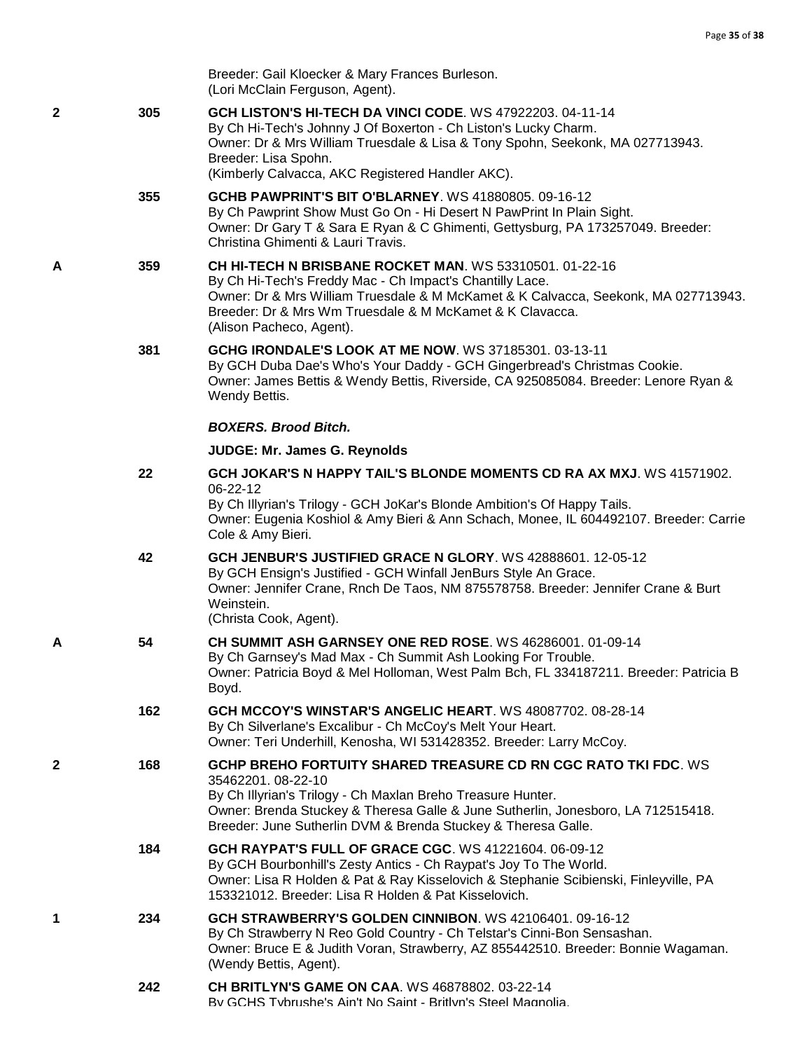Breeder: Gail Kloecker & Mary Frances Burleson.
(Lori McClain Ferguson, Agent).

2 305 **GCH LISTON'S HI-TECH DA VINCI CODE**. WS 47922203. 04-11-14
By Ch Hi-Tech's Johnny J Of Boxerton - Ch Liston's Lucky Charm.
Owner: Dr & Mrs William Truesdale & Lisa & Tony Spohn, Seekonk, MA 027713943.
Breeder: Lisa Spohn.
(Kimberly Calvacca, AKC Registered Handler AKC).

355 **GCHB PAWPRINT'S BIT O'BLARNEY**. WS 41880805. 09-16-12
By Ch Pawprint Show Must Go On - Hi Desert N PawPrint In Plain Sight.
Owner: Dr Gary T & Sara E Ryan & C Ghimenti, Gettysburg, PA 173257049. Breeder: Christina Ghimenti & Lauri Travis.

A 359 **CH HI-TECH N BRISBANE ROCKET MAN**. WS 53310501. 01-22-16
By Ch Hi-Tech's Freddy Mac - Ch Impact's Chantilly Lace.
Owner: Dr & Mrs William Truesdale & M McKamet & K Calvacca, Seekonk, MA 027713943.
Breeder: Dr & Mrs Wm Truesdale & M McKamet & K Clavacca.
(Alison Pacheco, Agent).

381 **GCHG IRONDALE'S LOOK AT ME NOW**. WS 37185301. 03-13-11
By GCH Duba Dae's Who's Your Daddy - GCH Gingerbread's Christmas Cookie.
Owner: James Bettis & Wendy Bettis, Riverside, CA 925085084. Breeder: Lenore Ryan & Wendy Bettis.

***BOXERS. Brood Bitch.***

**JUDGE: Mr. James G. Reynolds**

22 **GCH JOKAR'S N HAPPY TAIL'S BLONDE MOMENTS CD RA AX MXJ**. WS 41571902. 06-22-12
By Ch Illyrian's Trilogy - GCH JoKar's Blonde Ambition's Of Happy Tails.
Owner: Eugenia Koshiol & Amy Bieri & Ann Schach, Monee, IL 604492107. Breeder: Carrie Cole & Amy Bieri.

42 **GCH JENBUR'S JUSTIFIED GRACE N GLORY**. WS 42888601. 12-05-12
By GCH Ensign's Justified - GCH Winfall JenBurs Style An Grace.
Owner: Jennifer Crane, Rnch De Taos, NM 875578758. Breeder: Jennifer Crane & Burt Weinstein.
(Christa Cook, Agent).

A 54 **CH SUMMIT ASH GARNSEY ONE RED ROSE**. WS 46286001. 01-09-14
By Ch Garnsey's Mad Max - Ch Summit Ash Looking For Trouble.
Owner: Patricia Boyd & Mel Holloman, West Palm Bch, FL 334187211. Breeder: Patricia B Boyd.

162 **GCH MCCOY'S WINSTAR'S ANGELIC HEART**. WS 48087702. 08-28-14
By Ch Silverlane's Excalibur - Ch McCoy's Melt Your Heart.
Owner: Teri Underhill, Kenosha, WI 531428352. Breeder: Larry McCoy.

2 168 **GCHP BREHO FORTUITY SHARED TREASURE CD RN CGC RATO TKI FDC**. WS 35462201. 08-22-10
By Ch Illyrian's Trilogy - Ch Maxlan Breho Treasure Hunter.
Owner: Brenda Stuckey & Theresa Galle & June Sutherlin, Jonesboro, LA 712515418.
Breeder: June Sutherlin DVM & Brenda Stuckey & Theresa Galle.

184 **GCH RAYPAT'S FULL OF GRACE CGC**. WS 41221604. 06-09-12
By GCH Bourbonhill's Zesty Antics - Ch Raypat's Joy To The World.
Owner: Lisa R Holden & Pat & Ray Kisselovich & Stephanie Scibienski, Finleyville, PA 153321012. Breeder: Lisa R Holden & Pat Kisselovich.

1 234 **GCH STRAWBERRY'S GOLDEN CINNIBON**. WS 42106401. 09-16-12
By Ch Strawberry N Reo Gold Country - Ch Telstar's Cinni-Bon Sensashan.
Owner: Bruce E & Judith Voran, Strawberry, AZ 855442510. Breeder: Bonnie Wagaman.
(Wendy Bettis, Agent).

242 **CH BRITLYN'S GAME ON CAA**. WS 46878802. 03-22-14
By GCHS Tybrushe's Ain't No Saint - Britlyn's Steel Magnolia.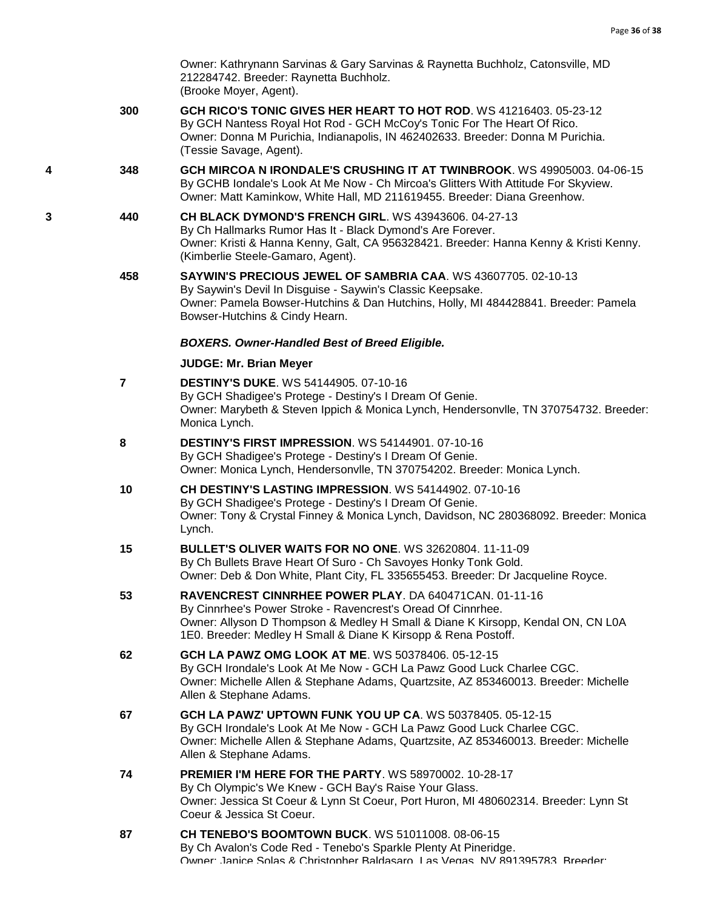Owner: Kathrynann Sarvinas & Gary Sarvinas & Raynetta Buchholz, Catonsville, MD 212284742. Breeder: Raynetta Buchholz.
(Brooke Moyer, Agent).

300 **GCH RICO'S TONIC GIVES HER HEART TO HOT ROD**. WS 41216403. 05-23-12
By GCH Nantess Royal Hot Rod - GCH McCoy's Tonic For The Heart Of Rico.
Owner: Donna M Purichia, Indianapolis, IN 462402633. Breeder: Donna M Purichia.
(Tessie Savage, Agent).

4 348 **GCH MIRCOA N IRONDALE'S CRUSHING IT AT TWINBROOK**. WS 49905003. 04-06-15
By GCHB Iondale's Look At Me Now - Ch Mircoa's Glitters With Attitude For Skyview.
Owner: Matt Kaminkow, White Hall, MD 211619455. Breeder: Diana Greenhow.

3 440 **CH BLACK DYMOND'S FRENCH GIRL**. WS 43943606. 04-27-13
By Ch Hallmarks Rumor Has It - Black Dymond's Are Forever.
Owner: Kristi & Hanna Kenny, Galt, CA 956328421. Breeder: Hanna Kenny & Kristi Kenny.
(Kimberlie Steele-Gamaro, Agent).

458 **SAYWIN'S PRECIOUS JEWEL OF SAMBRIA CAA**. WS 43607705. 02-10-13
By Saywin's Devil In Disguise - Saywin's Classic Keepsake.
Owner: Pamela Bowser-Hutchins & Dan Hutchins, Holly, MI 484428841. Breeder: Pamela Bowser-Hutchins & Cindy Hearn.

***BOXERS. Owner-Handled Best of Breed Eligible.***

**JUDGE: Mr. Brian Meyer**

7 **DESTINY'S DUKE**. WS 54144905. 07-10-16
By GCH Shadigee's Protege - Destiny's I Dream Of Genie.
Owner: Marybeth & Steven Ippich & Monica Lynch, Hendersonvlle, TN 370754732. Breeder: Monica Lynch.

8 **DESTINY'S FIRST IMPRESSION**. WS 54144901. 07-10-16
By GCH Shadigee's Protege - Destiny's I Dream Of Genie.
Owner: Monica Lynch, Hendersonvlle, TN 370754202. Breeder: Monica Lynch.

10 **CH DESTINY'S LASTING IMPRESSION**. WS 54144902. 07-10-16
By GCH Shadigee's Protege - Destiny's I Dream Of Genie.
Owner: Tony & Crystal Finney & Monica Lynch, Davidson, NC 280368092. Breeder: Monica Lynch.

15 **BULLET'S OLIVER WAITS FOR NO ONE**. WS 32620804. 11-11-09
By Ch Bullets Brave Heart Of Suro - Ch Savoyes Honky Tonk Gold.
Owner: Deb & Don White, Plant City, FL 335655453. Breeder: Dr Jacqueline Royce.

53 **RAVENCREST CINNRHEE POWER PLAY**. DA 640471CAN. 01-11-16
By Cinnrhee's Power Stroke - Ravencrest's Oread Of Cinnrhee.
Owner: Allyson D Thompson & Medley H Small & Diane K Kirsopp, Kendal ON, CN L0A 1E0. Breeder: Medley H Small & Diane K Kirsopp & Rena Postoff.

62 **GCH LA PAWZ OMG LOOK AT ME**. WS 50378406. 05-12-15
By GCH Irondale's Look At Me Now - GCH La Pawz Good Luck Charlee CGC.
Owner: Michelle Allen & Stephane Adams, Quartzsite, AZ 853460013. Breeder: Michelle Allen & Stephane Adams.

67 **GCH LA PAWZ' UPTOWN FUNK YOU UP CA**. WS 50378405. 05-12-15
By GCH Irondale's Look At Me Now - GCH La Pawz Good Luck Charlee CGC.
Owner: Michelle Allen & Stephane Adams, Quartzsite, AZ 853460013. Breeder: Michelle Allen & Stephane Adams.

74 **PREMIER I'M HERE FOR THE PARTY**. WS 58970002. 10-28-17
By Ch Olympic's We Knew - GCH Bay's Raise Your Glass.
Owner: Jessica St Coeur & Lynn St Coeur, Port Huron, MI 480602314. Breeder: Lynn St Coeur & Jessica St Coeur.

87 **CH TENEBO'S BOOMTOWN BUCK**. WS 51011008. 08-06-15
By Ch Avalon's Code Red - Tenebo's Sparkle Plenty At Pineridge.
Owner: Janice Solas & Christopher Baldasaro, Las Vegas, NV 891395783. Breeder: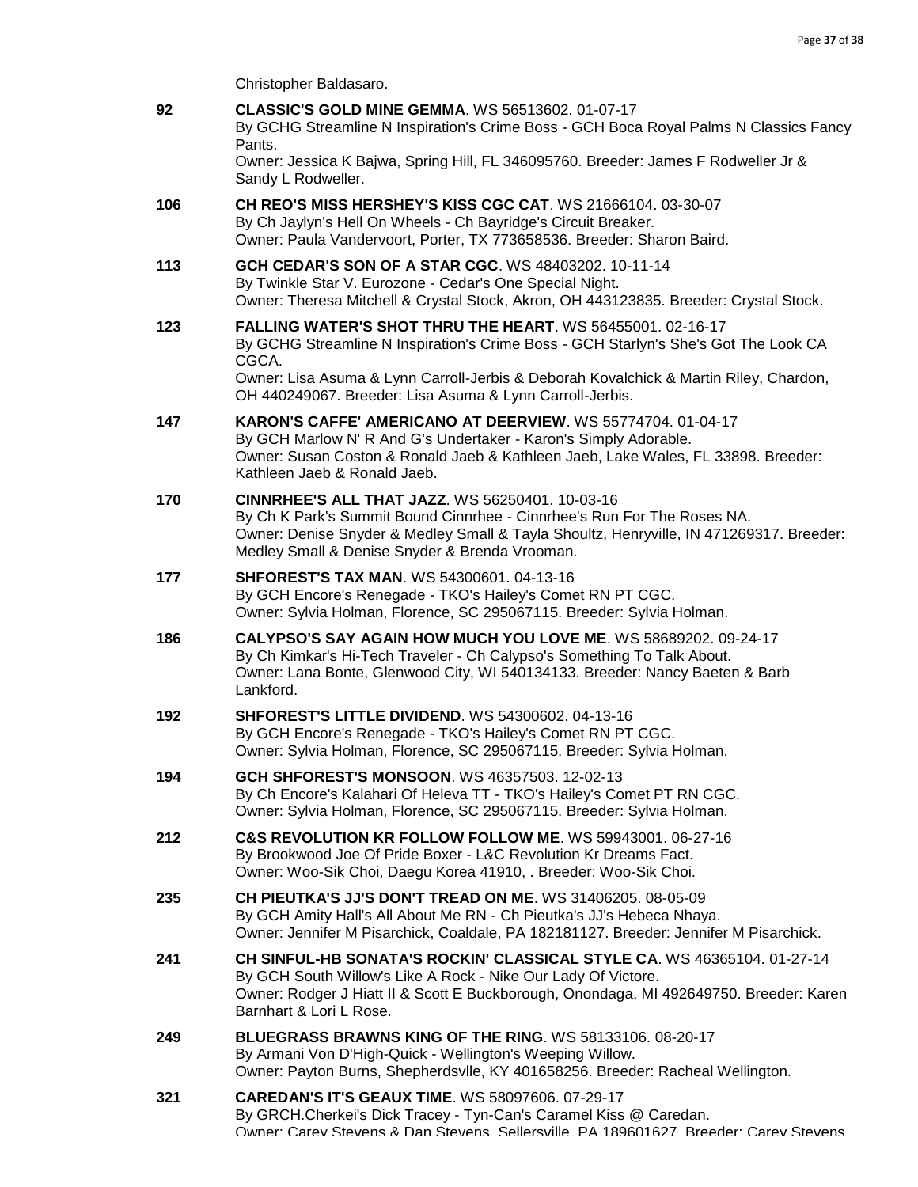Christopher Baldasaro.

**92** **CLASSIC'S GOLD MINE GEMMA**. WS 56513602. 01-07-17
By GCHG Streamline N Inspiration's Crime Boss - GCH Boca Royal Palms N Classics Fancy Pants.
Owner: Jessica K Bajwa, Spring Hill, FL 346095760. Breeder: James F Rodweller Jr & Sandy L Rodweller.

**106** **CH REO'S MISS HERSHEY'S KISS CGC CAT**. WS 21666104. 03-30-07
By Ch Jaylyn's Hell On Wheels - Ch Bayridge's Circuit Breaker.
Owner: Paula Vandervoort, Porter, TX 773658536. Breeder: Sharon Baird.

**113** **GCH CEDAR'S SON OF A STAR CGC**. WS 48403202. 10-11-14
By Twinkle Star V. Eurozone - Cedar's One Special Night.
Owner: Theresa Mitchell & Crystal Stock, Akron, OH 443123835. Breeder: Crystal Stock.

**123** **FALLING WATER'S SHOT THRU THE HEART**. WS 56455001. 02-16-17
By GCHG Streamline N Inspiration's Crime Boss - GCH Starlyn's She's Got The Look CA CGCA.
Owner: Lisa Asuma & Lynn Carroll-Jerbis & Deborah Kovalchick & Martin Riley, Chardon, OH 440249067. Breeder: Lisa Asuma & Lynn Carroll-Jerbis.

**147** **KARON'S CAFFE' AMERICANO AT DEERVIEW**. WS 55774704. 01-04-17
By GCH Marlow N' R And G's Undertaker - Karon's Simply Adorable.
Owner: Susan Coston & Ronald Jaeb & Kathleen Jaeb, Lake Wales, FL 33898. Breeder: Kathleen Jaeb & Ronald Jaeb.

**170** **CINNRHEE'S ALL THAT JAZZ**. WS 56250401. 10-03-16
By Ch K Park's Summit Bound Cinnrhee - Cinnrhee's Run For The Roses NA.
Owner: Denise Snyder & Medley Small & Tayla Shoultz, Henryville, IN 471269317. Breeder: Medley Small & Denise Snyder & Brenda Vrooman.

**177** **SHFOREST'S TAX MAN**. WS 54300601. 04-13-16
By GCH Encore's Renegade - TKO's Hailey's Comet RN PT CGC.
Owner: Sylvia Holman, Florence, SC 295067115. Breeder: Sylvia Holman.

**186** **CALYPSO'S SAY AGAIN HOW MUCH YOU LOVE ME**. WS 58689202. 09-24-17
By Ch Kimkar's Hi-Tech Traveler - Ch Calypso's Something To Talk About.
Owner: Lana Bonte, Glenwood City, WI 540134133. Breeder: Nancy Baeten & Barb Lankford.

**192** **SHFOREST'S LITTLE DIVIDEND**. WS 54300602. 04-13-16
By GCH Encore's Renegade - TKO's Hailey's Comet RN PT CGC.
Owner: Sylvia Holman, Florence, SC 295067115. Breeder: Sylvia Holman.

**194** **GCH SHFOREST'S MONSOON**. WS 46357503. 12-02-13
By Ch Encore's Kalahari Of Heleva TT - TKO's Hailey's Comet PT RN CGC.
Owner: Sylvia Holman, Florence, SC 295067115. Breeder: Sylvia Holman.

**212** **C&S REVOLUTION KR FOLLOW FOLLOW ME**. WS 59943001. 06-27-16
By Brookwood Joe Of Pride Boxer - L&C Revolution Kr Dreams Fact.
Owner: Woo-Sik Choi, Daegu Korea 41910, . Breeder: Woo-Sik Choi.

**235** **CH PIEUTKA'S JJ'S DON'T TREAD ON ME**. WS 31406205. 08-05-09
By GCH Amity Hall's All About Me RN - Ch Pieutka's JJ's Hebeca Nhaya.
Owner: Jennifer M Pisarchick, Coaldale, PA 182181127. Breeder: Jennifer M Pisarchick.

**241** **CH SINFUL-HB SONATA'S ROCKIN' CLASSICAL STYLE CA**. WS 46365104. 01-27-14
By GCH South Willow's Like A Rock - Nike Our Lady Of Victore.
Owner: Rodger J Hiatt II & Scott E Buckborough, Onondaga, MI 492649750. Breeder: Karen Barnhart & Lori L Rose.

**249** **BLUEGRASS BRAWNS KING OF THE RING**. WS 58133106. 08-20-17
By Armani Von D'High-Quick - Wellington's Weeping Willow.
Owner: Payton Burns, Shepherdsvlle, KY 401658256. Breeder: Racheal Wellington.

**321** **CAREDAN'S IT'S GEAUX TIME**. WS 58097606. 07-29-17
By GRCH.Cherkei's Dick Tracey - Tyn-Can's Caramel Kiss @ Caredan.
Owner: Carey Stevens & Dan Stevens, Sellersville, PA 189601627. Breeder: Carey Stevens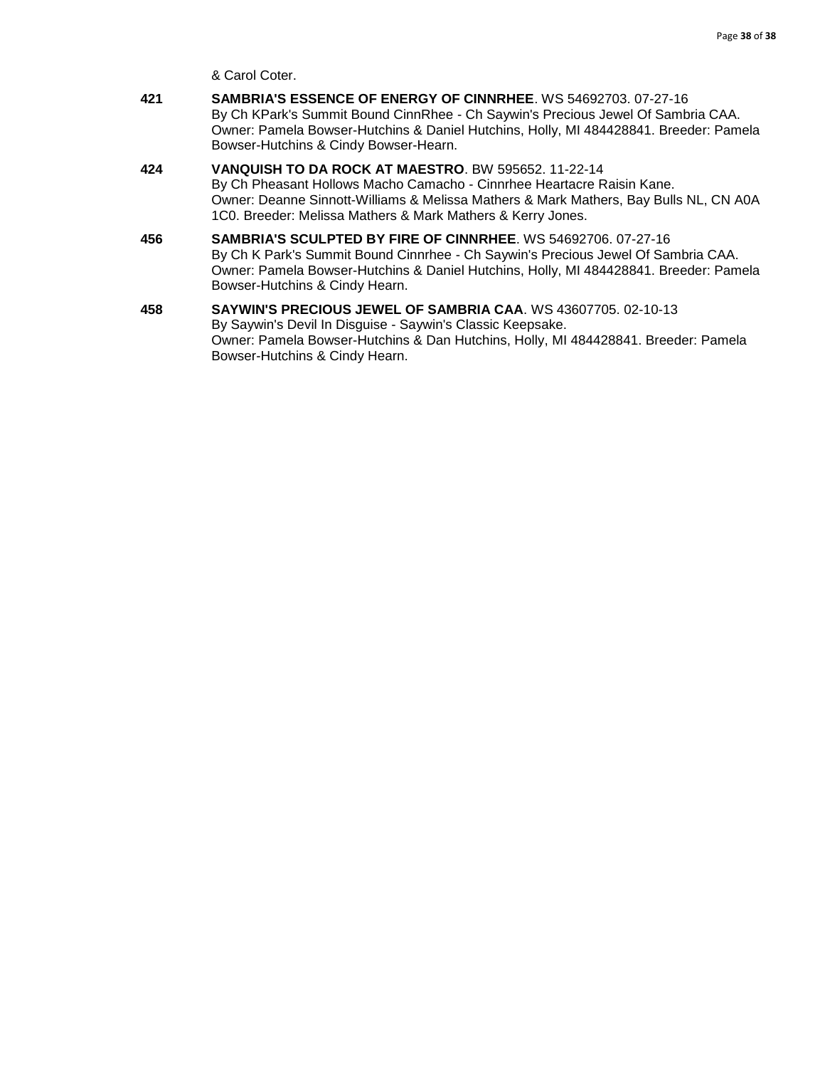& Carol Coter.

**421** **SAMBRIA'S ESSENCE OF ENERGY OF CINNRHEE**. WS 54692703. 07-27-16
By Ch KPark's Summit Bound CinnRhee - Ch Saywin's Precious Jewel Of Sambria CAA.
Owner: Pamela Bowser-Hutchins & Daniel Hutchins, Holly, MI 484428841. Breeder: Pamela Bowser-Hutchins & Cindy Bowser-Hearn.

**424** **VANQUISH TO DA ROCK AT MAESTRO**. BW 595652. 11-22-14
By Ch Pheasant Hollows Macho Camacho - Cinnrhee Heartacre Raisin Kane.
Owner: Deanne Sinnott-Williams & Melissa Mathers & Mark Mathers, Bay Bulls NL, CN A0A 1C0. Breeder: Melissa Mathers & Mark Mathers & Kerry Jones.

**456** **SAMBRIA'S SCULPTED BY FIRE OF CINNRHEE**. WS 54692706. 07-27-16
By Ch K Park's Summit Bound Cinnrhee - Ch Saywin's Precious Jewel Of Sambria CAA.
Owner: Pamela Bowser-Hutchins & Daniel Hutchins, Holly, MI 484428841. Breeder: Pamela Bowser-Hutchins & Cindy Hearn.

**458** **SAYWIN'S PRECIOUS JEWEL OF SAMBRIA CAA**. WS 43607705. 02-10-13
By Saywin's Devil In Disguise - Saywin's Classic Keepsake.
Owner: Pamela Bowser-Hutchins & Dan Hutchins, Holly, MI 484428841. Breeder: Pamela Bowser-Hutchins & Cindy Hearn.